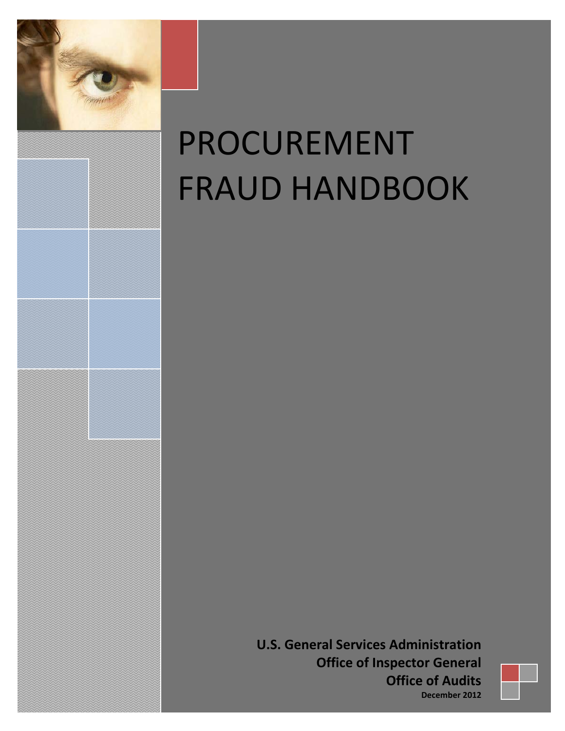# PROCUREMENT FRAUD HANDBOOK

**U.S. General Services Administration**
**Office of Inspector General**
**Office of Audits**
**December 2012**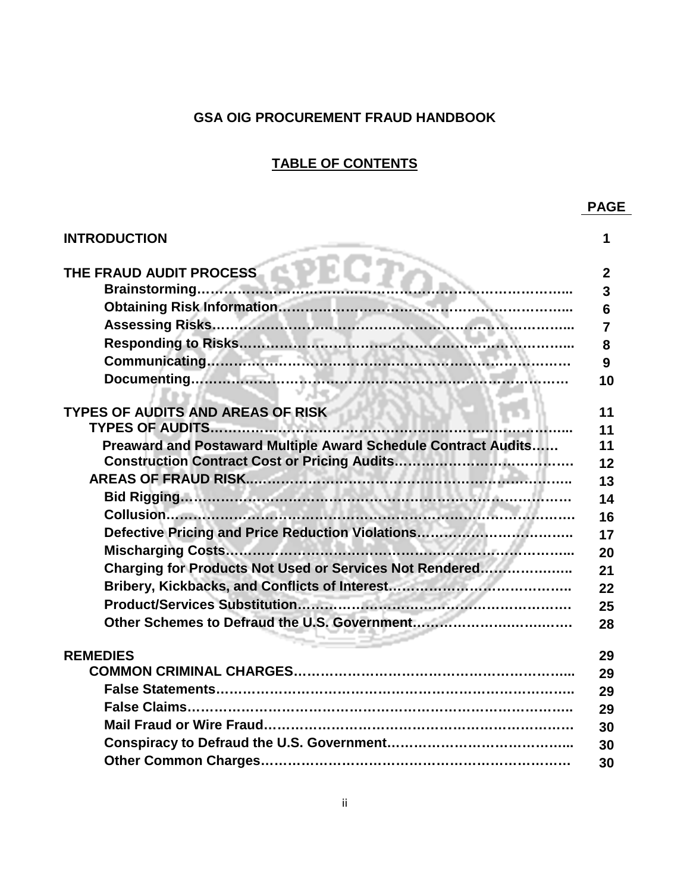**GSA OIG PROCUREMENT FRAUD HANDBOOK**

**TABLE OF CONTENTS**

| | PAGE |
|---|---|
| **INTRODUCTION** | 1 |
| **THE FRAUD AUDIT PROCESS** | 2 |
| Brainstorming | 3 |
| Obtaining Risk Information | 6 |
| Assessing Risks | 7 |
| Responding to Risks | 8 |
| Communicating | 9 |
| Documenting | 10 |
| **TYPES OF AUDITS AND AREAS OF RISK** | 11 |
| TYPES OF AUDITS | 11 |
| Preaward and Postaward Multiple Award Schedule Contract Audits | 11 |
| Construction Contract Cost or Pricing Audits | 12 |
| AREAS OF FRAUD RISK | 13 |
| Bid Rigging | 14 |
| Collusion | 16 |
| Defective Pricing and Price Reduction Violations | 17 |
| Mischarging Costs | 20 |
| Charging for Products Not Used or Services Not Rendered | 21 |
| Bribery, Kickbacks, and Conflicts of Interest | 22 |
| Product/Services Substitution | 25 |
| Other Schemes to Defraud the U.S. Government | 28 |
| **REMEDIES** | 29 |
| COMMON CRIMINAL CHARGES | 29 |
| False Statements | 29 |
| False Claims | 29 |
| Mail Fraud or Wire Fraud | 30 |
| Conspiracy to Defraud the U.S. Government | 30 |
| Other Common Charges | 30 |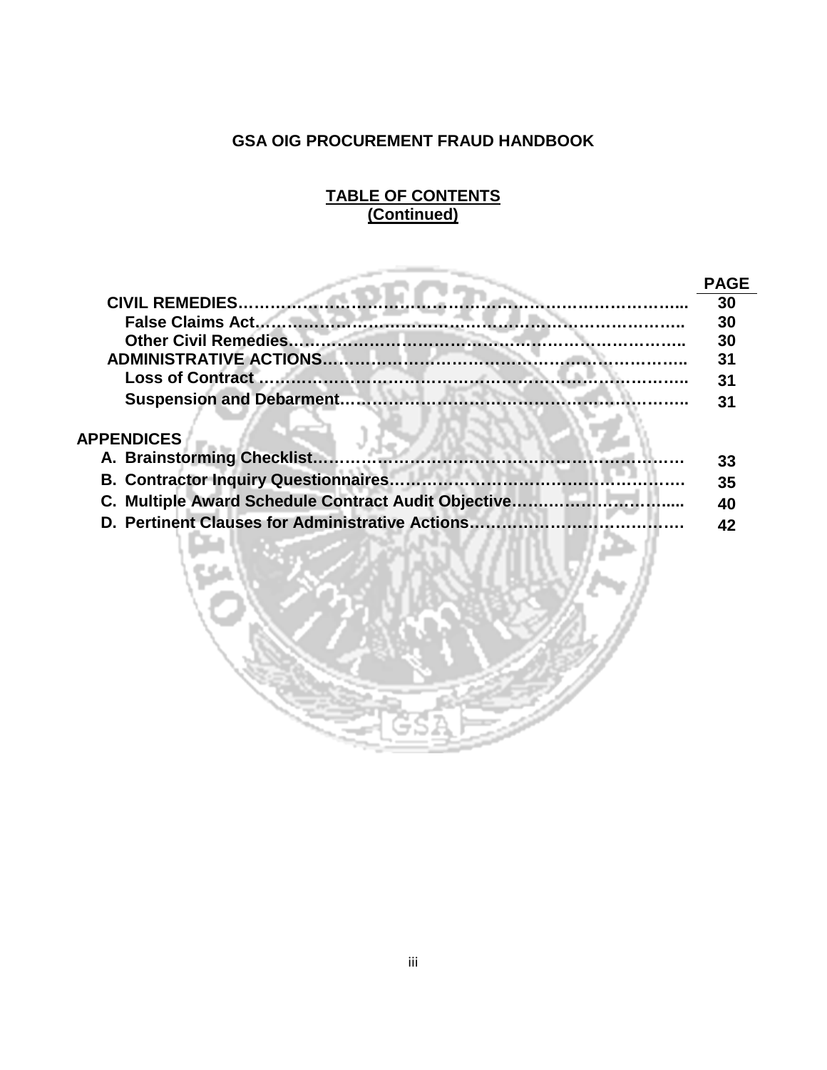**GSA OIG PROCUREMENT FRAUD HANDBOOK**

**TABLE OF CONTENTS (Continued)**

| | PAGE |
|---|---|
| **CIVIL REMEDIES** | **30** |
| **False Claims Act** | **30** |
| **Other Civil Remedies** | **30** |
| **ADMINISTRATIVE ACTIONS** | **31** |
| **Loss of Contract** | **31** |
| **Suspension and Debarment** | **31** |
| **APPENDICES** | |
| **A. Brainstorming Checklist** | **33** |
| **B. Contractor Inquiry Questionnaires** | **35** |
| **C. Multiple Award Schedule Contract Audit Objective** | **40** |
| **D. Pertinent Clauses for Administrative Actions** | **42** |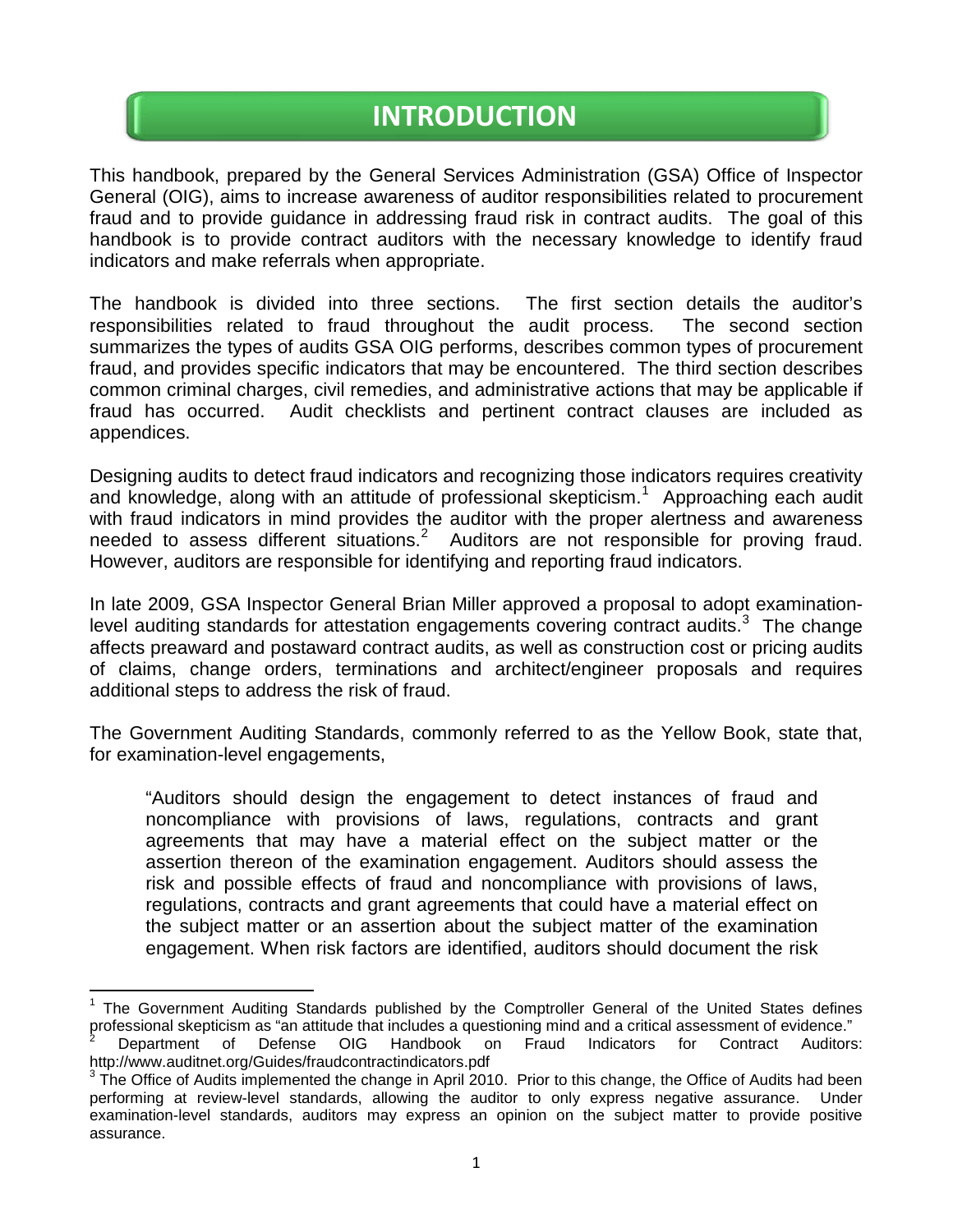# INTRODUCTION

This handbook, prepared by the General Services Administration (GSA) Office of Inspector General (OIG), aims to increase awareness of auditor responsibilities related to procurement fraud and to provide guidance in addressing fraud risk in contract audits. The goal of this handbook is to provide contract auditors with the necessary knowledge to identify fraud indicators and make referrals when appropriate.

The handbook is divided into three sections. The first section details the auditor's responsibilities related to fraud throughout the audit process. The second section summarizes the types of audits GSA OIG performs, describes common types of procurement fraud, and provides specific indicators that may be encountered. The third section describes common criminal charges, civil remedies, and administrative actions that may be applicable if fraud has occurred. Audit checklists and pertinent contract clauses are included as appendices.

Designing audits to detect fraud indicators and recognizing those indicators requires creativity and knowledge, along with an attitude of professional skepticism.[1] Approaching each audit with fraud indicators in mind provides the auditor with the proper alertness and awareness needed to assess different situations.[2] Auditors are not responsible for proving fraud. However, auditors are responsible for identifying and reporting fraud indicators.

In late 2009, GSA Inspector General Brian Miller approved a proposal to adopt examination-level auditing standards for attestation engagements covering contract audits.[3] The change affects preaward and postaward contract audits, as well as construction cost or pricing audits of claims, change orders, terminations and architect/engineer proposals and requires additional steps to address the risk of fraud.

The Government Auditing Standards, commonly referred to as the Yellow Book, state that, for examination-level engagements,

> "Auditors should design the engagement to detect instances of fraud and noncompliance with provisions of laws, regulations, contracts and grant agreements that may have a material effect on the subject matter or the assertion thereon of the examination engagement. Auditors should assess the risk and possible effects of fraud and noncompliance with provisions of laws, regulations, contracts and grant agreements that could have a material effect on the subject matter or an assertion about the subject matter of the examination engagement. When risk factors are identified, auditors should document the risk

---

[1] The Government Auditing Standards published by the Comptroller General of the United States defines professional skepticism as "an attitude that includes a questioning mind and a critical assessment of evidence."

[2] Department of Defense OIG Handbook on Fraud Indicators for Contract Auditors: http://www.auditnet.org/Guides/fraudcontractindicators.pdf

[3] The Office of Audits implemented the change in April 2010. Prior to this change, the Office of Audits had been performing at review-level standards, allowing the auditor to only express negative assurance. Under examination-level standards, auditors may express an opinion on the subject matter to provide positive assurance.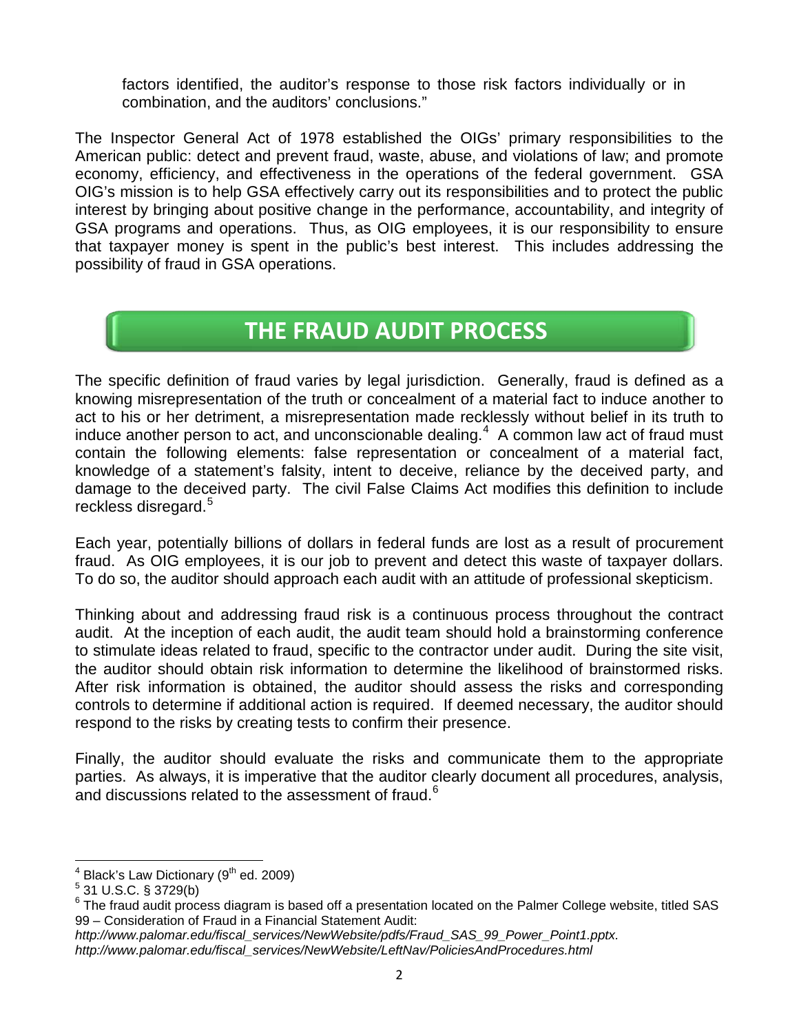factors identified, the auditor's response to those risk factors individually or in combination, and the auditors' conclusions."

The Inspector General Act of 1978 established the OIGs' primary responsibilities to the American public: detect and prevent fraud, waste, abuse, and violations of law; and promote economy, efficiency, and effectiveness in the operations of the federal government. GSA OIG's mission is to help GSA effectively carry out its responsibilities and to protect the public interest by bringing about positive change in the performance, accountability, and integrity of GSA programs and operations. Thus, as OIG employees, it is our responsibility to ensure that taxpayer money is spent in the public's best interest. This includes addressing the possibility of fraud in GSA operations.

## THE FRAUD AUDIT PROCESS

The specific definition of fraud varies by legal jurisdiction. Generally, fraud is defined as a knowing misrepresentation of the truth or concealment of a material fact to induce another to act to his or her detriment, a misrepresentation made recklessly without belief in its truth to induce another person to act, and unconscionable dealing.[4] A common law act of fraud must contain the following elements: false representation or concealment of a material fact, knowledge of a statement's falsity, intent to deceive, reliance by the deceived party, and damage to the deceived party. The civil False Claims Act modifies this definition to include reckless disregard.[5]

Each year, potentially billions of dollars in federal funds are lost as a result of procurement fraud. As OIG employees, it is our job to prevent and detect this waste of taxpayer dollars. To do so, the auditor should approach each audit with an attitude of professional skepticism.

Thinking about and addressing fraud risk is a continuous process throughout the contract audit. At the inception of each audit, the audit team should hold a brainstorming conference to stimulate ideas related to fraud, specific to the contractor under audit. During the site visit, the auditor should obtain risk information to determine the likelihood of brainstormed risks. After risk information is obtained, the auditor should assess the risks and corresponding controls to determine if additional action is required. If deemed necessary, the auditor should respond to the risks by creating tests to confirm their presence.

Finally, the auditor should evaluate the risks and communicate them to the appropriate parties. As always, it is imperative that the auditor clearly document all procedures, analysis, and discussions related to the assessment of fraud.[6]

---

[4] Black's Law Dictionary (9th ed. 2009)

[5] 31 U.S.C. § 3729(b)

[6] The fraud audit process diagram is based off a presentation located on the Palmer College website, titled SAS 99 – Consideration of Fraud in a Financial Statement Audit:
*http://www.palomar.edu/fiscal_services/NewWebsite/pdfs/Fraud_SAS_99_Power_Point1.pptx.*
*http://www.palomar.edu/fiscal_services/NewWebsite/LeftNav/PoliciesAndProcedures.html*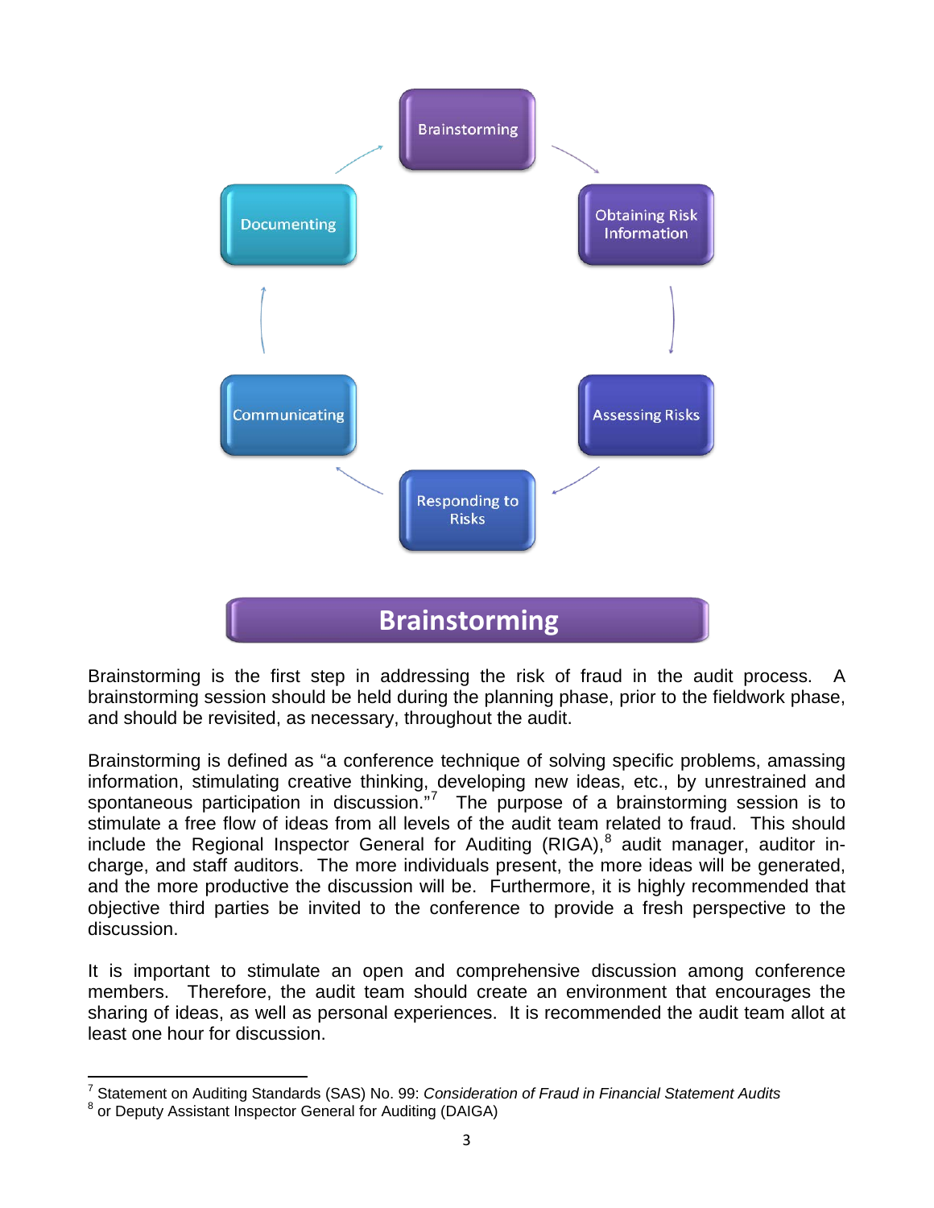Brainstorming → Obtaining Risk Information → Assessing Risks → Responding to Risks → Communicating → Documenting

## Brainstorming

Brainstorming is the first step in addressing the risk of fraud in the audit process. A brainstorming session should be held during the planning phase, prior to the fieldwork phase, and should be revisited, as necessary, throughout the audit.

Brainstorming is defined as "a conference technique of solving specific problems, amassing information, stimulating creative thinking, developing new ideas, etc., by unrestrained and spontaneous participation in discussion."[7] The purpose of a brainstorming session is to stimulate a free flow of ideas from all levels of the audit team related to fraud. This should include the Regional Inspector General for Auditing (RIGA),[8] audit manager, auditor in-charge, and staff auditors. The more individuals present, the more ideas will be generated, and the more productive the discussion will be. Furthermore, it is highly recommended that objective third parties be invited to the conference to provide a fresh perspective to the discussion.

It is important to stimulate an open and comprehensive discussion among conference members. Therefore, the audit team should create an environment that encourages the sharing of ideas, as well as personal experiences. It is recommended the audit team allot at least one hour for discussion.

---

[7] Statement on Auditing Standards (SAS) No. 99: *Consideration of Fraud in Financial Statement Audits*

[8] or Deputy Assistant Inspector General for Auditing (DAIGA)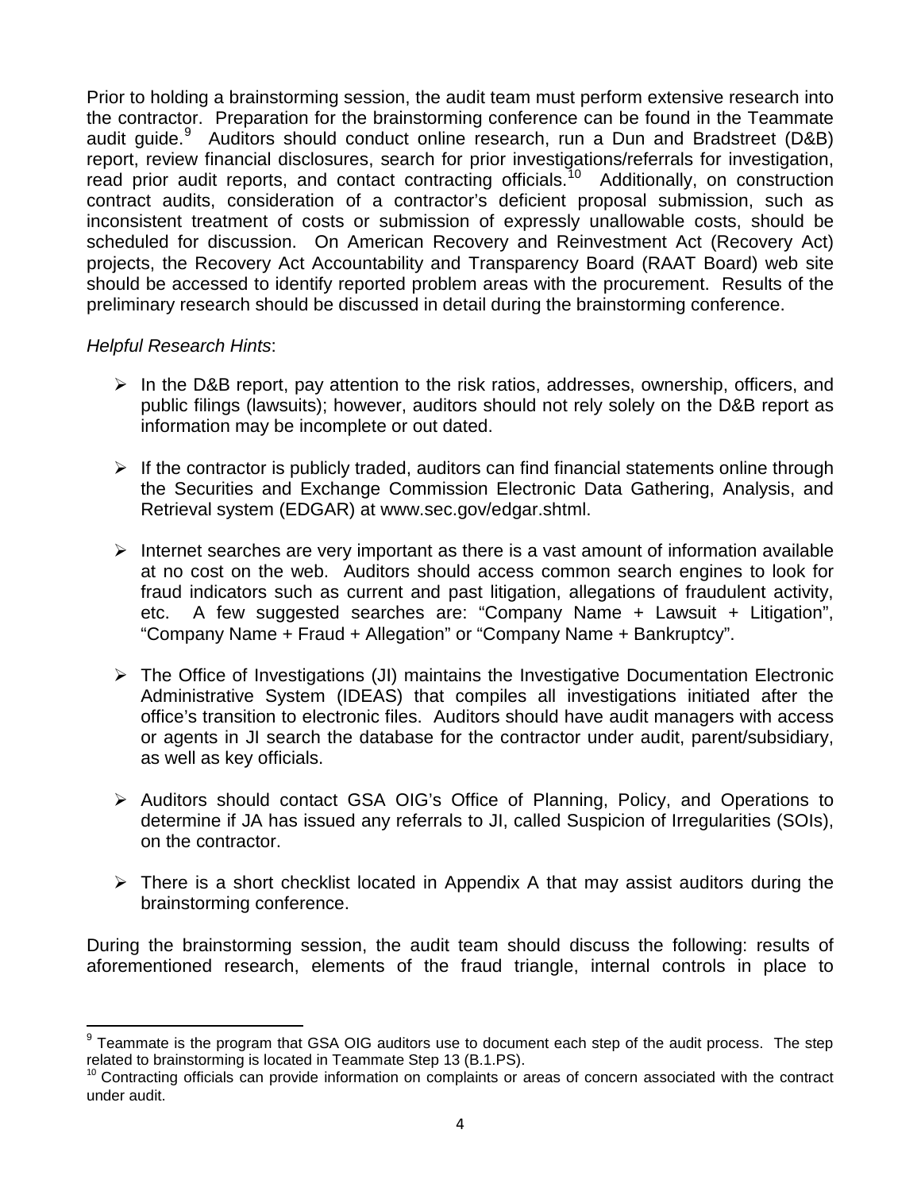Prior to holding a brainstorming session, the audit team must perform extensive research into the contractor. Preparation for the brainstorming conference can be found in the Teammate audit guide.[9] Auditors should conduct online research, run a Dun and Bradstreet (D&B) report, review financial disclosures, search for prior investigations/referrals for investigation, read prior audit reports, and contact contracting officials.[10] Additionally, on construction contract audits, consideration of a contractor's deficient proposal submission, such as inconsistent treatment of costs or submission of expressly unallowable costs, should be scheduled for discussion. On American Recovery and Reinvestment Act (Recovery Act) projects, the Recovery Act Accountability and Transparency Board (RAAT Board) web site should be accessed to identify reported problem areas with the procurement. Results of the preliminary research should be discussed in detail during the brainstorming conference.

*Helpful Research Hints*:

- In the D&B report, pay attention to the risk ratios, addresses, ownership, officers, and public filings (lawsuits); however, auditors should not rely solely on the D&B report as information may be incomplete or out dated.
- If the contractor is publicly traded, auditors can find financial statements online through the Securities and Exchange Commission Electronic Data Gathering, Analysis, and Retrieval system (EDGAR) at www.sec.gov/edgar.shtml.
- Internet searches are very important as there is a vast amount of information available at no cost on the web. Auditors should access common search engines to look for fraud indicators such as current and past litigation, allegations of fraudulent activity, etc. A few suggested searches are: "Company Name + Lawsuit + Litigation", "Company Name + Fraud + Allegation" or "Company Name + Bankruptcy".
- The Office of Investigations (JI) maintains the Investigative Documentation Electronic Administrative System (IDEAS) that compiles all investigations initiated after the office's transition to electronic files. Auditors should have audit managers with access or agents in JI search the database for the contractor under audit, parent/subsidiary, as well as key officials.
- Auditors should contact GSA OIG's Office of Planning, Policy, and Operations to determine if JA has issued any referrals to JI, called Suspicion of Irregularities (SOIs), on the contractor.
- There is a short checklist located in Appendix A that may assist auditors during the brainstorming conference.

During the brainstorming session, the audit team should discuss the following: results of aforementioned research, elements of the fraud triangle, internal controls in place to

---

[9] Teammate is the program that GSA OIG auditors use to document each step of the audit process. The step related to brainstorming is located in Teammate Step 13 (B.1.PS).

[10] Contracting officials can provide information on complaints or areas of concern associated with the contract under audit.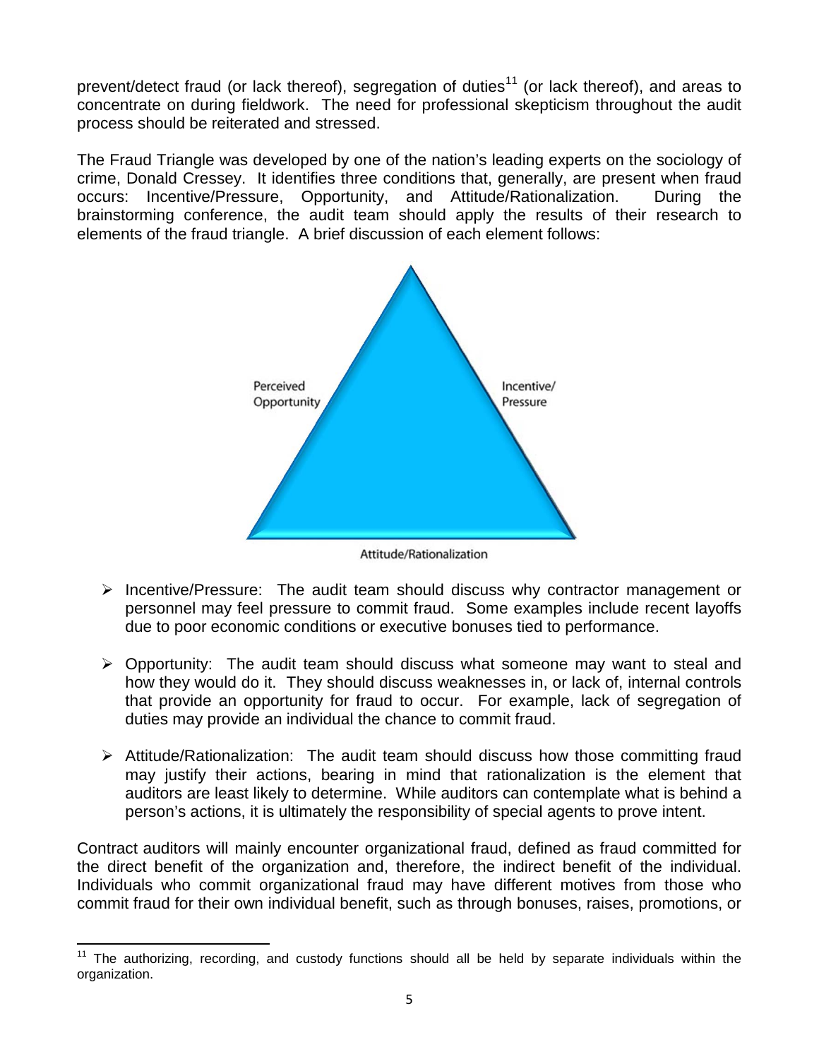prevent/detect fraud (or lack thereof), segregation of duties[11] (or lack thereof), and areas to concentrate on during fieldwork. The need for professional skepticism throughout the audit process should be reiterated and stressed.

The Fraud Triangle was developed by one of the nation's leading experts on the sociology of crime, Donald Cressey. It identifies three conditions that, generally, are present when fraud occurs: Incentive/Pressure, Opportunity, and Attitude/Rationalization. During the brainstorming conference, the audit team should apply the results of their research to elements of the fraud triangle. A brief discussion of each element follows:

Perceived Opportunity

Incentive/ Pressure

Attitude/Rationalization

- Incentive/Pressure: The audit team should discuss why contractor management or personnel may feel pressure to commit fraud. Some examples include recent layoffs due to poor economic conditions or executive bonuses tied to performance.
- Opportunity: The audit team should discuss what someone may want to steal and how they would do it. They should discuss weaknesses in, or lack of, internal controls that provide an opportunity for fraud to occur. For example, lack of segregation of duties may provide an individual the chance to commit fraud.
- Attitude/Rationalization: The audit team should discuss how those committing fraud may justify their actions, bearing in mind that rationalization is the element that auditors are least likely to determine. While auditors can contemplate what is behind a person's actions, it is ultimately the responsibility of special agents to prove intent.

Contract auditors will mainly encounter organizational fraud, defined as fraud committed for the direct benefit of the organization and, therefore, the indirect benefit of the individual. Individuals who commit organizational fraud may have different motives from those who commit fraud for their own individual benefit, such as through bonuses, raises, promotions, or

[11] The authorizing, recording, and custody functions should all be held by separate individuals within the organization.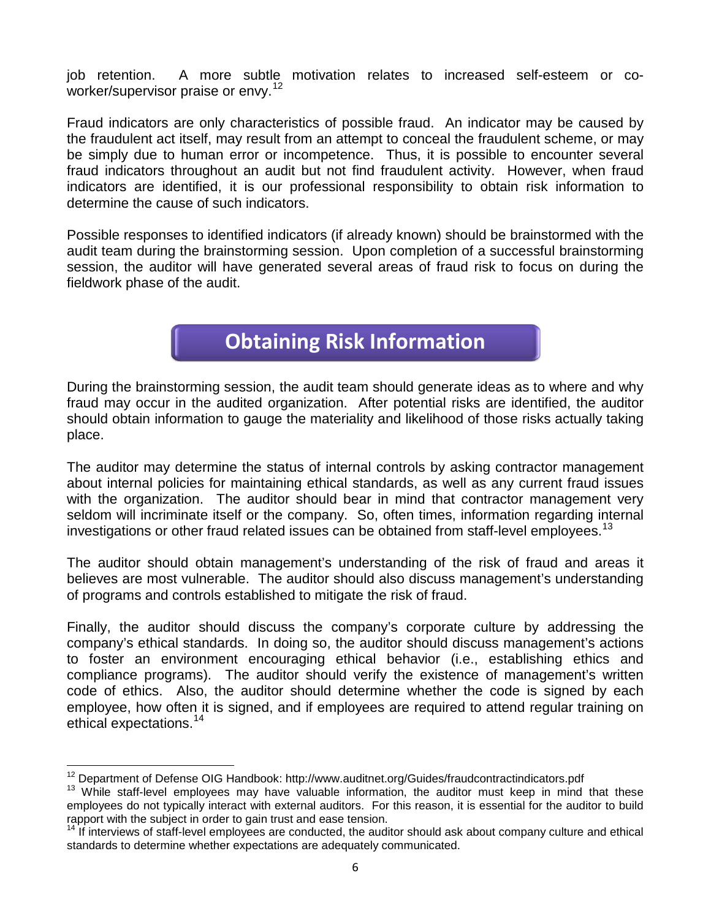job retention. A more subtle motivation relates to increased self-esteem or co-worker/supervisor praise or envy.[12]

Fraud indicators are only characteristics of possible fraud. An indicator may be caused by the fraudulent act itself, may result from an attempt to conceal the fraudulent scheme, or may be simply due to human error or incompetence. Thus, it is possible to encounter several fraud indicators throughout an audit but not find fraudulent activity. However, when fraud indicators are identified, it is our professional responsibility to obtain risk information to determine the cause of such indicators.

Possible responses to identified indicators (if already known) should be brainstormed with the audit team during the brainstorming session. Upon completion of a successful brainstorming session, the auditor will have generated several areas of fraud risk to focus on during the fieldwork phase of the audit.

## Obtaining Risk Information

During the brainstorming session, the audit team should generate ideas as to where and why fraud may occur in the audited organization. After potential risks are identified, the auditor should obtain information to gauge the materiality and likelihood of those risks actually taking place.

The auditor may determine the status of internal controls by asking contractor management about internal policies for maintaining ethical standards, as well as any current fraud issues with the organization. The auditor should bear in mind that contractor management very seldom will incriminate itself or the company. So, often times, information regarding internal investigations or other fraud related issues can be obtained from staff-level employees.[13]

The auditor should obtain management's understanding of the risk of fraud and areas it believes are most vulnerable. The auditor should also discuss management's understanding of programs and controls established to mitigate the risk of fraud.

Finally, the auditor should discuss the company's corporate culture by addressing the company's ethical standards. In doing so, the auditor should discuss management's actions to foster an environment encouraging ethical behavior (i.e., establishing ethics and compliance programs). The auditor should verify the existence of management's written code of ethics. Also, the auditor should determine whether the code is signed by each employee, how often it is signed, and if employees are required to attend regular training on ethical expectations.[14]

---

[12] Department of Defense OIG Handbook: http://www.auditnet.org/Guides/fraudcontractindicators.pdf

[13] While staff-level employees may have valuable information, the auditor must keep in mind that these employees do not typically interact with external auditors. For this reason, it is essential for the auditor to build rapport with the subject in order to gain trust and ease tension.

[14] If interviews of staff-level employees are conducted, the auditor should ask about company culture and ethical standards to determine whether expectations are adequately communicated.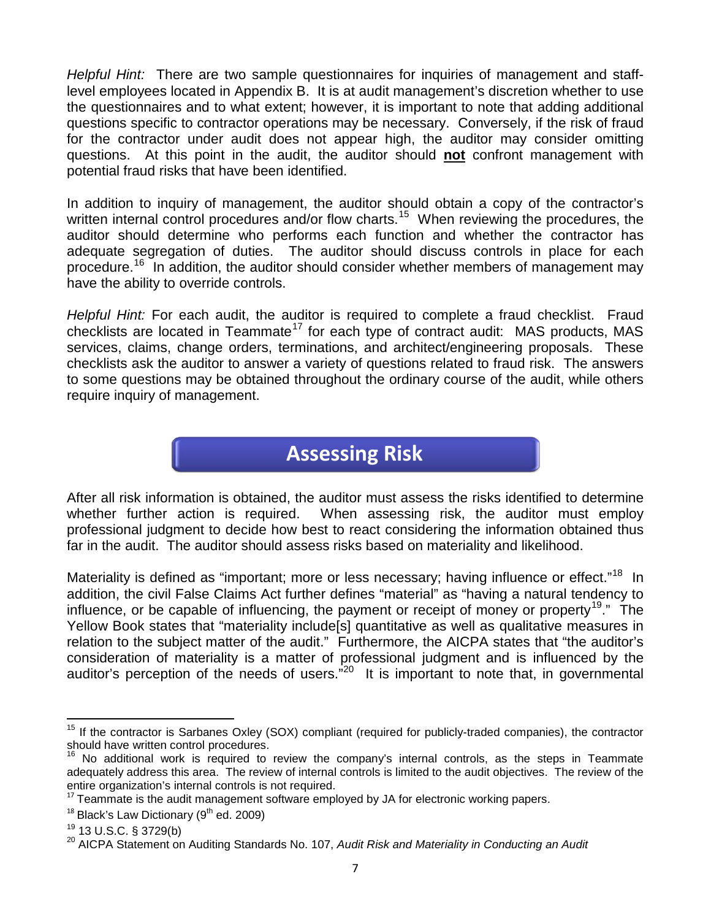*Helpful Hint:* There are two sample questionnaires for inquiries of management and staff-level employees located in Appendix B. It is at audit management's discretion whether to use the questionnaires and to what extent; however, it is important to note that adding additional questions specific to contractor operations may be necessary. Conversely, if the risk of fraud for the contractor under audit does not appear high, the auditor may consider omitting questions. At this point in the audit, the auditor should **not** confront management with potential fraud risks that have been identified.

In addition to inquiry of management, the auditor should obtain a copy of the contractor's written internal control procedures and/or flow charts.[15] When reviewing the procedures, the auditor should determine who performs each function and whether the contractor has adequate segregation of duties. The auditor should discuss controls in place for each procedure.[16] In addition, the auditor should consider whether members of management may have the ability to override controls.

*Helpful Hint:* For each audit, the auditor is required to complete a fraud checklist. Fraud checklists are located in Teammate[17] for each type of contract audit: MAS products, MAS services, claims, change orders, terminations, and architect/engineering proposals. These checklists ask the auditor to answer a variety of questions related to fraud risk. The answers to some questions may be obtained throughout the ordinary course of the audit, while others require inquiry of management.

## Assessing Risk

After all risk information is obtained, the auditor must assess the risks identified to determine whether further action is required. When assessing risk, the auditor must employ professional judgment to decide how best to react considering the information obtained thus far in the audit. The auditor should assess risks based on materiality and likelihood.

Materiality is defined as "important; more or less necessary; having influence or effect."[18] In addition, the civil False Claims Act further defines "material" as "having a natural tendency to influence, or be capable of influencing, the payment or receipt of money or property[19]." The Yellow Book states that "materiality include[s] quantitative as well as qualitative measures in relation to the subject matter of the audit." Furthermore, the AICPA states that "the auditor's consideration of materiality is a matter of professional judgment and is influenced by the auditor's perception of the needs of users."[20] It is important to note that, in governmental

---

[15] If the contractor is Sarbanes Oxley (SOX) compliant (required for publicly-traded companies), the contractor should have written control procedures.

[16] No additional work is required to review the company's internal controls, as the steps in Teammate adequately address this area. The review of internal controls is limited to the audit objectives. The review of the entire organization's internal controls is not required.

[17] Teammate is the audit management software employed by JA for electronic working papers.

[18] Black's Law Dictionary (9th ed. 2009)

[19] 13 U.S.C. § 3729(b)

[20] AICPA Statement on Auditing Standards No. 107, *Audit Risk and Materiality in Conducting an Audit*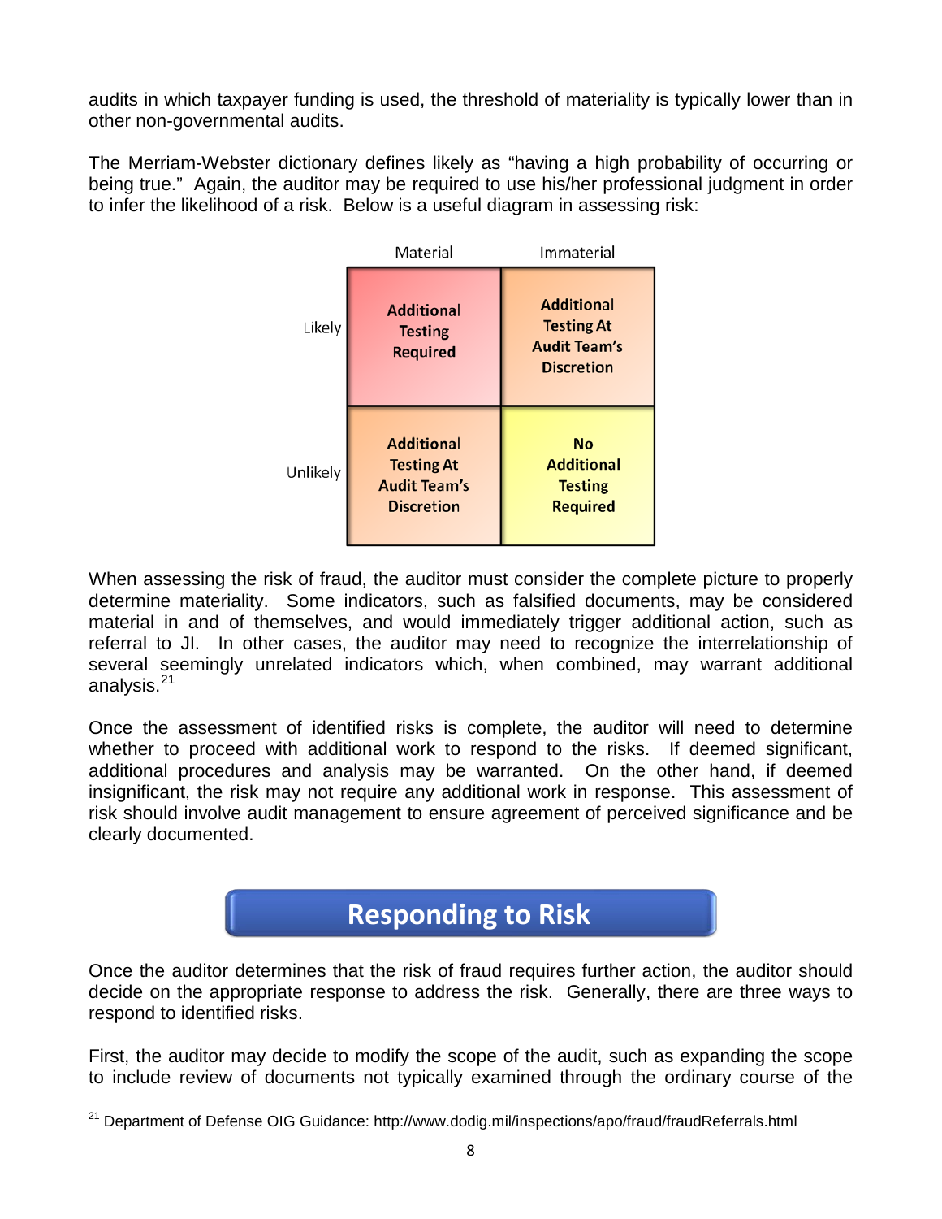audits in which taxpayer funding is used, the threshold of materiality is typically lower than in other non-governmental audits.

The Merriam-Webster dictionary defines likely as "having a high probability of occurring or being true." Again, the auditor may be required to use his/her professional judgment in order to infer the likelihood of a risk. Below is a useful diagram in assessing risk:

| | Material | Immaterial |
|---|---|---|
| Likely | Additional Testing Required | Additional Testing At Audit Team's Discretion |
| Unlikely | Additional Testing At Audit Team's Discretion | No Additional Testing Required |

When assessing the risk of fraud, the auditor must consider the complete picture to properly determine materiality. Some indicators, such as falsified documents, may be considered material in and of themselves, and would immediately trigger additional action, such as referral to JI. In other cases, the auditor may need to recognize the interrelationship of several seemingly unrelated indicators which, when combined, may warrant additional analysis.[21]

Once the assessment of identified risks is complete, the auditor will need to determine whether to proceed with additional work to respond to the risks. If deemed significant, additional procedures and analysis may be warranted. On the other hand, if deemed insignificant, the risk may not require any additional work in response. This assessment of risk should involve audit management to ensure agreement of perceived significance and be clearly documented.

## Responding to Risk

Once the auditor determines that the risk of fraud requires further action, the auditor should decide on the appropriate response to address the risk. Generally, there are three ways to respond to identified risks.

First, the auditor may decide to modify the scope of the audit, such as expanding the scope to include review of documents not typically examined through the ordinary course of the

[21] Department of Defense OIG Guidance: http://www.dodig.mil/inspections/apo/fraud/fraudReferrals.html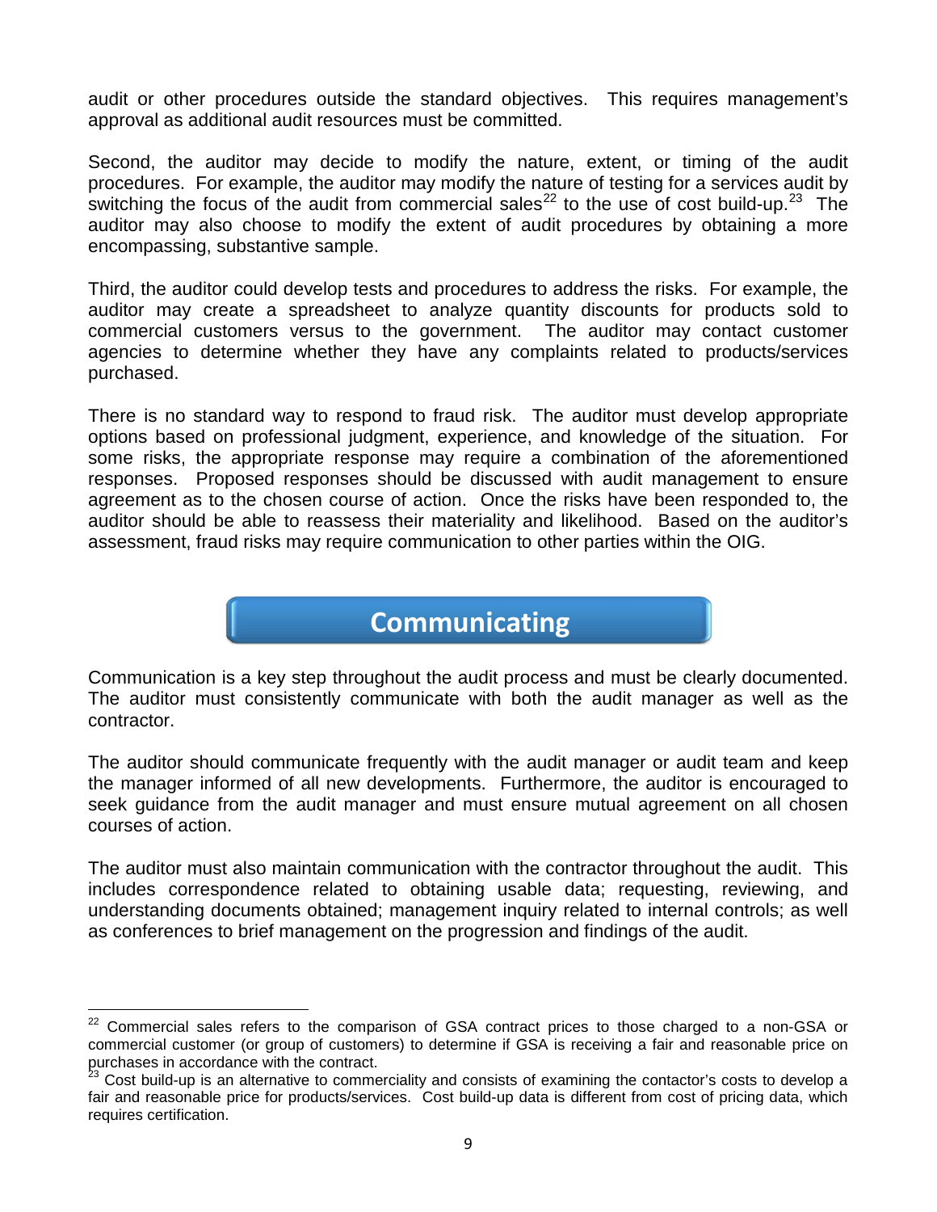audit or other procedures outside the standard objectives. This requires management's approval as additional audit resources must be committed.

Second, the auditor may decide to modify the nature, extent, or timing of the audit procedures. For example, the auditor may modify the nature of testing for a services audit by switching the focus of the audit from commercial sales[22] to the use of cost build-up.[23] The auditor may also choose to modify the extent of audit procedures by obtaining a more encompassing, substantive sample.

Third, the auditor could develop tests and procedures to address the risks. For example, the auditor may create a spreadsheet to analyze quantity discounts for products sold to commercial customers versus to the government. The auditor may contact customer agencies to determine whether they have any complaints related to products/services purchased.

There is no standard way to respond to fraud risk. The auditor must develop appropriate options based on professional judgment, experience, and knowledge of the situation. For some risks, the appropriate response may require a combination of the aforementioned responses. Proposed responses should be discussed with audit management to ensure agreement as to the chosen course of action. Once the risks have been responded to, the auditor should be able to reassess their materiality and likelihood. Based on the auditor's assessment, fraud risks may require communication to other parties within the OIG.

## Communicating

Communication is a key step throughout the audit process and must be clearly documented. The auditor must consistently communicate with both the audit manager as well as the contractor.

The auditor should communicate frequently with the audit manager or audit team and keep the manager informed of all new developments. Furthermore, the auditor is encouraged to seek guidance from the audit manager and must ensure mutual agreement on all chosen courses of action.

The auditor must also maintain communication with the contractor throughout the audit. This includes correspondence related to obtaining usable data; requesting, reviewing, and understanding documents obtained; management inquiry related to internal controls; as well as conferences to brief management on the progression and findings of the audit.

---

[22] Commercial sales refers to the comparison of GSA contract prices to those charged to a non-GSA or commercial customer (or group of customers) to determine if GSA is receiving a fair and reasonable price on purchases in accordance with the contract.

[23] Cost build-up is an alternative to commerciality and consists of examining the contactor's costs to develop a fair and reasonable price for products/services. Cost build-up data is different from cost of pricing data, which requires certification.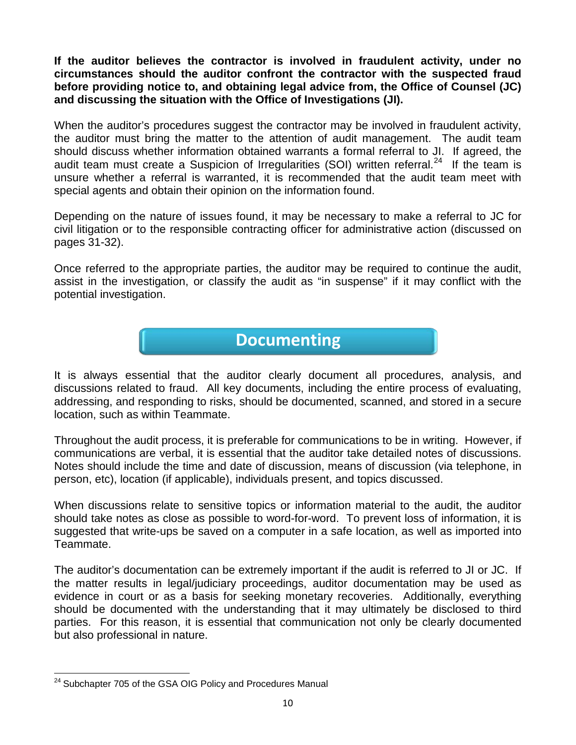**If the auditor believes the contractor is involved in fraudulent activity, under no circumstances should the auditor confront the contractor with the suspected fraud before providing notice to, and obtaining legal advice from, the Office of Counsel (JC) and discussing the situation with the Office of Investigations (JI).**

When the auditor's procedures suggest the contractor may be involved in fraudulent activity, the auditor must bring the matter to the attention of audit management. The audit team should discuss whether information obtained warrants a formal referral to JI. If agreed, the audit team must create a Suspicion of Irregularities (SOI) written referral.[24] If the team is unsure whether a referral is warranted, it is recommended that the audit team meet with special agents and obtain their opinion on the information found.

Depending on the nature of issues found, it may be necessary to make a referral to JC for civil litigation or to the responsible contracting officer for administrative action (discussed on pages 31-32).

Once referred to the appropriate parties, the auditor may be required to continue the audit, assist in the investigation, or classify the audit as "in suspense" if it may conflict with the potential investigation.

## Documenting

It is always essential that the auditor clearly document all procedures, analysis, and discussions related to fraud. All key documents, including the entire process of evaluating, addressing, and responding to risks, should be documented, scanned, and stored in a secure location, such as within Teammate.

Throughout the audit process, it is preferable for communications to be in writing. However, if communications are verbal, it is essential that the auditor take detailed notes of discussions. Notes should include the time and date of discussion, means of discussion (via telephone, in person, etc), location (if applicable), individuals present, and topics discussed.

When discussions relate to sensitive topics or information material to the audit, the auditor should take notes as close as possible to word-for-word. To prevent loss of information, it is suggested that write-ups be saved on a computer in a safe location, as well as imported into Teammate.

The auditor's documentation can be extremely important if the audit is referred to JI or JC. If the matter results in legal/judiciary proceedings, auditor documentation may be used as evidence in court or as a basis for seeking monetary recoveries. Additionally, everything should be documented with the understanding that it may ultimately be disclosed to third parties. For this reason, it is essential that communication not only be clearly documented but also professional in nature.

[24] Subchapter 705 of the GSA OIG Policy and Procedures Manual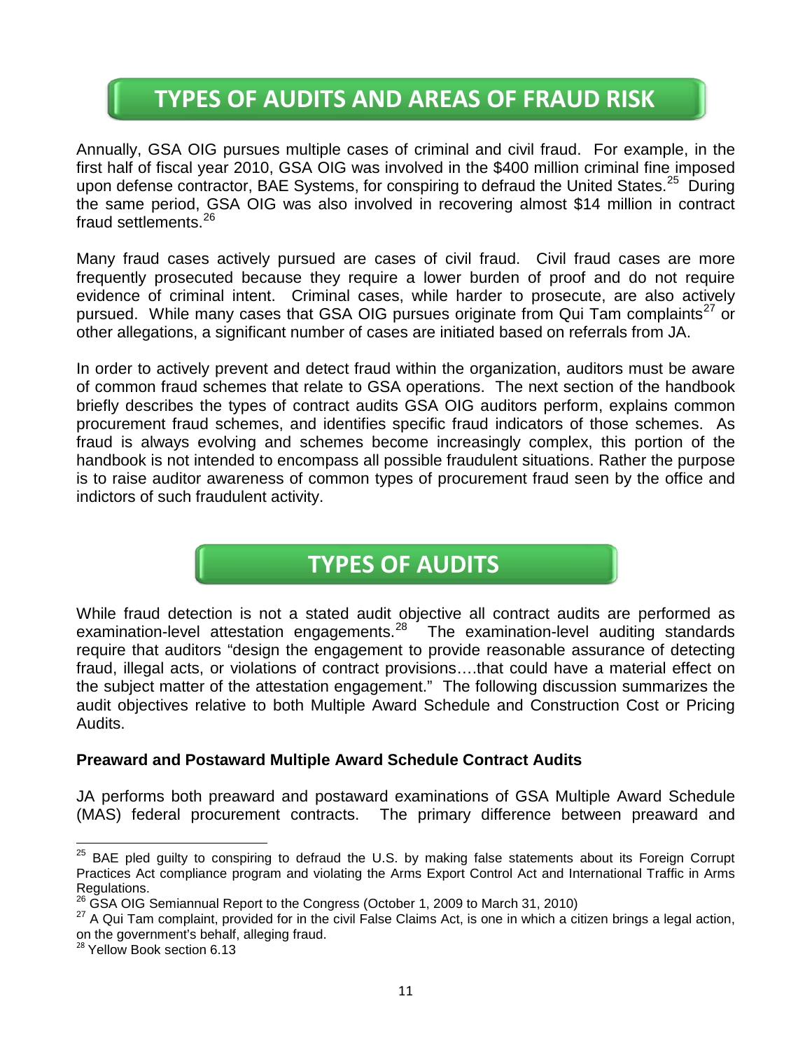# TYPES OF AUDITS AND AREAS OF FRAUD RISK

Annually, GSA OIG pursues multiple cases of criminal and civil fraud. For example, in the first half of fiscal year 2010, GSA OIG was involved in the $400 million criminal fine imposed upon defense contractor, BAE Systems, for conspiring to defraud the United States.[25] During the same period, GSA OIG was also involved in recovering almost $14 million in contract fraud settlements.[26]

Many fraud cases actively pursued are cases of civil fraud. Civil fraud cases are more frequently prosecuted because they require a lower burden of proof and do not require evidence of criminal intent. Criminal cases, while harder to prosecute, are also actively pursued. While many cases that GSA OIG pursues originate from Qui Tam complaints[27] or other allegations, a significant number of cases are initiated based on referrals from JA.

In order to actively prevent and detect fraud within the organization, auditors must be aware of common fraud schemes that relate to GSA operations. The next section of the handbook briefly describes the types of contract audits GSA OIG auditors perform, explains common procurement fraud schemes, and identifies specific fraud indicators of those schemes. As fraud is always evolving and schemes become increasingly complex, this portion of the handbook is not intended to encompass all possible fraudulent situations. Rather the purpose is to raise auditor awareness of common types of procurement fraud seen by the office and indictors of such fraudulent activity.

# TYPES OF AUDITS

While fraud detection is not a stated audit objective all contract audits are performed as examination-level attestation engagements.[28] The examination-level auditing standards require that auditors "design the engagement to provide reasonable assurance of detecting fraud, illegal acts, or violations of contract provisions….that could have a material effect on the subject matter of the attestation engagement." The following discussion summarizes the audit objectives relative to both Multiple Award Schedule and Construction Cost or Pricing Audits.

**Preaward and Postaward Multiple Award Schedule Contract Audits**

JA performs both preaward and postaward examinations of GSA Multiple Award Schedule (MAS) federal procurement contracts. The primary difference between preaward and

---

[25] BAE pled guilty to conspiring to defraud the U.S. by making false statements about its Foreign Corrupt Practices Act compliance program and violating the Arms Export Control Act and International Traffic in Arms Regulations.

[26] GSA OIG Semiannual Report to the Congress (October 1, 2009 to March 31, 2010)

[27] A Qui Tam complaint, provided for in the civil False Claims Act, is one in which a citizen brings a legal action, on the government's behalf, alleging fraud.

[28] Yellow Book section 6.13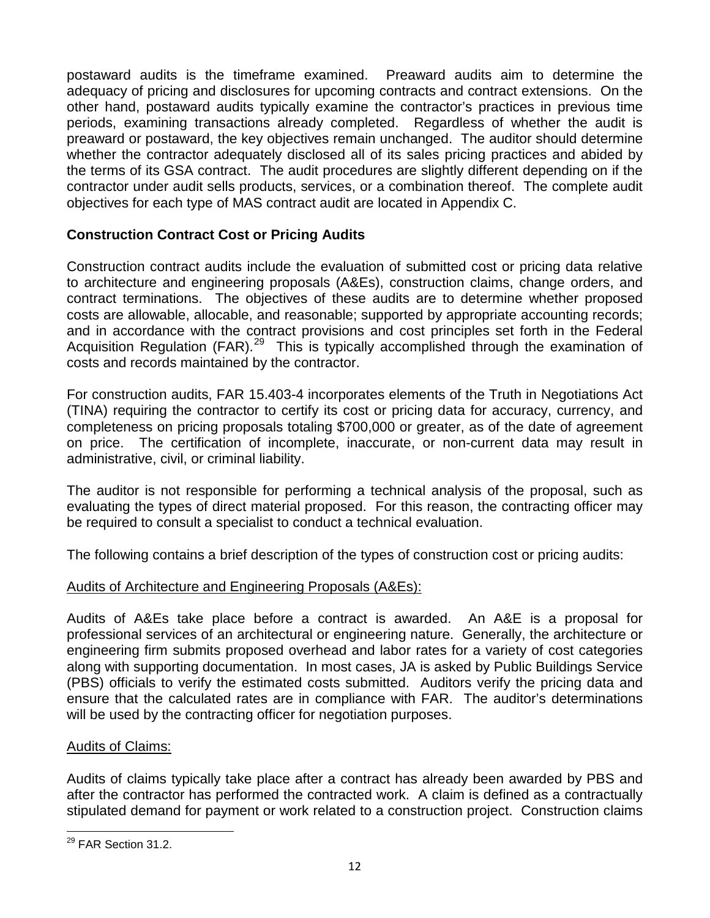postaward audits is the timeframe examined. Preaward audits aim to determine the adequacy of pricing and disclosures for upcoming contracts and contract extensions. On the other hand, postaward audits typically examine the contractor's practices in previous time periods, examining transactions already completed. Regardless of whether the audit is preaward or postaward, the key objectives remain unchanged. The auditor should determine whether the contractor adequately disclosed all of its sales pricing practices and abided by the terms of its GSA contract. The audit procedures are slightly different depending on if the contractor under audit sells products, services, or a combination thereof. The complete audit objectives for each type of MAS contract audit are located in Appendix C.

**Construction Contract Cost or Pricing Audits**

Construction contract audits include the evaluation of submitted cost or pricing data relative to architecture and engineering proposals (A&Es), construction claims, change orders, and contract terminations. The objectives of these audits are to determine whether proposed costs are allowable, allocable, and reasonable; supported by appropriate accounting records; and in accordance with the contract provisions and cost principles set forth in the Federal Acquisition Regulation (FAR).[29] This is typically accomplished through the examination of costs and records maintained by the contractor.

For construction audits, FAR 15.403-4 incorporates elements of the Truth in Negotiations Act (TINA) requiring the contractor to certify its cost or pricing data for accuracy, currency, and completeness on pricing proposals totaling $700,000 or greater, as of the date of agreement on price. The certification of incomplete, inaccurate, or non-current data may result in administrative, civil, or criminal liability.

The auditor is not responsible for performing a technical analysis of the proposal, such as evaluating the types of direct material proposed. For this reason, the contracting officer may be required to consult a specialist to conduct a technical evaluation.

The following contains a brief description of the types of construction cost or pricing audits:

<u>Audits of Architecture and Engineering Proposals (A&Es):</u>

Audits of A&Es take place before a contract is awarded. An A&E is a proposal for professional services of an architectural or engineering nature. Generally, the architecture or engineering firm submits proposed overhead and labor rates for a variety of cost categories along with supporting documentation. In most cases, JA is asked by Public Buildings Service (PBS) officials to verify the estimated costs submitted. Auditors verify the pricing data and ensure that the calculated rates are in compliance with FAR. The auditor's determinations will be used by the contracting officer for negotiation purposes.

<u>Audits of Claims:</u>

Audits of claims typically take place after a contract has already been awarded by PBS and after the contractor has performed the contracted work. A claim is defined as a contractually stipulated demand for payment or work related to a construction project. Construction claims

[29] FAR Section 31.2.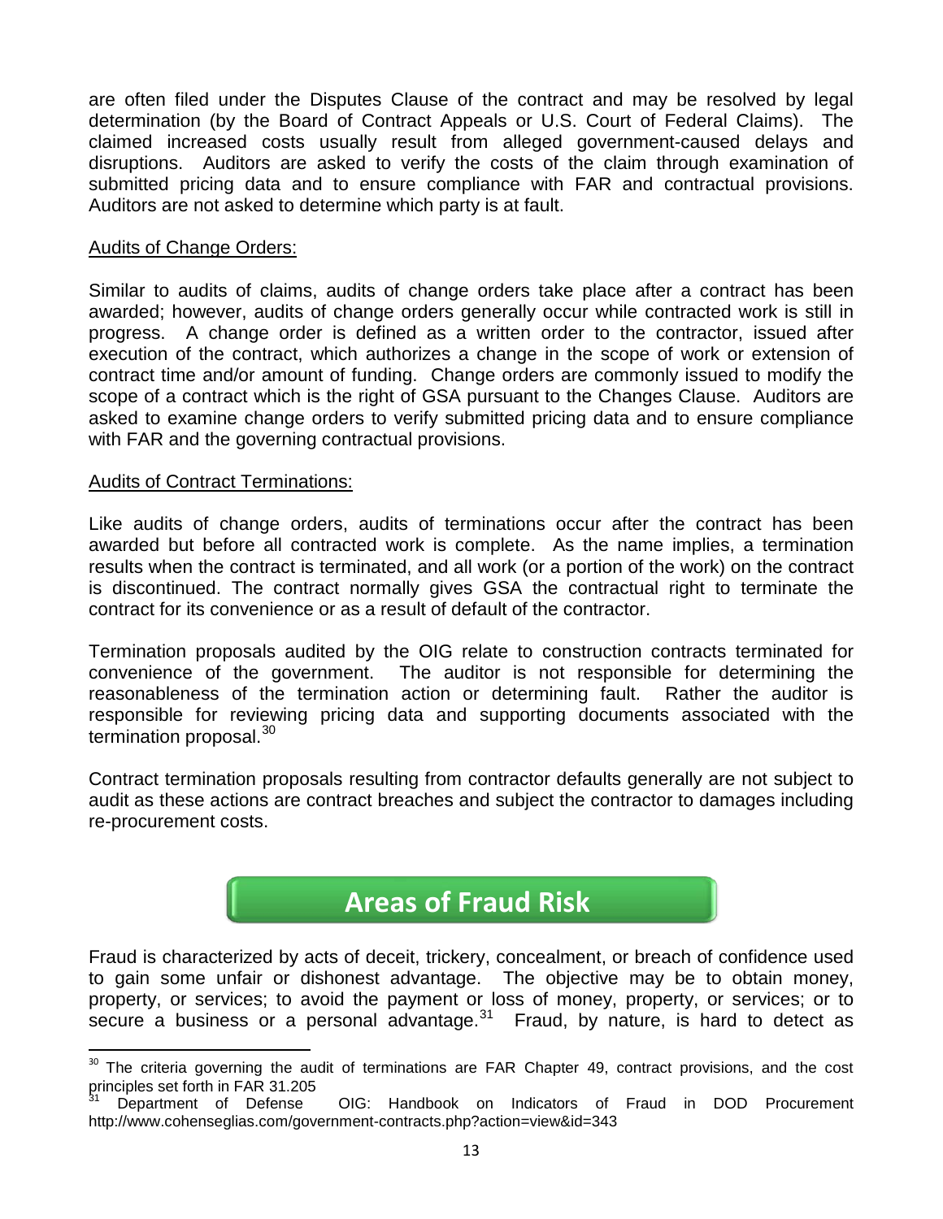are often filed under the Disputes Clause of the contract and may be resolved by legal determination (by the Board of Contract Appeals or U.S. Court of Federal Claims). The claimed increased costs usually result from alleged government-caused delays and disruptions. Auditors are asked to verify the costs of the claim through examination of submitted pricing data and to ensure compliance with FAR and contractual provisions. Auditors are not asked to determine which party is at fault.

Audits of Change Orders:

Similar to audits of claims, audits of change orders take place after a contract has been awarded; however, audits of change orders generally occur while contracted work is still in progress. A change order is defined as a written order to the contractor, issued after execution of the contract, which authorizes a change in the scope of work or extension of contract time and/or amount of funding. Change orders are commonly issued to modify the scope of a contract which is the right of GSA pursuant to the Changes Clause. Auditors are asked to examine change orders to verify submitted pricing data and to ensure compliance with FAR and the governing contractual provisions.

Audits of Contract Terminations:

Like audits of change orders, audits of terminations occur after the contract has been awarded but before all contracted work is complete. As the name implies, a termination results when the contract is terminated, and all work (or a portion of the work) on the contract is discontinued. The contract normally gives GSA the contractual right to terminate the contract for its convenience or as a result of default of the contractor.

Termination proposals audited by the OIG relate to construction contracts terminated for convenience of the government. The auditor is not responsible for determining the reasonableness of the termination action or determining fault. Rather the auditor is responsible for reviewing pricing data and supporting documents associated with the termination proposal.[30]

Contract termination proposals resulting from contractor defaults generally are not subject to audit as these actions are contract breaches and subject the contractor to damages including re-procurement costs.

## Areas of Fraud Risk

Fraud is characterized by acts of deceit, trickery, concealment, or breach of confidence used to gain some unfair or dishonest advantage. The objective may be to obtain money, property, or services; to avoid the payment or loss of money, property, or services; or to secure a business or a personal advantage.[31] Fraud, by nature, is hard to detect as

[30] The criteria governing the audit of terminations are FAR Chapter 49, contract provisions, and the cost principles set forth in FAR 31.205

[31] Department of Defense OIG: Handbook on Indicators of Fraud in DOD Procurement http://www.cohenseglias.com/government-contracts.php?action=view&id=343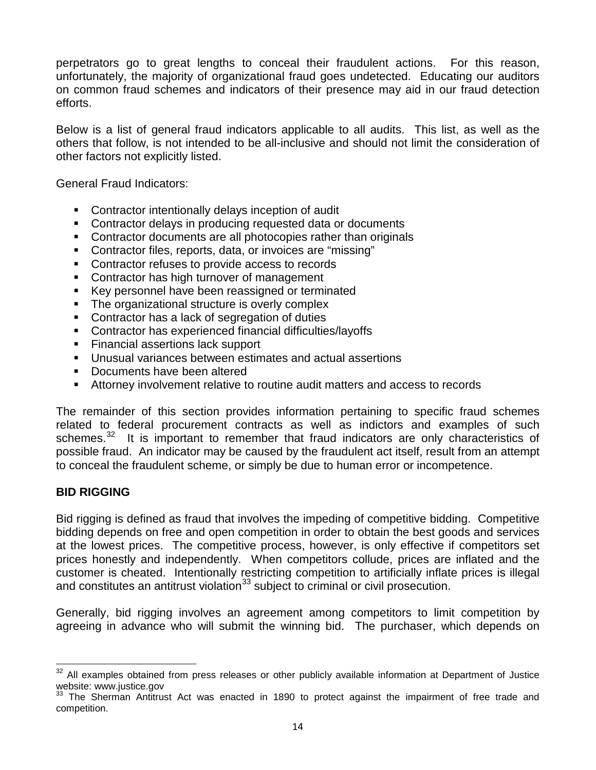perpetrators go to great lengths to conceal their fraudulent actions. For this reason, unfortunately, the majority of organizational fraud goes undetected. Educating our auditors on common fraud schemes and indicators of their presence may aid in our fraud detection efforts.

Below is a list of general fraud indicators applicable to all audits. This list, as well as the others that follow, is not intended to be all-inclusive and should not limit the consideration of other factors not explicitly listed.

General Fraud Indicators:

- Contractor intentionally delays inception of audit
- Contractor delays in producing requested data or documents
- Contractor documents are all photocopies rather than originals
- Contractor files, reports, data, or invoices are "missing"
- Contractor refuses to provide access to records
- Contractor has high turnover of management
- Key personnel have been reassigned or terminated
- The organizational structure is overly complex
- Contractor has a lack of segregation of duties
- Contractor has experienced financial difficulties/layoffs
- Financial assertions lack support
- Unusual variances between estimates and actual assertions
- Documents have been altered
- Attorney involvement relative to routine audit matters and access to records

The remainder of this section provides information pertaining to specific fraud schemes related to federal procurement contracts as well as indictors and examples of such schemes.[32] It is important to remember that fraud indicators are only characteristics of possible fraud. An indicator may be caused by the fraudulent act itself, result from an attempt to conceal the fraudulent scheme, or simply be due to human error or incompetence.

**BID RIGGING**

Bid rigging is defined as fraud that involves the impeding of competitive bidding. Competitive bidding depends on free and open competition in order to obtain the best goods and services at the lowest prices. The competitive process, however, is only effective if competitors set prices honestly and independently. When competitors collude, prices are inflated and the customer is cheated. Intentionally restricting competition to artificially inflate prices is illegal and constitutes an antitrust violation[33] subject to criminal or civil prosecution.

Generally, bid rigging involves an agreement among competitors to limit competition by agreeing in advance who will submit the winning bid. The purchaser, which depends on

---

[32] All examples obtained from press releases or other publicly available information at Department of Justice website: www.justice.gov

[33] The Sherman Antitrust Act was enacted in 1890 to protect against the impairment of free trade and competition.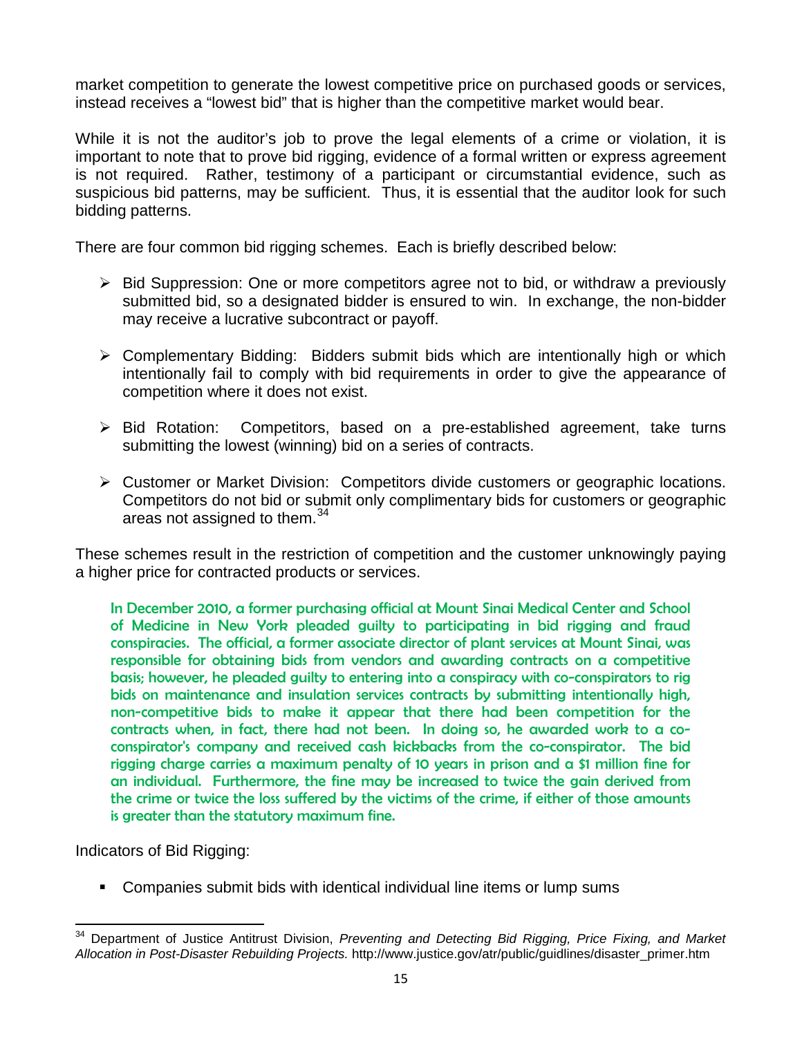market competition to generate the lowest competitive price on purchased goods or services, instead receives a "lowest bid" that is higher than the competitive market would bear.

While it is not the auditor's job to prove the legal elements of a crime or violation, it is important to note that to prove bid rigging, evidence of a formal written or express agreement is not required. Rather, testimony of a participant or circumstantial evidence, such as suspicious bid patterns, may be sufficient. Thus, it is essential that the auditor look for such bidding patterns.

There are four common bid rigging schemes. Each is briefly described below:

- Bid Suppression: One or more competitors agree not to bid, or withdraw a previously submitted bid, so a designated bidder is ensured to win. In exchange, the non-bidder may receive a lucrative subcontract or payoff.
- Complementary Bidding: Bidders submit bids which are intentionally high or which intentionally fail to comply with bid requirements in order to give the appearance of competition where it does not exist.
- Bid Rotation: Competitors, based on a pre-established agreement, take turns submitting the lowest (winning) bid on a series of contracts.
- Customer or Market Division: Competitors divide customers or geographic locations. Competitors do not bid or submit only complimentary bids for customers or geographic areas not assigned to them.[34]

These schemes result in the restriction of competition and the customer unknowingly paying a higher price for contracted products or services.

> In December 2010, a former purchasing official at Mount Sinai Medical Center and School of Medicine in New York pleaded guilty to participating in bid rigging and fraud conspiracies. The official, a former associate director of plant services at Mount Sinai, was responsible for obtaining bids from vendors and awarding contracts on a competitive basis; however, he pleaded guilty to entering into a conspiracy with co-conspirators to rig bids on maintenance and insulation services contracts by submitting intentionally high, non-competitive bids to make it appear that there had been competition for the contracts when, in fact, there had not been. In doing so, he awarded work to a co-conspirator's company and received cash kickbacks from the co-conspirator. The bid rigging charge carries a maximum penalty of 10 years in prison and a $1 million fine for an individual. Furthermore, the fine may be increased to twice the gain derived from the crime or twice the loss suffered by the victims of the crime, if either of those amounts is greater than the statutory maximum fine.

Indicators of Bid Rigging:

- Companies submit bids with identical individual line items or lump sums

[34] Department of Justice Antitrust Division, *Preventing and Detecting Bid Rigging, Price Fixing, and Market Allocation in Post-Disaster Rebuilding Projects.* http://www.justice.gov/atr/public/guidlines/disaster_primer.htm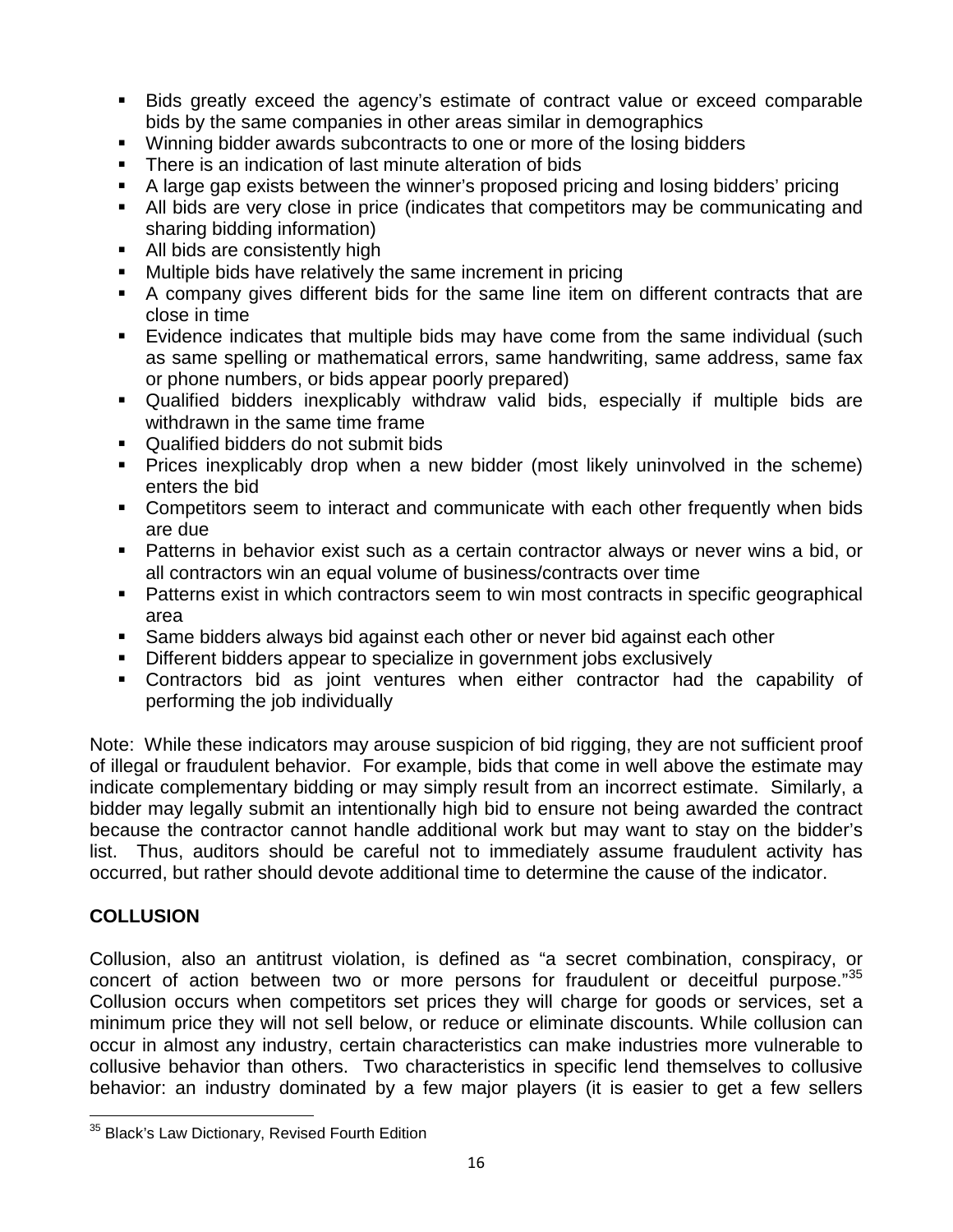- Bids greatly exceed the agency's estimate of contract value or exceed comparable bids by the same companies in other areas similar in demographics
- Winning bidder awards subcontracts to one or more of the losing bidders
- There is an indication of last minute alteration of bids
- A large gap exists between the winner's proposed pricing and losing bidders' pricing
- All bids are very close in price (indicates that competitors may be communicating and sharing bidding information)
- All bids are consistently high
- Multiple bids have relatively the same increment in pricing
- A company gives different bids for the same line item on different contracts that are close in time
- Evidence indicates that multiple bids may have come from the same individual (such as same spelling or mathematical errors, same handwriting, same address, same fax or phone numbers, or bids appear poorly prepared)
- Qualified bidders inexplicably withdraw valid bids, especially if multiple bids are withdrawn in the same time frame
- Qualified bidders do not submit bids
- Prices inexplicably drop when a new bidder (most likely uninvolved in the scheme) enters the bid
- Competitors seem to interact and communicate with each other frequently when bids are due
- Patterns in behavior exist such as a certain contractor always or never wins a bid, or all contractors win an equal volume of business/contracts over time
- Patterns exist in which contractors seem to win most contracts in specific geographical area
- Same bidders always bid against each other or never bid against each other
- Different bidders appear to specialize in government jobs exclusively
- Contractors bid as joint ventures when either contractor had the capability of performing the job individually

Note: While these indicators may arouse suspicion of bid rigging, they are not sufficient proof of illegal or fraudulent behavior. For example, bids that come in well above the estimate may indicate complementary bidding or may simply result from an incorrect estimate. Similarly, a bidder may legally submit an intentionally high bid to ensure not being awarded the contract because the contractor cannot handle additional work but may want to stay on the bidder's list. Thus, auditors should be careful not to immediately assume fraudulent activity has occurred, but rather should devote additional time to determine the cause of the indicator.

## COLLUSION

Collusion, also an antitrust violation, is defined as "a secret combination, conspiracy, or concert of action between two or more persons for fraudulent or deceitful purpose."[35] Collusion occurs when competitors set prices they will charge for goods or services, set a minimum price they will not sell below, or reduce or eliminate discounts. While collusion can occur in almost any industry, certain characteristics can make industries more vulnerable to collusive behavior than others. Two characteristics in specific lend themselves to collusive behavior: an industry dominated by a few major players (it is easier to get a few sellers

---

[35] Black's Law Dictionary, Revised Fourth Edition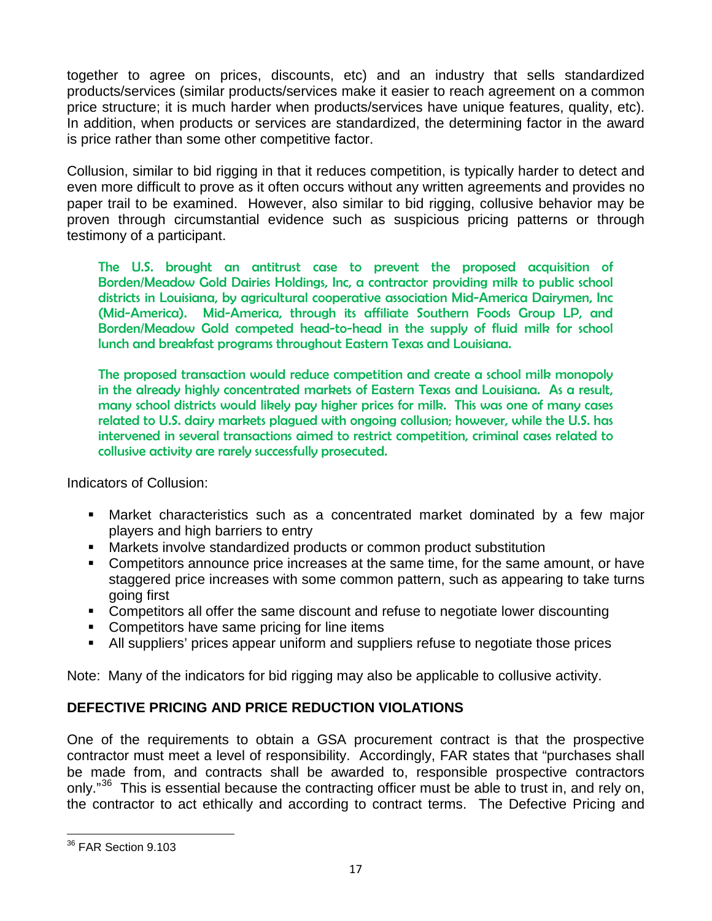together to agree on prices, discounts, etc) and an industry that sells standardized products/services (similar products/services make it easier to reach agreement on a common price structure; it is much harder when products/services have unique features, quality, etc). In addition, when products or services are standardized, the determining factor in the award is price rather than some other competitive factor.

Collusion, similar to bid rigging in that it reduces competition, is typically harder to detect and even more difficult to prove as it often occurs without any written agreements and provides no paper trail to be examined. However, also similar to bid rigging, collusive behavior may be proven through circumstantial evidence such as suspicious pricing patterns or through testimony of a participant.

> The U.S. brought an antitrust case to prevent the proposed acquisition of Borden/Meadow Gold Dairies Holdings, Inc, a contractor providing milk to public school districts in Louisiana, by agricultural cooperative association Mid-America Dairymen, Inc (Mid-America). Mid-America, through its affiliate Southern Foods Group LP, and Borden/Meadow Gold competed head-to-head in the supply of fluid milk for school lunch and breakfast programs throughout Eastern Texas and Louisiana.
>
> The proposed transaction would reduce competition and create a school milk monopoly in the already highly concentrated markets of Eastern Texas and Louisiana. As a result, many school districts would likely pay higher prices for milk. This was one of many cases related to U.S. dairy markets plagued with ongoing collusion; however, while the U.S. has intervened in several transactions aimed to restrict competition, criminal cases related to collusive activity are rarely successfully prosecuted.

Indicators of Collusion:

- Market characteristics such as a concentrated market dominated by a few major players and high barriers to entry
- Markets involve standardized products or common product substitution
- Competitors announce price increases at the same time, for the same amount, or have staggered price increases with some common pattern, such as appearing to take turns going first
- Competitors all offer the same discount and refuse to negotiate lower discounting
- Competitors have same pricing for line items
- All suppliers' prices appear uniform and suppliers refuse to negotiate those prices

Note: Many of the indicators for bid rigging may also be applicable to collusive activity.

## DEFECTIVE PRICING AND PRICE REDUCTION VIOLATIONS

One of the requirements to obtain a GSA procurement contract is that the prospective contractor must meet a level of responsibility. Accordingly, FAR states that "purchases shall be made from, and contracts shall be awarded to, responsible prospective contractors only."[36] This is essential because the contracting officer must be able to trust in, and rely on, the contractor to act ethically and according to contract terms. The Defective Pricing and

[36] FAR Section 9.103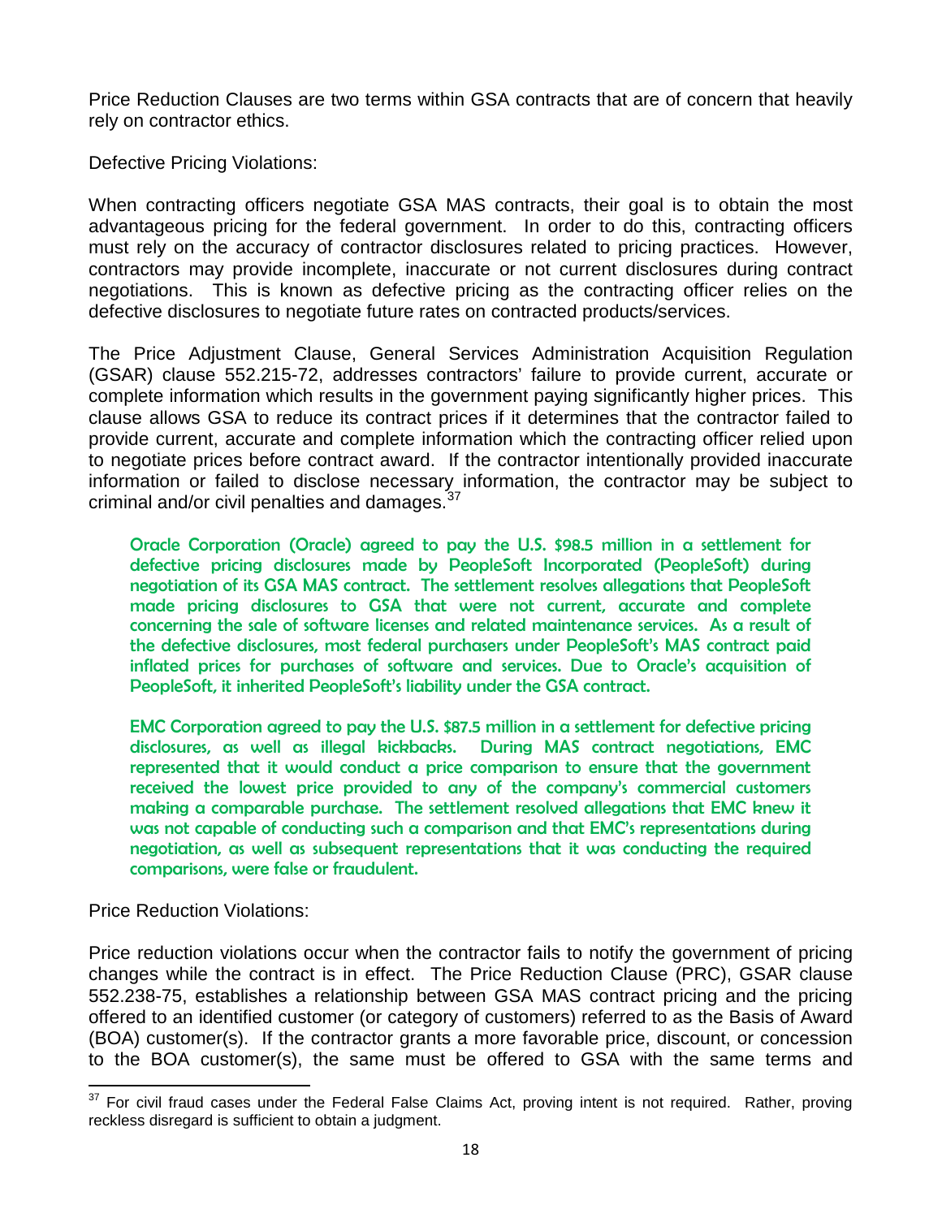Price Reduction Clauses are two terms within GSA contracts that are of concern that heavily rely on contractor ethics.

Defective Pricing Violations:

When contracting officers negotiate GSA MAS contracts, their goal is to obtain the most advantageous pricing for the federal government. In order to do this, contracting officers must rely on the accuracy of contractor disclosures related to pricing practices. However, contractors may provide incomplete, inaccurate or not current disclosures during contract negotiations. This is known as defective pricing as the contracting officer relies on the defective disclosures to negotiate future rates on contracted products/services.

The Price Adjustment Clause, General Services Administration Acquisition Regulation (GSAR) clause 552.215-72, addresses contractors' failure to provide current, accurate or complete information which results in the government paying significantly higher prices. This clause allows GSA to reduce its contract prices if it determines that the contractor failed to provide current, accurate and complete information which the contracting officer relied upon to negotiate prices before contract award. If the contractor intentionally provided inaccurate information or failed to disclose necessary information, the contractor may be subject to criminal and/or civil penalties and damages.[37]

> Oracle Corporation (Oracle) agreed to pay the U.S. $98.5 million in a settlement for defective pricing disclosures made by PeopleSoft Incorporated (PeopleSoft) during negotiation of its GSA MAS contract. The settlement resolves allegations that PeopleSoft made pricing disclosures to GSA that were not current, accurate and complete concerning the sale of software licenses and related maintenance services. As a result of the defective disclosures, most federal purchasers under PeopleSoft's MAS contract paid inflated prices for purchases of software and services. Due to Oracle's acquisition of PeopleSoft, it inherited PeopleSoft's liability under the GSA contract.
>
> EMC Corporation agreed to pay the U.S. $87.5 million in a settlement for defective pricing disclosures, as well as illegal kickbacks. During MAS contract negotiations, EMC represented that it would conduct a price comparison to ensure that the government received the lowest price provided to any of the company's commercial customers making a comparable purchase. The settlement resolved allegations that EMC knew it was not capable of conducting such a comparison and that EMC's representations during negotiation, as well as subsequent representations that it was conducting the required comparisons, were false or fraudulent.

Price Reduction Violations:

Price reduction violations occur when the contractor fails to notify the government of pricing changes while the contract is in effect. The Price Reduction Clause (PRC), GSAR clause 552.238-75, establishes a relationship between GSA MAS contract pricing and the pricing offered to an identified customer (or category of customers) referred to as the Basis of Award (BOA) customer(s). If the contractor grants a more favorable price, discount, or concession to the BOA customer(s), the same must be offered to GSA with the same terms and

[37] For civil fraud cases under the Federal False Claims Act, proving intent is not required. Rather, proving reckless disregard is sufficient to obtain a judgment.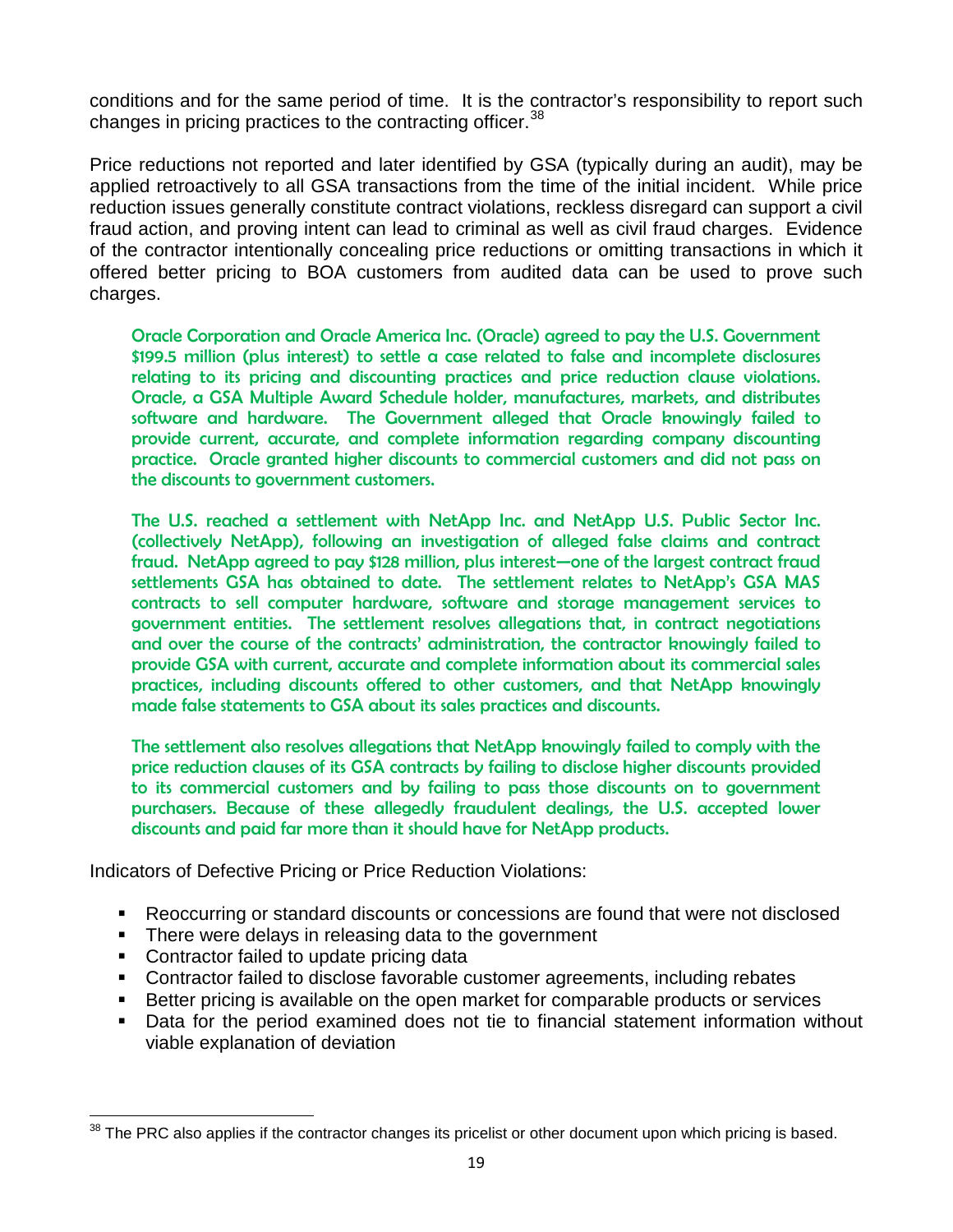conditions and for the same period of time. It is the contractor's responsibility to report such changes in pricing practices to the contracting officer.[38]

Price reductions not reported and later identified by GSA (typically during an audit), may be applied retroactively to all GSA transactions from the time of the initial incident. While price reduction issues generally constitute contract violations, reckless disregard can support a civil fraud action, and proving intent can lead to criminal as well as civil fraud charges. Evidence of the contractor intentionally concealing price reductions or omitting transactions in which it offered better pricing to BOA customers from audited data can be used to prove such charges.

> Oracle Corporation and Oracle America Inc. (Oracle) agreed to pay the U.S. Government $199.5 million (plus interest) to settle a case related to false and incomplete disclosures relating to its pricing and discounting practices and price reduction clause violations. Oracle, a GSA Multiple Award Schedule holder, manufactures, markets, and distributes software and hardware. The Government alleged that Oracle knowingly failed to provide current, accurate, and complete information regarding company discounting practice. Oracle granted higher discounts to commercial customers and did not pass on the discounts to government customers.
>
> The U.S. reached a settlement with NetApp Inc. and NetApp U.S. Public Sector Inc. (collectively NetApp), following an investigation of alleged false claims and contract fraud. NetApp agreed to pay $128 million, plus interest—one of the largest contract fraud settlements GSA has obtained to date. The settlement relates to NetApp's GSA MAS contracts to sell computer hardware, software and storage management services to government entities. The settlement resolves allegations that, in contract negotiations and over the course of the contracts' administration, the contractor knowingly failed to provide GSA with current, accurate and complete information about its commercial sales practices, including discounts offered to other customers, and that NetApp knowingly made false statements to GSA about its sales practices and discounts.
>
> The settlement also resolves allegations that NetApp knowingly failed to comply with the price reduction clauses of its GSA contracts by failing to disclose higher discounts provided to its commercial customers and by failing to pass those discounts on to government purchasers. Because of these allegedly fraudulent dealings, the U.S. accepted lower discounts and paid far more than it should have for NetApp products.

Indicators of Defective Pricing or Price Reduction Violations:

- Reoccurring or standard discounts or concessions are found that were not disclosed
- There were delays in releasing data to the government
- Contractor failed to update pricing data
- Contractor failed to disclose favorable customer agreements, including rebates
- Better pricing is available on the open market for comparable products or services
- Data for the period examined does not tie to financial statement information without viable explanation of deviation

[38] The PRC also applies if the contractor changes its pricelist or other document upon which pricing is based.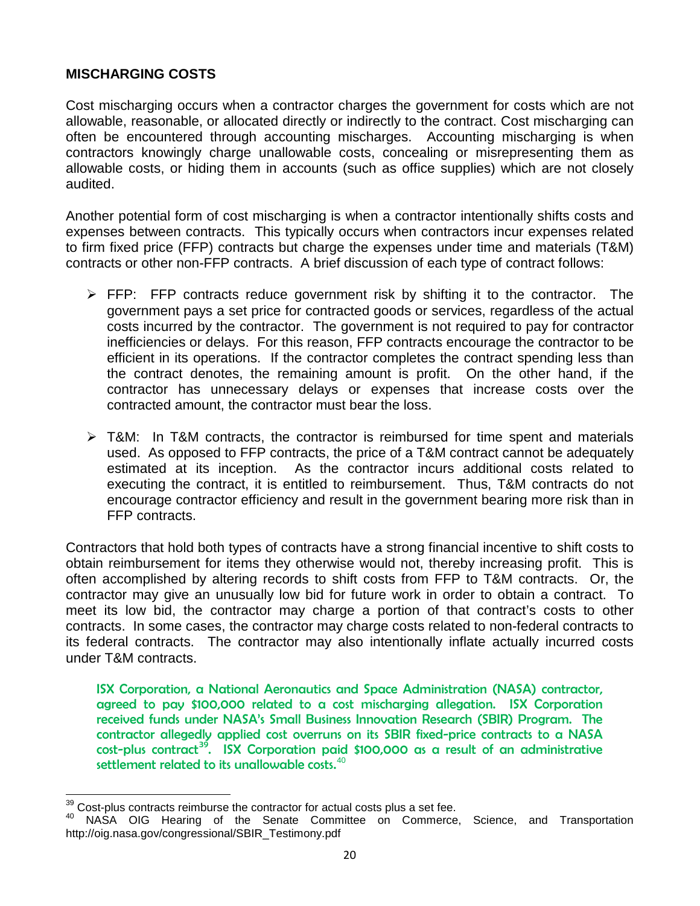## MISCHARGING COSTS

Cost mischarging occurs when a contractor charges the government for costs which are not allowable, reasonable, or allocated directly or indirectly to the contract. Cost mischarging can often be encountered through accounting mischarges. Accounting mischarging is when contractors knowingly charge unallowable costs, concealing or misrepresenting them as allowable costs, or hiding them in accounts (such as office supplies) which are not closely audited.

Another potential form of cost mischarging is when a contractor intentionally shifts costs and expenses between contracts. This typically occurs when contractors incur expenses related to firm fixed price (FFP) contracts but charge the expenses under time and materials (T&M) contracts or other non-FFP contracts. A brief discussion of each type of contract follows:

- FFP: FFP contracts reduce government risk by shifting it to the contractor. The government pays a set price for contracted goods or services, regardless of the actual costs incurred by the contractor. The government is not required to pay for contractor inefficiencies or delays. For this reason, FFP contracts encourage the contractor to be efficient in its operations. If the contractor completes the contract spending less than the contract denotes, the remaining amount is profit. On the other hand, if the contractor has unnecessary delays or expenses that increase costs over the contracted amount, the contractor must bear the loss.

- T&M: In T&M contracts, the contractor is reimbursed for time spent and materials used. As opposed to FFP contracts, the price of a T&M contract cannot be adequately estimated at its inception. As the contractor incurs additional costs related to executing the contract, it is entitled to reimbursement. Thus, T&M contracts do not encourage contractor efficiency and result in the government bearing more risk than in FFP contracts.

Contractors that hold both types of contracts have a strong financial incentive to shift costs to obtain reimbursement for items they otherwise would not, thereby increasing profit. This is often accomplished by altering records to shift costs from FFP to T&M contracts. Or, the contractor may give an unusually low bid for future work in order to obtain a contract. To meet its low bid, the contractor may charge a portion of that contract's costs to other contracts. In some cases, the contractor may charge costs related to non-federal contracts to its federal contracts. The contractor may also intentionally inflate actually incurred costs under T&M contracts.

> ISX Corporation, a National Aeronautics and Space Administration (NASA) contractor, agreed to pay $100,000 related to a cost mischarging allegation. ISX Corporation received funds under NASA's Small Business Innovation Research (SBIR) Program. The contractor allegedly applied cost overruns on its SBIR fixed-price contracts to a NASA cost-plus contract[39]. ISX Corporation paid $100,000 as a result of an administrative settlement related to its unallowable costs.[40]

---

[39] Cost-plus contracts reimburse the contractor for actual costs plus a set fee.

[40] NASA OIG Hearing of the Senate Committee on Commerce, Science, and Transportation http://oig.nasa.gov/congressional/SBIR_Testimony.pdf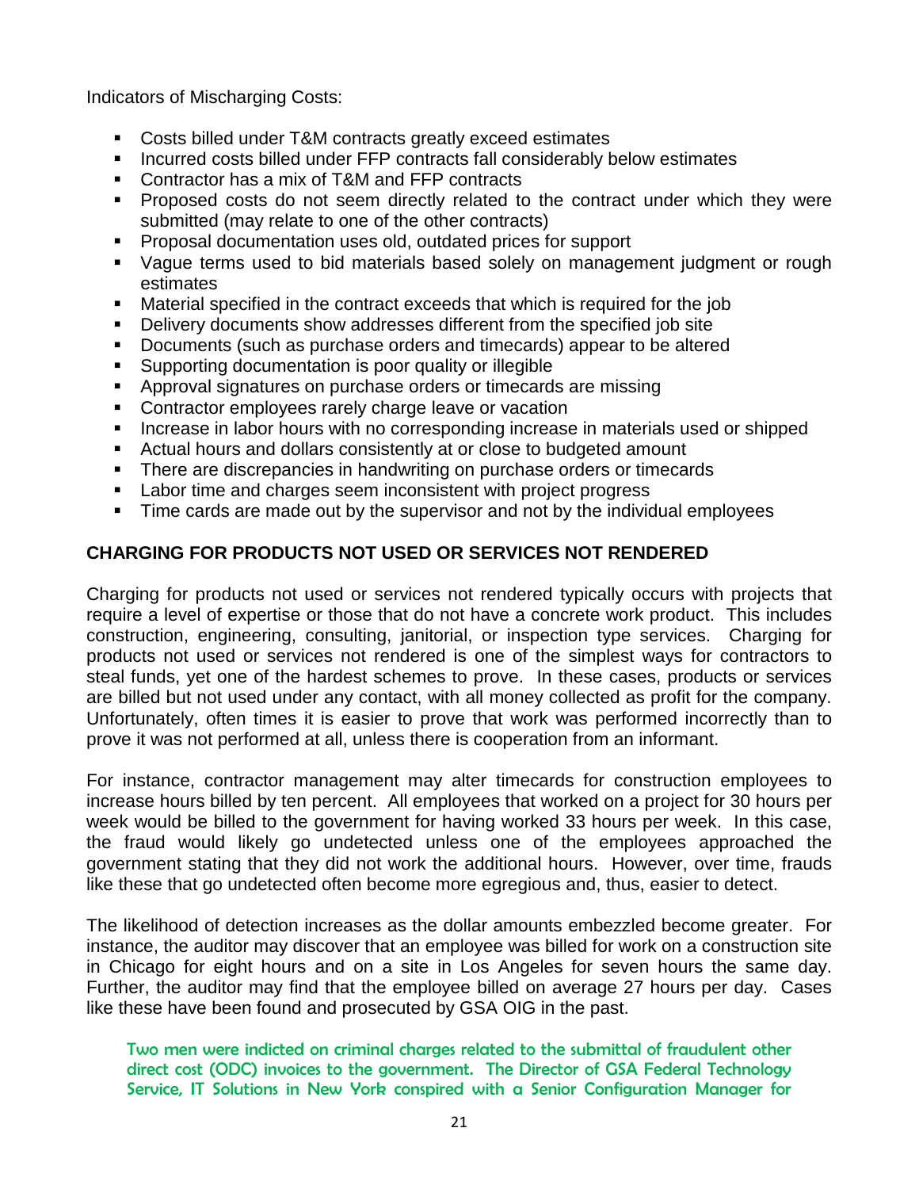Indicators of Mischarging Costs:

- Costs billed under T&M contracts greatly exceed estimates
- Incurred costs billed under FFP contracts fall considerably below estimates
- Contractor has a mix of T&M and FFP contracts
- Proposed costs do not seem directly related to the contract under which they were submitted (may relate to one of the other contracts)
- Proposal documentation uses old, outdated prices for support
- Vague terms used to bid materials based solely on management judgment or rough estimates
- Material specified in the contract exceeds that which is required for the job
- Delivery documents show addresses different from the specified job site
- Documents (such as purchase orders and timecards) appear to be altered
- Supporting documentation is poor quality or illegible
- Approval signatures on purchase orders or timecards are missing
- Contractor employees rarely charge leave or vacation
- Increase in labor hours with no corresponding increase in materials used or shipped
- Actual hours and dollars consistently at or close to budgeted amount
- There are discrepancies in handwriting on purchase orders or timecards
- Labor time and charges seem inconsistent with project progress
- Time cards are made out by the supervisor and not by the individual employees

## CHARGING FOR PRODUCTS NOT USED OR SERVICES NOT RENDERED

Charging for products not used or services not rendered typically occurs with projects that require a level of expertise or those that do not have a concrete work product. This includes construction, engineering, consulting, janitorial, or inspection type services. Charging for products not used or services not rendered is one of the simplest ways for contractors to steal funds, yet one of the hardest schemes to prove. In these cases, products or services are billed but not used under any contact, with all money collected as profit for the company. Unfortunately, often times it is easier to prove that work was performed incorrectly than to prove it was not performed at all, unless there is cooperation from an informant.

For instance, contractor management may alter timecards for construction employees to increase hours billed by ten percent. All employees that worked on a project for 30 hours per week would be billed to the government for having worked 33 hours per week. In this case, the fraud would likely go undetected unless one of the employees approached the government stating that they did not work the additional hours. However, over time, frauds like these that go undetected often become more egregious and, thus, easier to detect.

The likelihood of detection increases as the dollar amounts embezzled become greater. For instance, the auditor may discover that an employee was billed for work on a construction site in Chicago for eight hours and on a site in Los Angeles for seven hours the same day. Further, the auditor may find that the employee billed on average 27 hours per day. Cases like these have been found and prosecuted by GSA OIG in the past.

Two men were indicted on criminal charges related to the submittal of fraudulent other direct cost (ODC) invoices to the government. The Director of GSA Federal Technology Service, IT Solutions in New York conspired with a Senior Configuration Manager for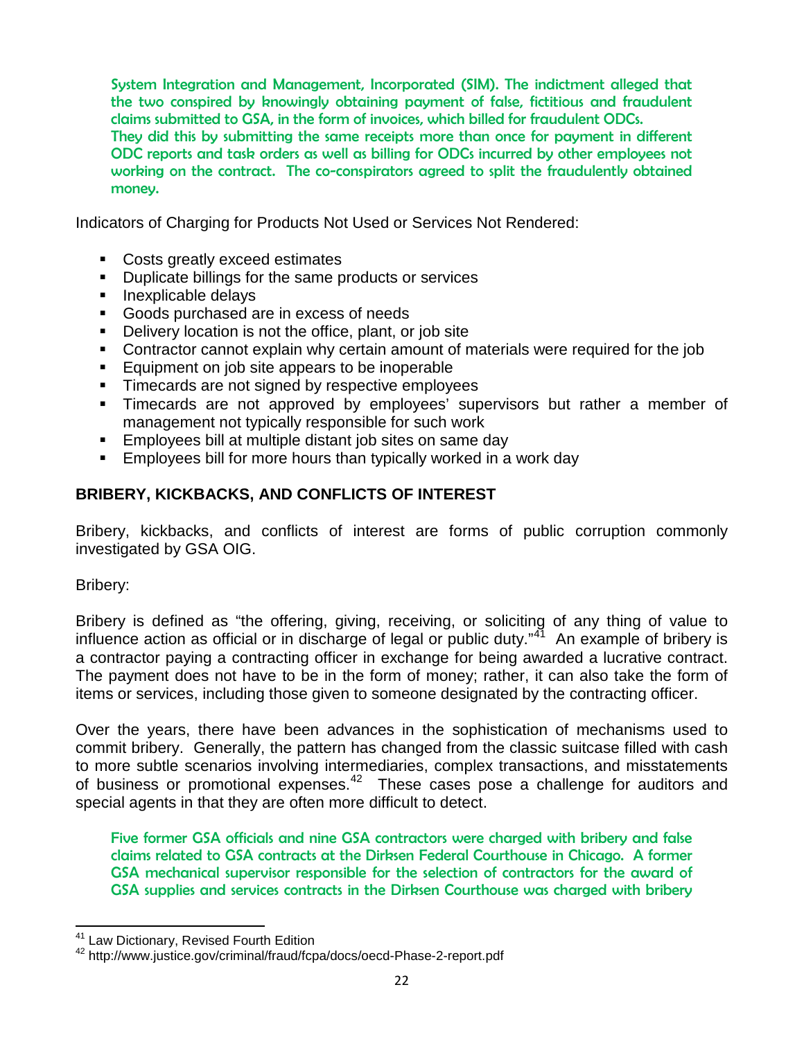System Integration and Management, Incorporated (SIM). The indictment alleged that the two conspired by knowingly obtaining payment of false, fictitious and fraudulent claims submitted to GSA, in the form of invoices, which billed for fraudulent ODCs. They did this by submitting the same receipts more than once for payment in different ODC reports and task orders as well as billing for ODCs incurred by other employees not working on the contract. The co-conspirators agreed to split the fraudulently obtained money.

Indicators of Charging for Products Not Used or Services Not Rendered:

- Costs greatly exceed estimates
- Duplicate billings for the same products or services
- Inexplicable delays
- Goods purchased are in excess of needs
- Delivery location is not the office, plant, or job site
- Contractor cannot explain why certain amount of materials were required for the job
- Equipment on job site appears to be inoperable
- Timecards are not signed by respective employees
- Timecards are not approved by employees' supervisors but rather a member of management not typically responsible for such work
- Employees bill at multiple distant job sites on same day
- Employees bill for more hours than typically worked in a work day

## BRIBERY, KICKBACKS, AND CONFLICTS OF INTEREST

Bribery, kickbacks, and conflicts of interest are forms of public corruption commonly investigated by GSA OIG.

Bribery:

Bribery is defined as "the offering, giving, receiving, or soliciting of any thing of value to influence action as official or in discharge of legal or public duty."[41] An example of bribery is a contractor paying a contracting officer in exchange for being awarded a lucrative contract. The payment does not have to be in the form of money; rather, it can also take the form of items or services, including those given to someone designated by the contracting officer.

Over the years, there have been advances in the sophistication of mechanisms used to commit bribery. Generally, the pattern has changed from the classic suitcase filled with cash to more subtle scenarios involving intermediaries, complex transactions, and misstatements of business or promotional expenses.[42] These cases pose a challenge for auditors and special agents in that they are often more difficult to detect.

Five former GSA officials and nine GSA contractors were charged with bribery and false claims related to GSA contracts at the Dirksen Federal Courthouse in Chicago. A former GSA mechanical supervisor responsible for the selection of contractors for the award of GSA supplies and services contracts in the Dirksen Courthouse was charged with bribery

---

[41] Law Dictionary, Revised Fourth Edition

[42] http://www.justice.gov/criminal/fraud/fcpa/docs/oecd-Phase-2-report.pdf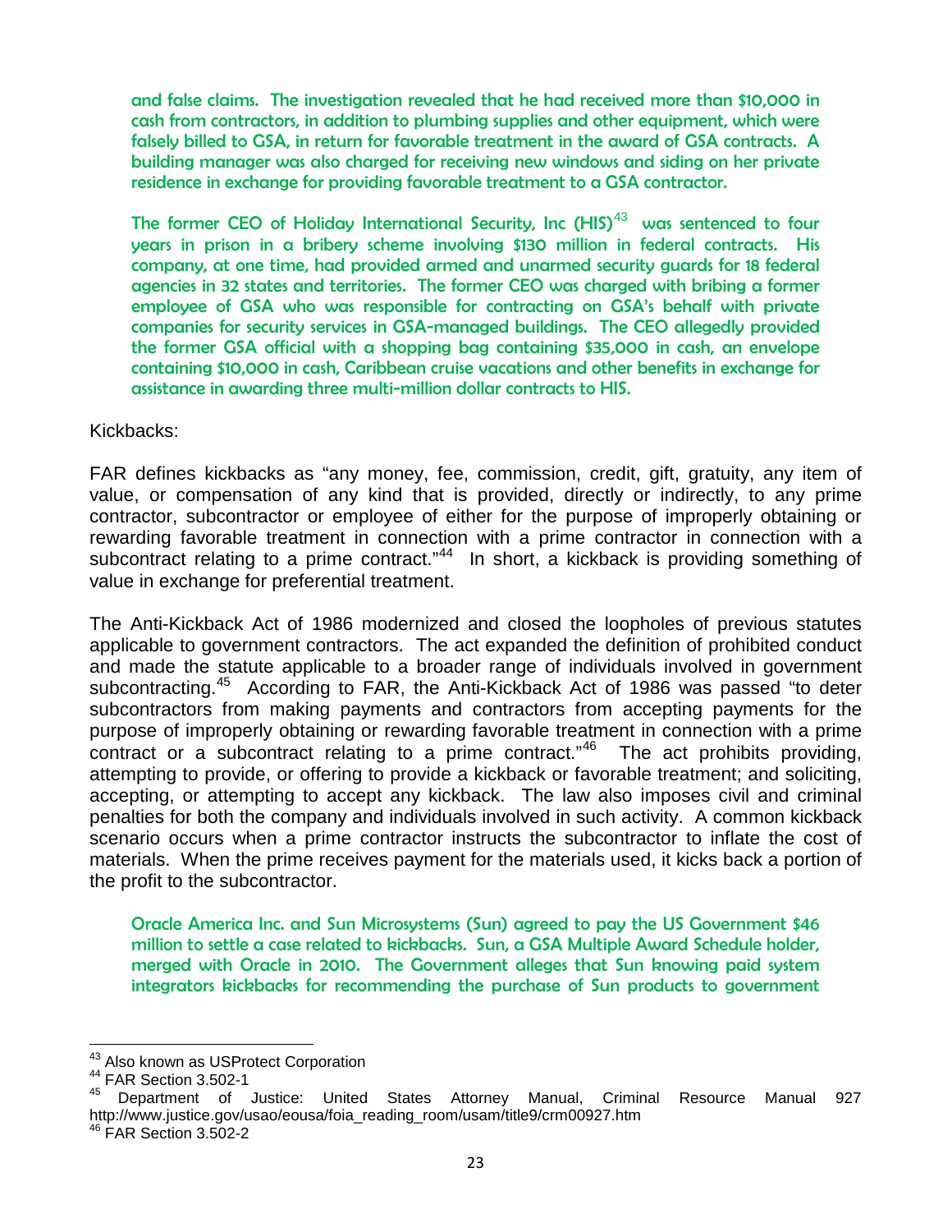and false claims. The investigation revealed that he had received more than $10,000 in cash from contractors, in addition to plumbing supplies and other equipment, which were falsely billed to GSA, in return for favorable treatment in the award of GSA contracts. A building manager was also charged for receiving new windows and siding on her private residence in exchange for providing favorable treatment to a GSA contractor.

The former CEO of Holiday International Security, Inc (HIS)[43] was sentenced to four years in prison in a bribery scheme involving $130 million in federal contracts. His company, at one time, had provided armed and unarmed security guards for 18 federal agencies in 32 states and territories. The former CEO was charged with bribing a former employee of GSA who was responsible for contracting on GSA's behalf with private companies for security services in GSA-managed buildings. The CEO allegedly provided the former GSA official with a shopping bag containing $35,000 in cash, an envelope containing $10,000 in cash, Caribbean cruise vacations and other benefits in exchange for assistance in awarding three multi-million dollar contracts to HIS.

Kickbacks:

FAR defines kickbacks as "any money, fee, commission, credit, gift, gratuity, any item of value, or compensation of any kind that is provided, directly or indirectly, to any prime contractor, subcontractor or employee of either for the purpose of improperly obtaining or rewarding favorable treatment in connection with a prime contractor in connection with a subcontract relating to a prime contract."[44] In short, a kickback is providing something of value in exchange for preferential treatment.

The Anti-Kickback Act of 1986 modernized and closed the loopholes of previous statutes applicable to government contractors. The act expanded the definition of prohibited conduct and made the statute applicable to a broader range of individuals involved in government subcontracting.[45] According to FAR, the Anti-Kickback Act of 1986 was passed "to deter subcontractors from making payments and contractors from accepting payments for the purpose of improperly obtaining or rewarding favorable treatment in connection with a prime contract or a subcontract relating to a prime contract."[46] The act prohibits providing, attempting to provide, or offering to provide a kickback or favorable treatment; and soliciting, accepting, or attempting to accept any kickback. The law also imposes civil and criminal penalties for both the company and individuals involved in such activity. A common kickback scenario occurs when a prime contractor instructs the subcontractor to inflate the cost of materials. When the prime receives payment for the materials used, it kicks back a portion of the profit to the subcontractor.

Oracle America Inc. and Sun Microsystems (Sun) agreed to pay the US Government $46 million to settle a case related to kickbacks. Sun, a GSA Multiple Award Schedule holder, merged with Oracle in 2010. The Government alleges that Sun knowing paid system integrators kickbacks for recommending the purchase of Sun products to government

---

[43] Also known as USProtect Corporation

[44] FAR Section 3.502-1

[45] Department of Justice: United States Attorney Manual, Criminal Resource Manual 927 http://www.justice.gov/usao/eousa/foia_reading_room/usam/title9/crm00927.htm

[46] FAR Section 3.502-2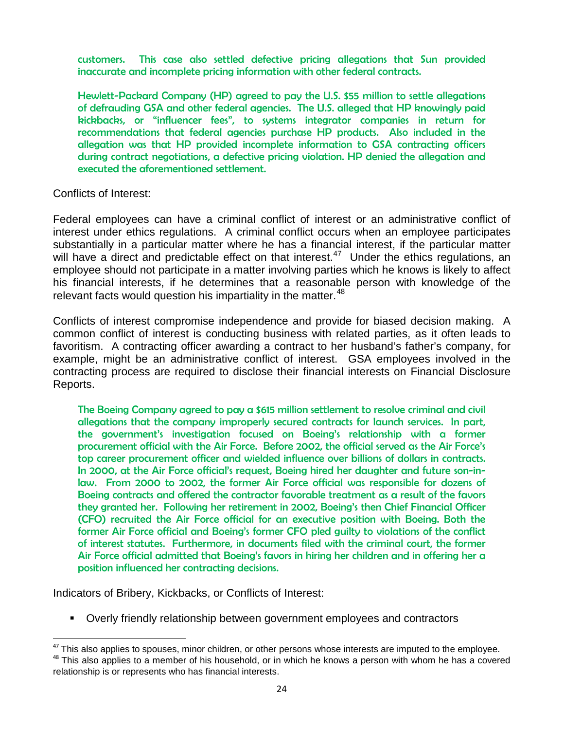customers. This case also settled defective pricing allegations that Sun provided inaccurate and incomplete pricing information with other federal contracts.

Hewlett-Packard Company (HP) agreed to pay the U.S. $55 million to settle allegations of defrauding GSA and other federal agencies. The U.S. alleged that HP knowingly paid kickbacks, or "influencer fees", to systems integrator companies in return for recommendations that federal agencies purchase HP products. Also included in the allegation was that HP provided incomplete information to GSA contracting officers during contract negotiations, a defective pricing violation. HP denied the allegation and executed the aforementioned settlement.

Conflicts of Interest:

Federal employees can have a criminal conflict of interest or an administrative conflict of interest under ethics regulations. A criminal conflict occurs when an employee participates substantially in a particular matter where he has a financial interest, if the particular matter will have a direct and predictable effect on that interest.[47] Under the ethics regulations, an employee should not participate in a matter involving parties which he knows is likely to affect his financial interests, if he determines that a reasonable person with knowledge of the relevant facts would question his impartiality in the matter.[48]

Conflicts of interest compromise independence and provide for biased decision making. A common conflict of interest is conducting business with related parties, as it often leads to favoritism. A contracting officer awarding a contract to her husband's father's company, for example, might be an administrative conflict of interest. GSA employees involved in the contracting process are required to disclose their financial interests on Financial Disclosure Reports.

The Boeing Company agreed to pay a $615 million settlement to resolve criminal and civil allegations that the company improperly secured contracts for launch services. In part, the government's investigation focused on Boeing's relationship with a former procurement official with the Air Force. Before 2002, the official served as the Air Force's top career procurement officer and wielded influence over billions of dollars in contracts. In 2000, at the Air Force official's request, Boeing hired her daughter and future son-in-law. From 2000 to 2002, the former Air Force official was responsible for dozens of Boeing contracts and offered the contractor favorable treatment as a result of the favors they granted her. Following her retirement in 2002, Boeing's then Chief Financial Officer (CFO) recruited the Air Force official for an executive position with Boeing. Both the former Air Force official and Boeing's former CFO pled guilty to violations of the conflict of interest statutes. Furthermore, in documents filed with the criminal court, the former Air Force official admitted that Boeing's favors in hiring her children and in offering her a position influenced her contracting decisions.

Indicators of Bribery, Kickbacks, or Conflicts of Interest:

- Overly friendly relationship between government employees and contractors

[47] This also applies to spouses, minor children, or other persons whose interests are imputed to the employee.

[48] This also applies to a member of his household, or in which he knows a person with whom he has a covered relationship is or represents who has financial interests.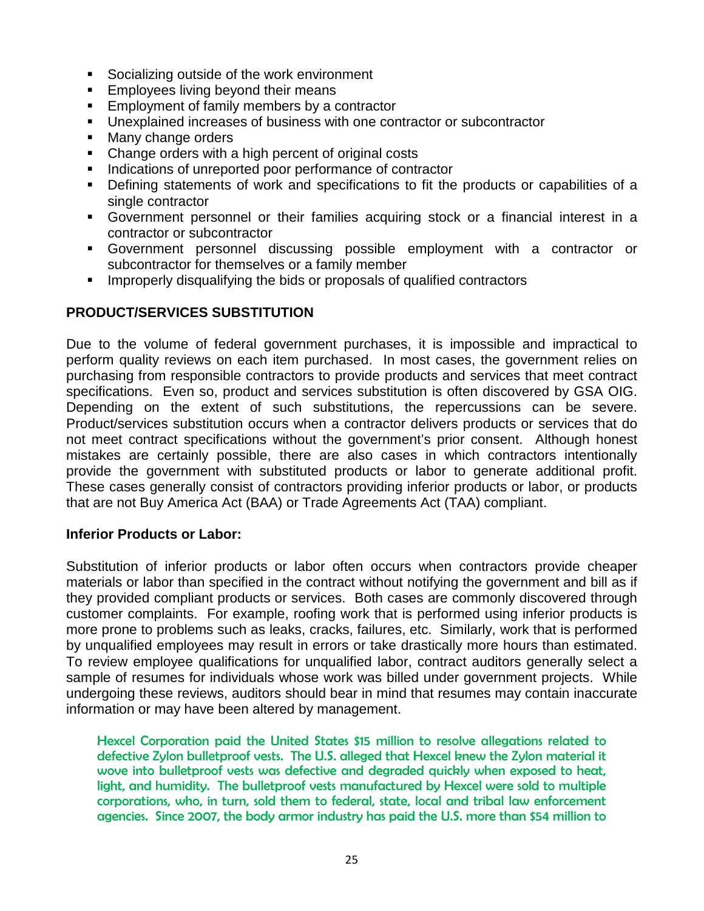- Socializing outside of the work environment
- Employees living beyond their means
- Employment of family members by a contractor
- Unexplained increases of business with one contractor or subcontractor
- Many change orders
- Change orders with a high percent of original costs
- Indications of unreported poor performance of contractor
- Defining statements of work and specifications to fit the products or capabilities of a single contractor
- Government personnel or their families acquiring stock or a financial interest in a contractor or subcontractor
- Government personnel discussing possible employment with a contractor or subcontractor for themselves or a family member
- Improperly disqualifying the bids or proposals of qualified contractors

## PRODUCT/SERVICES SUBSTITUTION

Due to the volume of federal government purchases, it is impossible and impractical to perform quality reviews on each item purchased. In most cases, the government relies on purchasing from responsible contractors to provide products and services that meet contract specifications. Even so, product and services substitution is often discovered by GSA OIG. Depending on the extent of such substitutions, the repercussions can be severe. Product/services substitution occurs when a contractor delivers products or services that do not meet contract specifications without the government's prior consent. Although honest mistakes are certainly possible, there are also cases in which contractors intentionally provide the government with substituted products or labor to generate additional profit. These cases generally consist of contractors providing inferior products or labor, or products that are not Buy America Act (BAA) or Trade Agreements Act (TAA) compliant.

### Inferior Products or Labor:

Substitution of inferior products or labor often occurs when contractors provide cheaper materials or labor than specified in the contract without notifying the government and bill as if they provided compliant products or services. Both cases are commonly discovered through customer complaints. For example, roofing work that is performed using inferior products is more prone to problems such as leaks, cracks, failures, etc. Similarly, work that is performed by unqualified employees may result in errors or take drastically more hours than estimated. To review employee qualifications for unqualified labor, contract auditors generally select a sample of resumes for individuals whose work was billed under government projects. While undergoing these reviews, auditors should bear in mind that resumes may contain inaccurate information or may have been altered by management.

Hexcel Corporation paid the United States $15 million to resolve allegations related to defective Zylon bulletproof vests. The U.S. alleged that Hexcel knew the Zylon material it wove into bulletproof vests was defective and degraded quickly when exposed to heat, light, and humidity. The bulletproof vests manufactured by Hexcel were sold to multiple corporations, who, in turn, sold them to federal, state, local and tribal law enforcement agencies. Since 2007, the body armor industry has paid the U.S. more than $54 million to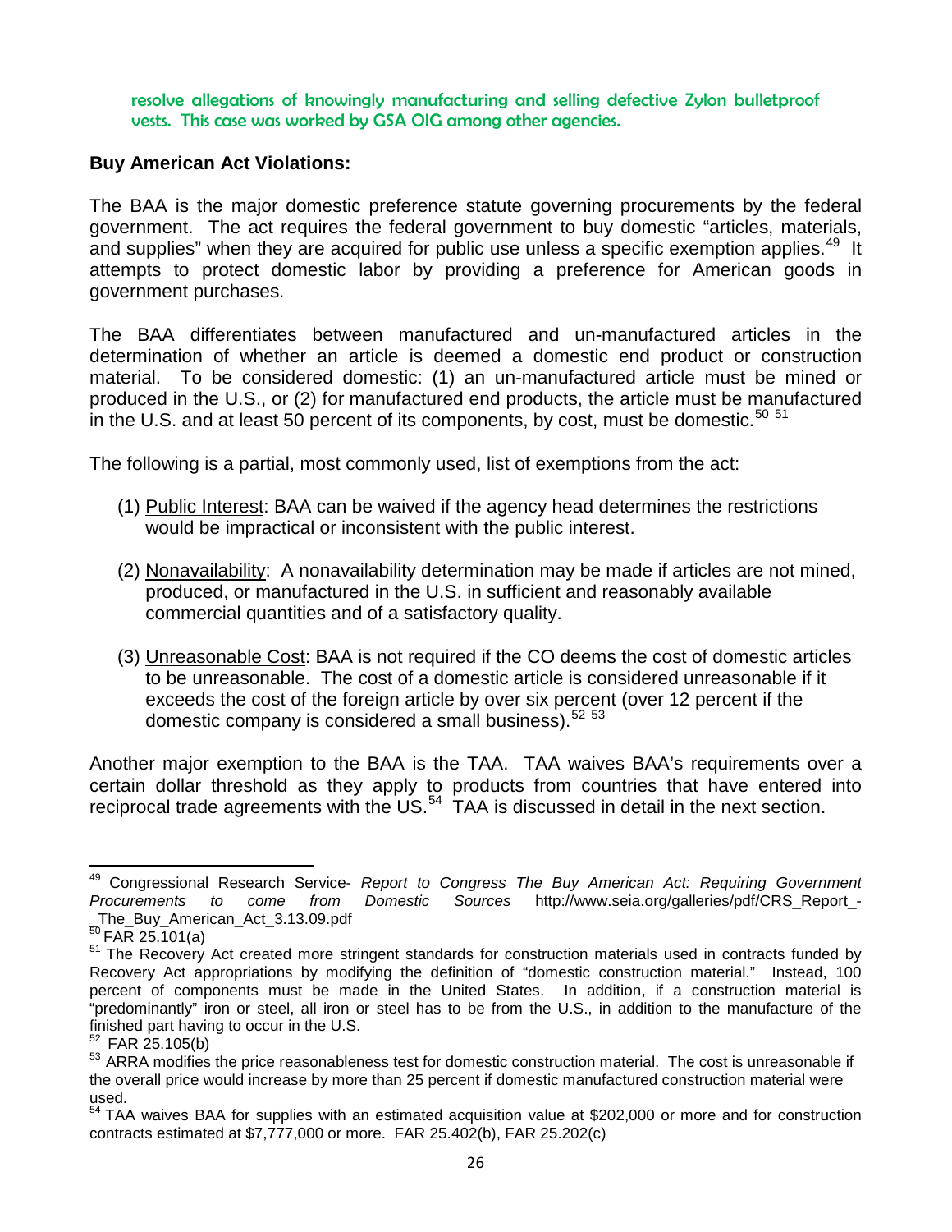resolve allegations of knowingly manufacturing and selling defective Zylon bulletproof vests. This case was worked by GSA OIG among other agencies.

**Buy American Act Violations:**

The BAA is the major domestic preference statute governing procurements by the federal government. The act requires the federal government to buy domestic "articles, materials, and supplies" when they are acquired for public use unless a specific exemption applies.[49] It attempts to protect domestic labor by providing a preference for American goods in government purchases.

The BAA differentiates between manufactured and un-manufactured articles in the determination of whether an article is deemed a domestic end product or construction material. To be considered domestic: (1) an un-manufactured article must be mined or produced in the U.S., or (2) for manufactured end products, the article must be manufactured in the U.S. and at least 50 percent of its components, by cost, must be domestic.[50] [51]

The following is a partial, most commonly used, list of exemptions from the act:

(1) Public Interest: BAA can be waived if the agency head determines the restrictions would be impractical or inconsistent with the public interest.

(2) Nonavailability: A nonavailability determination may be made if articles are not mined, produced, or manufactured in the U.S. in sufficient and reasonably available commercial quantities and of a satisfactory quality.

(3) Unreasonable Cost: BAA is not required if the CO deems the cost of domestic articles to be unreasonable. The cost of a domestic article is considered unreasonable if it exceeds the cost of the foreign article by over six percent (over 12 percent if the domestic company is considered a small business).[52] [53]

Another major exemption to the BAA is the TAA. TAA waives BAA's requirements over a certain dollar threshold as they apply to products from countries that have entered into reciprocal trade agreements with the US.[54] TAA is discussed in detail in the next section.

---

[49] Congressional Research Service- *Report to Congress The Buy American Act: Requiring Government Procurements to come from Domestic Sources* http://www.seia.org/galleries/pdf/CRS_Report_-_The_Buy_American_Act_3.13.09.pdf

[50] FAR 25.101(a)

[51] The Recovery Act created more stringent standards for construction materials used in contracts funded by Recovery Act appropriations by modifying the definition of "domestic construction material." Instead, 100 percent of components must be made in the United States. In addition, if a construction material is "predominantly" iron or steel, all iron or steel has to be from the U.S., in addition to the manufacture of the finished part having to occur in the U.S.

[52] FAR 25.105(b)

[53] ARRA modifies the price reasonableness test for domestic construction material. The cost is unreasonable if the overall price would increase by more than 25 percent if domestic manufactured construction material were used.

[54] TAA waives BAA for supplies with an estimated acquisition value at $202,000 or more and for construction contracts estimated at $7,777,000 or more. FAR 25.402(b), FAR 25.202(c)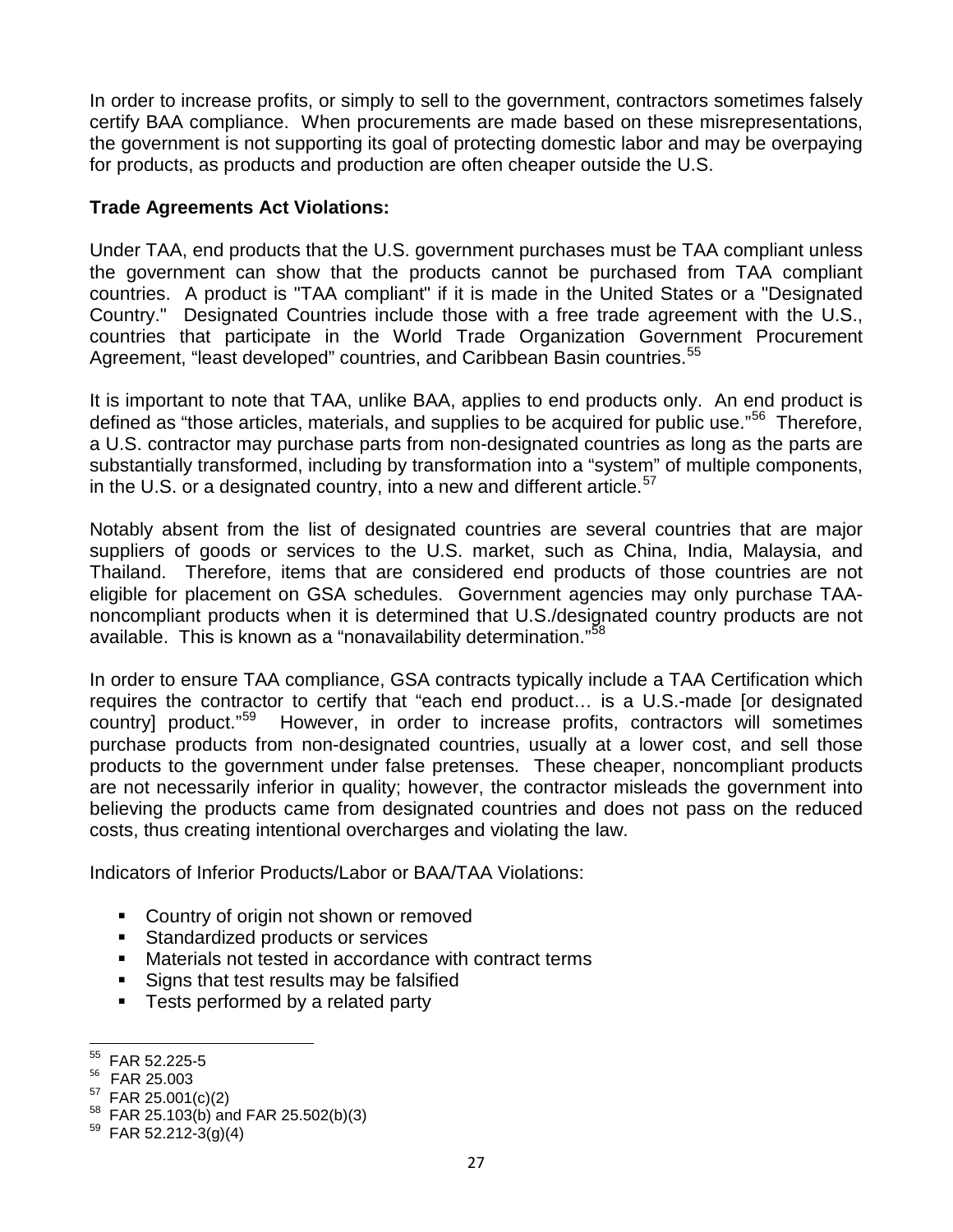In order to increase profits, or simply to sell to the government, contractors sometimes falsely certify BAA compliance. When procurements are made based on these misrepresentations, the government is not supporting its goal of protecting domestic labor and may be overpaying for products, as products and production are often cheaper outside the U.S.

**Trade Agreements Act Violations:**

Under TAA, end products that the U.S. government purchases must be TAA compliant unless the government can show that the products cannot be purchased from TAA compliant countries. A product is "TAA compliant" if it is made in the United States or a "Designated Country." Designated Countries include those with a free trade agreement with the U.S., countries that participate in the World Trade Organization Government Procurement Agreement, "least developed" countries, and Caribbean Basin countries.[55]

It is important to note that TAA, unlike BAA, applies to end products only. An end product is defined as "those articles, materials, and supplies to be acquired for public use."[56] Therefore, a U.S. contractor may purchase parts from non-designated countries as long as the parts are substantially transformed, including by transformation into a "system" of multiple components, in the U.S. or a designated country, into a new and different article.[57]

Notably absent from the list of designated countries are several countries that are major suppliers of goods or services to the U.S. market, such as China, India, Malaysia, and Thailand. Therefore, items that are considered end products of those countries are not eligible for placement on GSA schedules. Government agencies may only purchase TAA-noncompliant products when it is determined that U.S./designated country products are not available. This is known as a "nonavailability determination."[58]

In order to ensure TAA compliance, GSA contracts typically include a TAA Certification which requires the contractor to certify that "each end product… is a U.S.-made [or designated country] product."[59] However, in order to increase profits, contractors will sometimes purchase products from non-designated countries, usually at a lower cost, and sell those products to the government under false pretenses. These cheaper, noncompliant products are not necessarily inferior in quality; however, the contractor misleads the government into believing the products came from designated countries and does not pass on the reduced costs, thus creating intentional overcharges and violating the law.

Indicators of Inferior Products/Labor or BAA/TAA Violations:

- Country of origin not shown or removed
- Standardized products or services
- Materials not tested in accordance with contract terms
- Signs that test results may be falsified
- Tests performed by a related party

---

[55] FAR 52.225-5

[56] FAR 25.003

[57] FAR 25.001(c)(2)

[58] FAR 25.103(b) and FAR 25.502(b)(3)

[59] FAR 52.212-3(g)(4)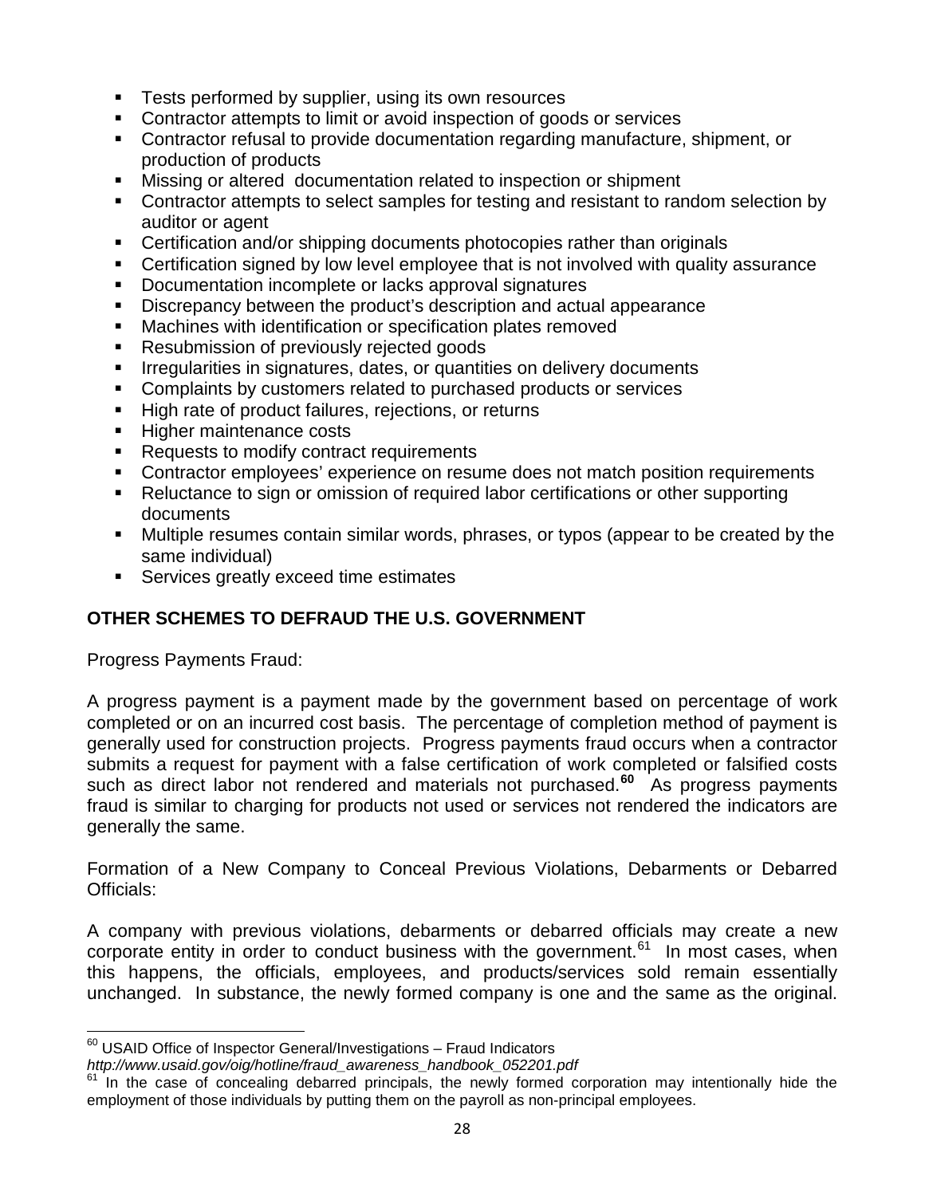- Tests performed by supplier, using its own resources
- Contractor attempts to limit or avoid inspection of goods or services
- Contractor refusal to provide documentation regarding manufacture, shipment, or production of products
- Missing or altered documentation related to inspection or shipment
- Contractor attempts to select samples for testing and resistant to random selection by auditor or agent
- Certification and/or shipping documents photocopies rather than originals
- Certification signed by low level employee that is not involved with quality assurance
- Documentation incomplete or lacks approval signatures
- Discrepancy between the product's description and actual appearance
- Machines with identification or specification plates removed
- Resubmission of previously rejected goods
- Irregularities in signatures, dates, or quantities on delivery documents
- Complaints by customers related to purchased products or services
- High rate of product failures, rejections, or returns
- Higher maintenance costs
- Requests to modify contract requirements
- Contractor employees' experience on resume does not match position requirements
- Reluctance to sign or omission of required labor certifications or other supporting documents
- Multiple resumes contain similar words, phrases, or typos (appear to be created by the same individual)
- Services greatly exceed time estimates

## OTHER SCHEMES TO DEFRAUD THE U.S. GOVERNMENT

Progress Payments Fraud:

A progress payment is a payment made by the government based on percentage of work completed or on an incurred cost basis. The percentage of completion method of payment is generally used for construction projects. Progress payments fraud occurs when a contractor submits a request for payment with a false certification of work completed or falsified costs such as direct labor not rendered and materials not purchased.[60] As progress payments fraud is similar to charging for products not used or services not rendered the indicators are generally the same.

Formation of a New Company to Conceal Previous Violations, Debarments or Debarred Officials:

A company with previous violations, debarments or debarred officials may create a new corporate entity in order to conduct business with the government.[61] In most cases, when this happens, the officials, employees, and products/services sold remain essentially unchanged. In substance, the newly formed company is one and the same as the original.

---

[60] USAID Office of Inspector General/Investigations – Fraud Indicators *http://www.usaid.gov/oig/hotline/fraud_awareness_handbook_052201.pdf*

[61] In the case of concealing debarred principals, the newly formed corporation may intentionally hide the employment of those individuals by putting them on the payroll as non-principal employees.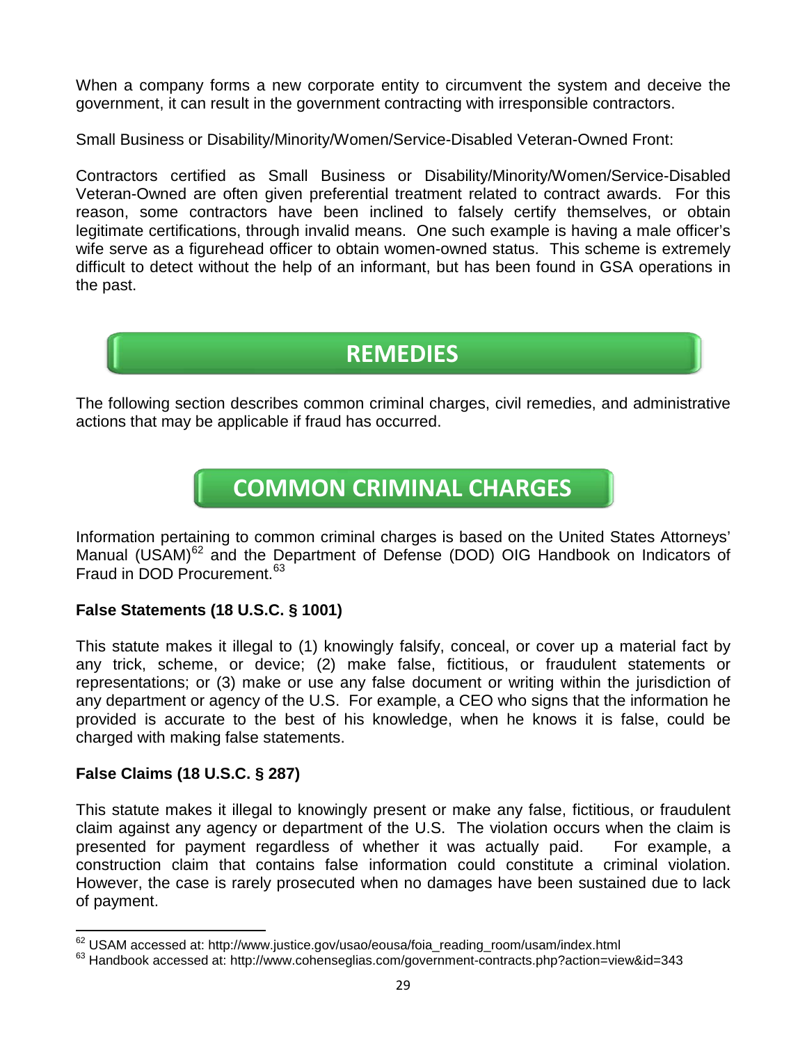When a company forms a new corporate entity to circumvent the system and deceive the government, it can result in the government contracting with irresponsible contractors.

Small Business or Disability/Minority/Women/Service-Disabled Veteran-Owned Front:

Contractors certified as Small Business or Disability/Minority/Women/Service-Disabled Veteran-Owned are often given preferential treatment related to contract awards. For this reason, some contractors have been inclined to falsely certify themselves, or obtain legitimate certifications, through invalid means. One such example is having a male officer's wife serve as a figurehead officer to obtain women-owned status. This scheme is extremely difficult to detect without the help of an informant, but has been found in GSA operations in the past.

# REMEDIES

The following section describes common criminal charges, civil remedies, and administrative actions that may be applicable if fraud has occurred.

## COMMON CRIMINAL CHARGES

Information pertaining to common criminal charges is based on the United States Attorneys' Manual (USAM)[62] and the Department of Defense (DOD) OIG Handbook on Indicators of Fraud in DOD Procurement.[63]

### False Statements (18 U.S.C. § 1001)

This statute makes it illegal to (1) knowingly falsify, conceal, or cover up a material fact by any trick, scheme, or device; (2) make false, fictitious, or fraudulent statements or representations; or (3) make or use any false document or writing within the jurisdiction of any department or agency of the U.S. For example, a CEO who signs that the information he provided is accurate to the best of his knowledge, when he knows it is false, could be charged with making false statements.

### False Claims (18 U.S.C. § 287)

This statute makes it illegal to knowingly present or make any false, fictitious, or fraudulent claim against any agency or department of the U.S. The violation occurs when the claim is presented for payment regardless of whether it was actually paid. For example, a construction claim that contains false information could constitute a criminal violation. However, the case is rarely prosecuted when no damages have been sustained due to lack of payment.

---

[62] USAM accessed at: http://www.justice.gov/usao/eousa/foia_reading_room/usam/index.html

[63] Handbook accessed at: http://www.cohenseglias.com/government-contracts.php?action=view&id=343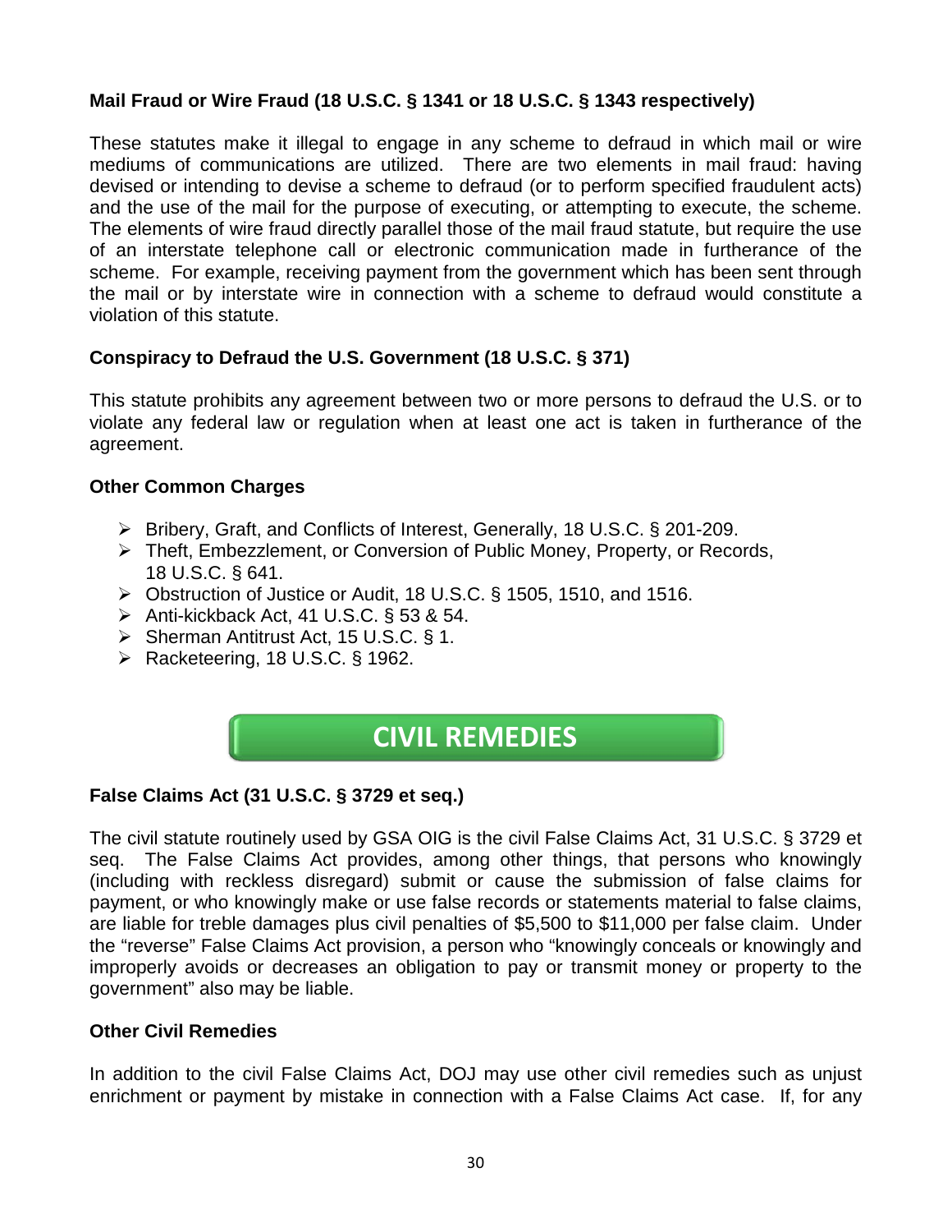### Mail Fraud or Wire Fraud (18 U.S.C. § 1341 or 18 U.S.C. § 1343 respectively)

These statutes make it illegal to engage in any scheme to defraud in which mail or wire mediums of communications are utilized. There are two elements in mail fraud: having devised or intending to devise a scheme to defraud (or to perform specified fraudulent acts) and the use of the mail for the purpose of executing, or attempting to execute, the scheme. The elements of wire fraud directly parallel those of the mail fraud statute, but require the use of an interstate telephone call or electronic communication made in furtherance of the scheme. For example, receiving payment from the government which has been sent through the mail or by interstate wire in connection with a scheme to defraud would constitute a violation of this statute.

### Conspiracy to Defraud the U.S. Government (18 U.S.C. § 371)

This statute prohibits any agreement between two or more persons to defraud the U.S. or to violate any federal law or regulation when at least one act is taken in furtherance of the agreement.

### Other Common Charges

- Bribery, Graft, and Conflicts of Interest, Generally, 18 U.S.C. § 201-209.
- Theft, Embezzlement, or Conversion of Public Money, Property, or Records, 18 U.S.C. § 641.
- Obstruction of Justice or Audit, 18 U.S.C. § 1505, 1510, and 1516.
- Anti-kickback Act, 41 U.S.C. § 53 & 54.
- Sherman Antitrust Act, 15 U.S.C. § 1.
- Racketeering, 18 U.S.C. § 1962.

## CIVIL REMEDIES

### False Claims Act (31 U.S.C. § 3729 et seq.)

The civil statute routinely used by GSA OIG is the civil False Claims Act, 31 U.S.C. § 3729 et seq. The False Claims Act provides, among other things, that persons who knowingly (including with reckless disregard) submit or cause the submission of false claims for payment, or who knowingly make or use false records or statements material to false claims, are liable for treble damages plus civil penalties of $5,500 to $11,000 per false claim. Under the "reverse" False Claims Act provision, a person who "knowingly conceals or knowingly and improperly avoids or decreases an obligation to pay or transmit money or property to the government" also may be liable.

### Other Civil Remedies

In addition to the civil False Claims Act, DOJ may use other civil remedies such as unjust enrichment or payment by mistake in connection with a False Claims Act case. If, for any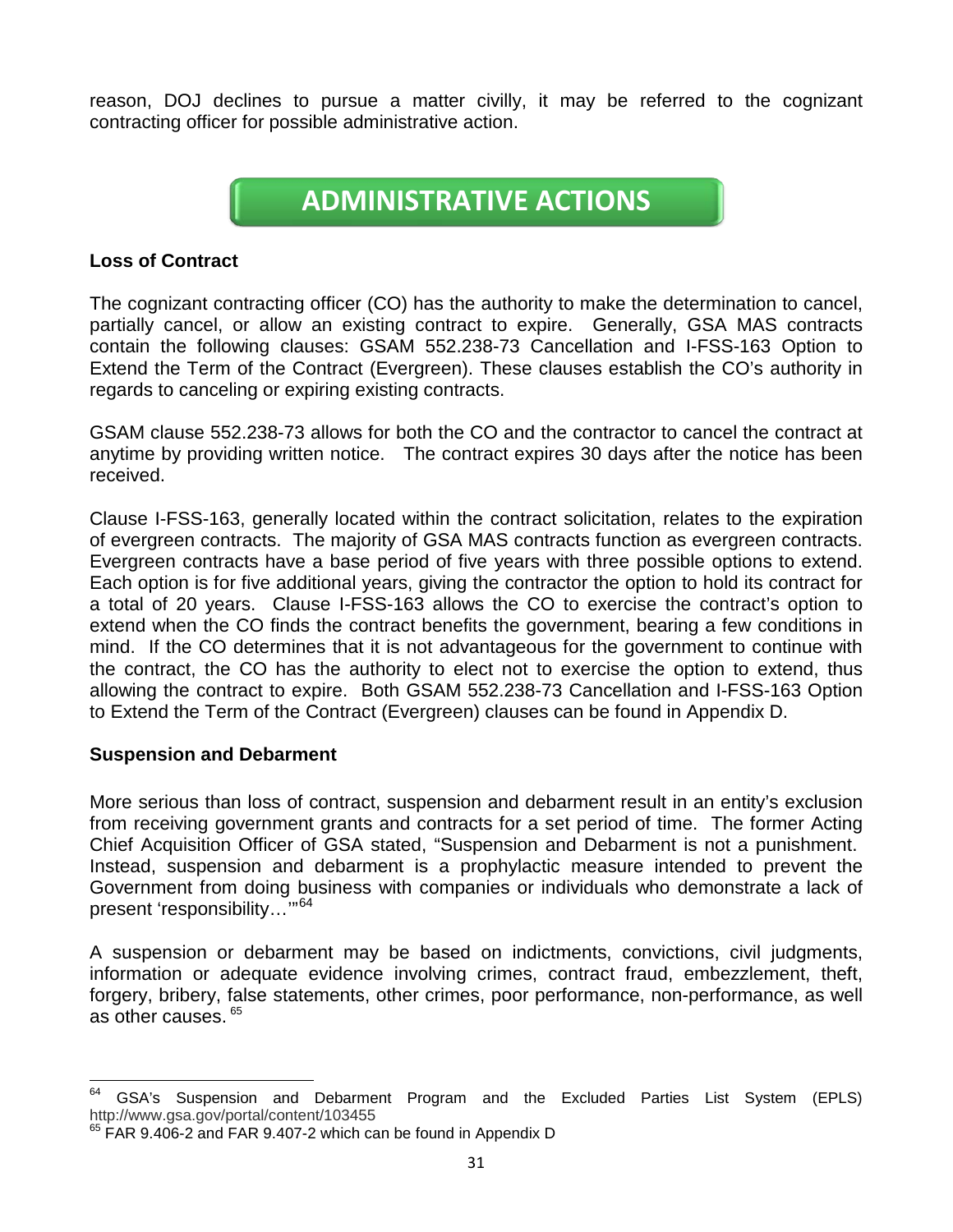reason, DOJ declines to pursue a matter civilly, it may be referred to the cognizant contracting officer for possible administrative action.

## ADMINISTRATIVE ACTIONS

**Loss of Contract**

The cognizant contracting officer (CO) has the authority to make the determination to cancel, partially cancel, or allow an existing contract to expire. Generally, GSA MAS contracts contain the following clauses: GSAM 552.238-73 Cancellation and I-FSS-163 Option to Extend the Term of the Contract (Evergreen). These clauses establish the CO's authority in regards to canceling or expiring existing contracts.

GSAM clause 552.238-73 allows for both the CO and the contractor to cancel the contract at anytime by providing written notice. The contract expires 30 days after the notice has been received.

Clause I-FSS-163, generally located within the contract solicitation, relates to the expiration of evergreen contracts. The majority of GSA MAS contracts function as evergreen contracts. Evergreen contracts have a base period of five years with three possible options to extend. Each option is for five additional years, giving the contractor the option to hold its contract for a total of 20 years. Clause I-FSS-163 allows the CO to exercise the contract's option to extend when the CO finds the contract benefits the government, bearing a few conditions in mind. If the CO determines that it is not advantageous for the government to continue with the contract, the CO has the authority to elect not to exercise the option to extend, thus allowing the contract to expire. Both GSAM 552.238-73 Cancellation and I-FSS-163 Option to Extend the Term of the Contract (Evergreen) clauses can be found in Appendix D.

**Suspension and Debarment**

More serious than loss of contract, suspension and debarment result in an entity's exclusion from receiving government grants and contracts for a set period of time. The former Acting Chief Acquisition Officer of GSA stated, "Suspension and Debarment is not a punishment. Instead, suspension and debarment is a prophylactic measure intended to prevent the Government from doing business with companies or individuals who demonstrate a lack of present 'responsibility…'"[64]

A suspension or debarment may be based on indictments, convictions, civil judgments, information or adequate evidence involving crimes, contract fraud, embezzlement, theft, forgery, bribery, false statements, other crimes, poor performance, non-performance, as well as other causes.[65]

---

[64] GSA's Suspension and Debarment Program and the Excluded Parties List System (EPLS) http://www.gsa.gov/portal/content/103455

[65] FAR 9.406-2 and FAR 9.407-2 which can be found in Appendix D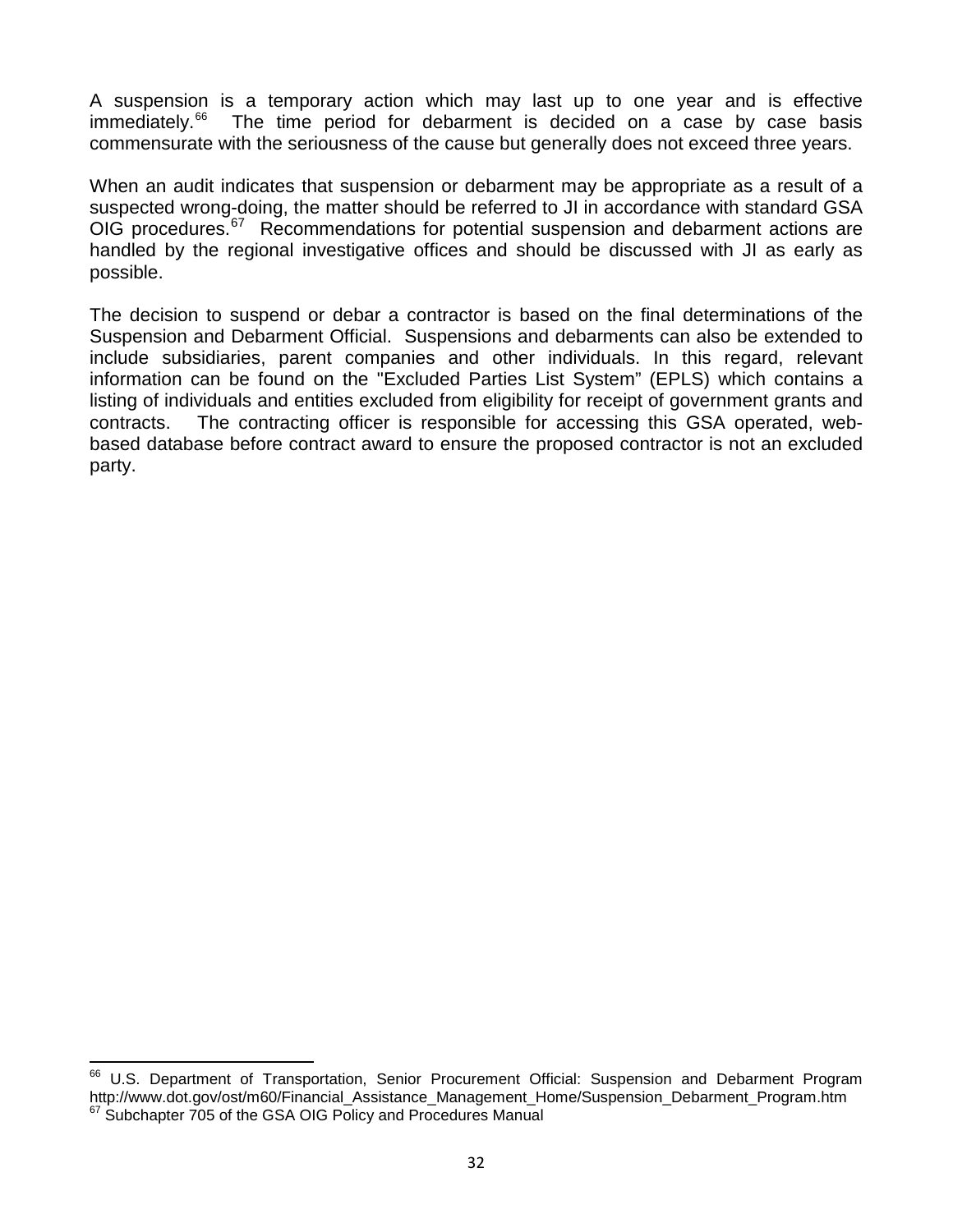A suspension is a temporary action which may last up to one year and is effective immediately.[66] The time period for debarment is decided on a case by case basis commensurate with the seriousness of the cause but generally does not exceed three years.

When an audit indicates that suspension or debarment may be appropriate as a result of a suspected wrong-doing, the matter should be referred to JI in accordance with standard GSA OIG procedures.[67] Recommendations for potential suspension and debarment actions are handled by the regional investigative offices and should be discussed with JI as early as possible.

The decision to suspend or debar a contractor is based on the final determinations of the Suspension and Debarment Official. Suspensions and debarments can also be extended to include subsidiaries, parent companies and other individuals. In this regard, relevant information can be found on the "Excluded Parties List System" (EPLS) which contains a listing of individuals and entities excluded from eligibility for receipt of government grants and contracts. The contracting officer is responsible for accessing this GSA operated, web-based database before contract award to ensure the proposed contractor is not an excluded party.

---

[66] U.S. Department of Transportation, Senior Procurement Official: Suspension and Debarment Program http://www.dot.gov/ost/m60/Financial_Assistance_Management_Home/Suspension_Debarment_Program.htm

[67] Subchapter 705 of the GSA OIG Policy and Procedures Manual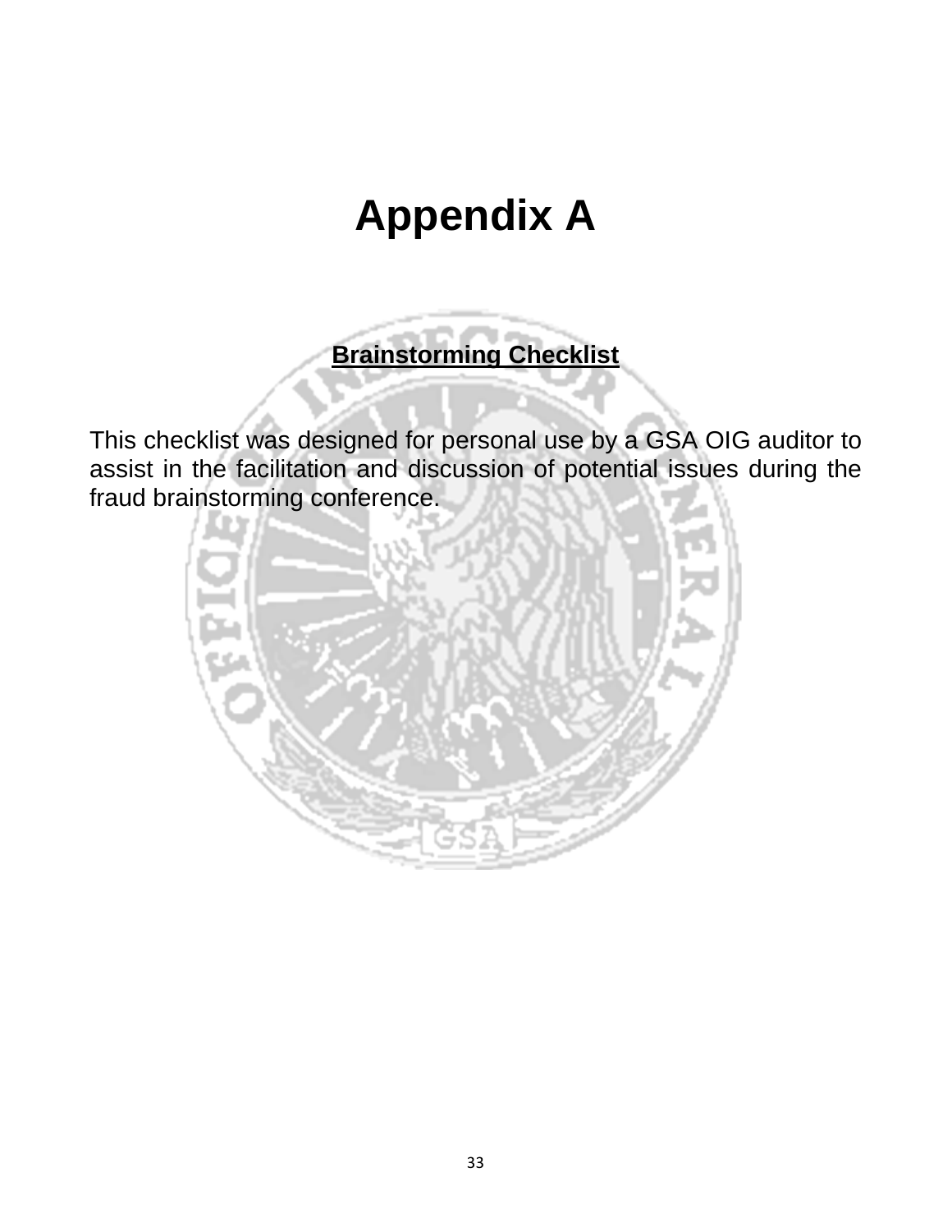# Appendix A

**Brainstorming Checklist**

This checklist was designed for personal use by a GSA OIG auditor to assist in the facilitation and discussion of potential issues during the fraud brainstorming conference.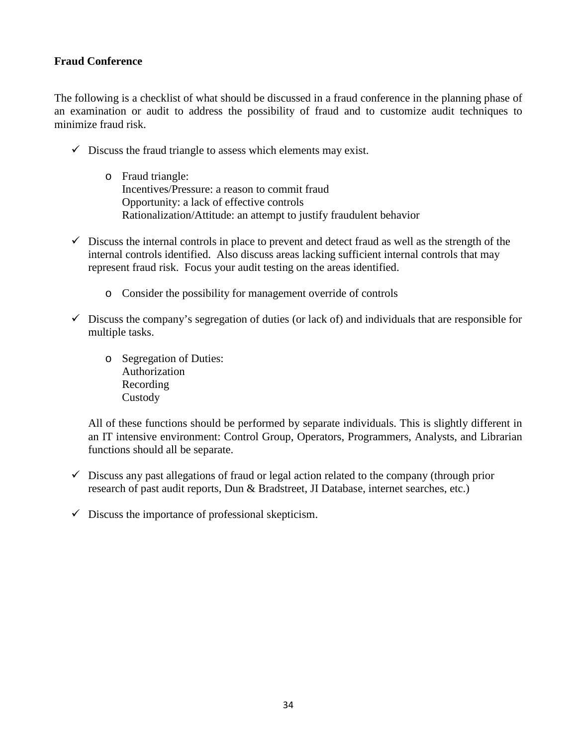**Fraud Conference**

The following is a checklist of what should be discussed in a fraud conference in the planning phase of an examination or audit to address the possibility of fraud and to customize audit techniques to minimize fraud risk.

- ✓ Discuss the fraud triangle to assess which elements may exist.
  - Fraud triangle:
    Incentives/Pressure: a reason to commit fraud
    Opportunity: a lack of effective controls
    Rationalization/Attitude: an attempt to justify fraudulent behavior

- ✓ Discuss the internal controls in place to prevent and detect fraud as well as the strength of the internal controls identified. Also discuss areas lacking sufficient internal controls that may represent fraud risk. Focus your audit testing on the areas identified.
  - Consider the possibility for management override of controls

- ✓ Discuss the company's segregation of duties (or lack of) and individuals that are responsible for multiple tasks.
  - Segregation of Duties:
    Authorization
    Recording
    Custody

  All of these functions should be performed by separate individuals. This is slightly different in an IT intensive environment: Control Group, Operators, Programmers, Analysts, and Librarian functions should all be separate.

- ✓ Discuss any past allegations of fraud or legal action related to the company (through prior research of past audit reports, Dun & Bradstreet, JI Database, internet searches, etc.)

- ✓ Discuss the importance of professional skepticism.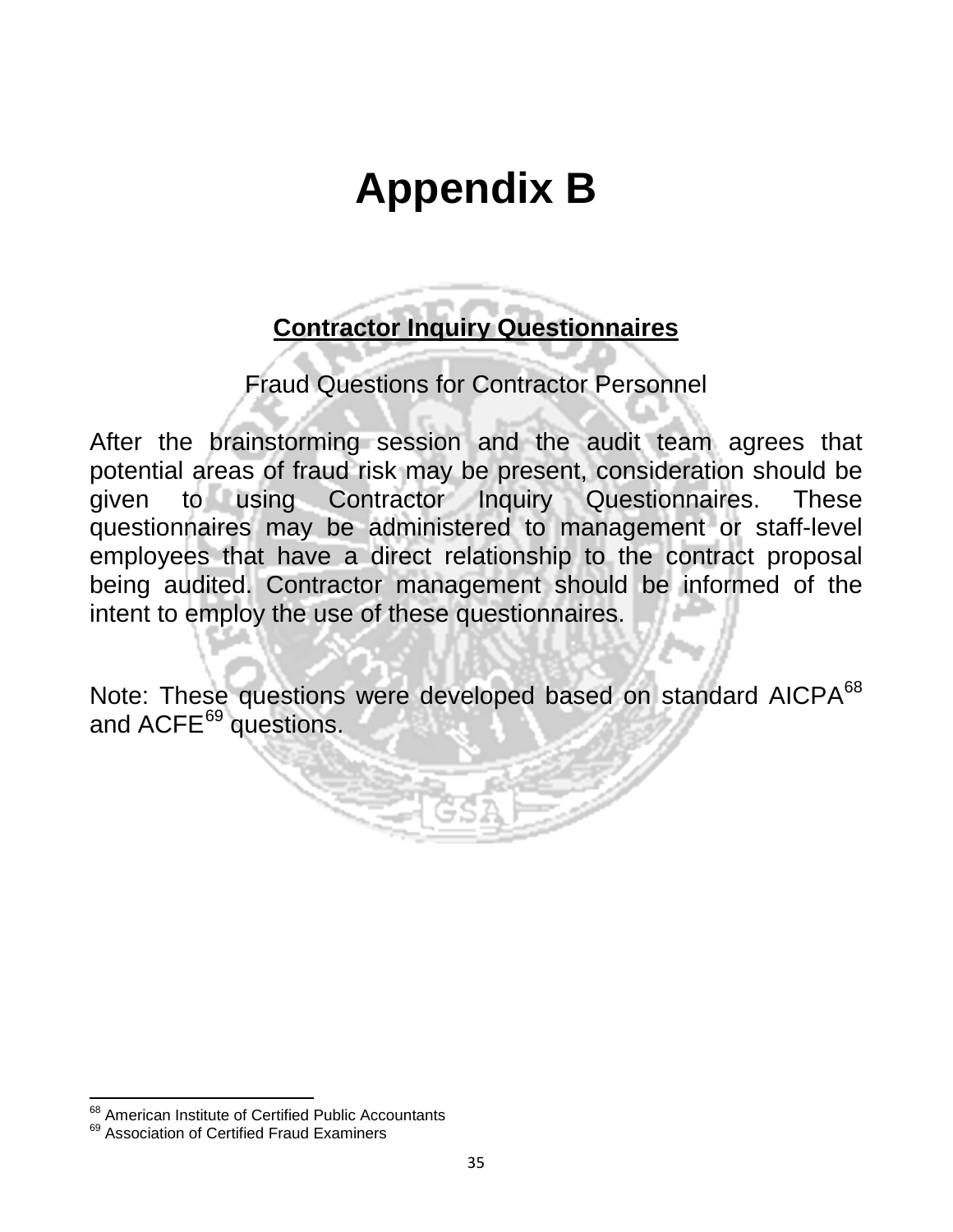# Appendix B

**Contractor Inquiry Questionnaires**

Fraud Questions for Contractor Personnel

After the brainstorming session and the audit team agrees that potential areas of fraud risk may be present, consideration should be given to using Contractor Inquiry Questionnaires. These questionnaires may be administered to management or staff-level employees that have a direct relationship to the contract proposal being audited. Contractor management should be informed of the intent to employ the use of these questionnaires.

Note: These questions were developed based on standard AICPA[68] and ACFE[69] questions.

---

[68] American Institute of Certified Public Accountants

[69] Association of Certified Fraud Examiners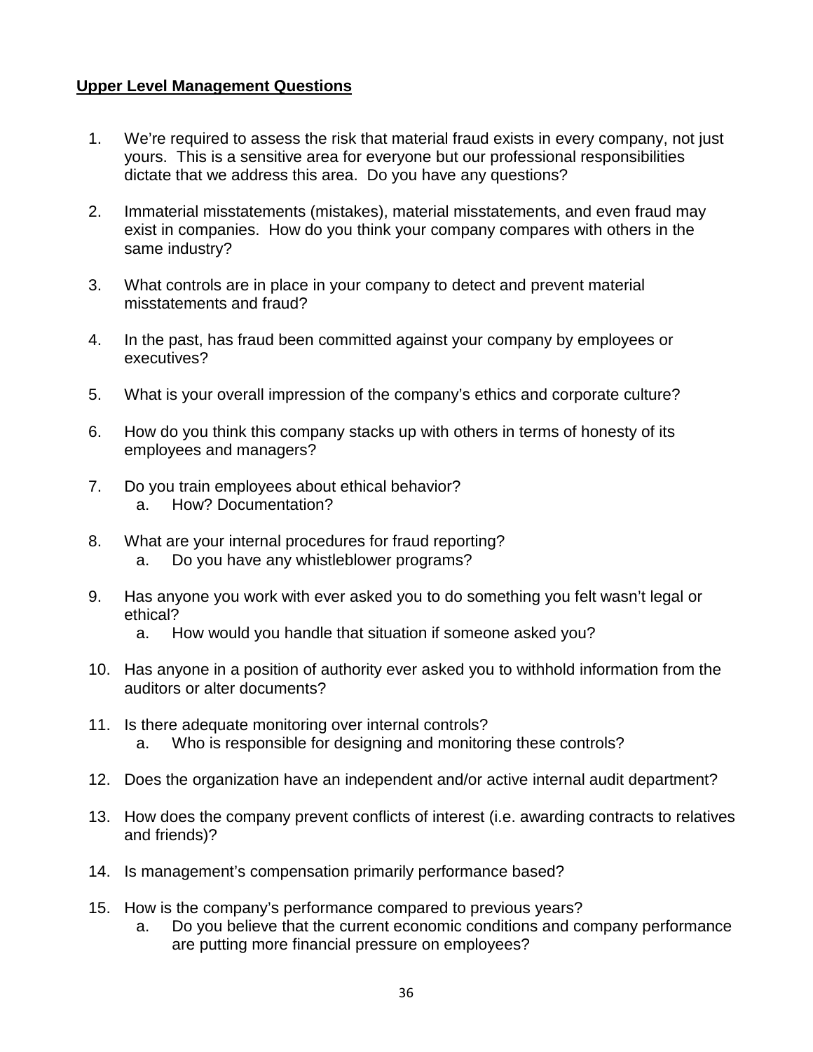**Upper Level Management Questions**

1. We're required to assess the risk that material fraud exists in every company, not just yours. This is a sensitive area for everyone but our professional responsibilities dictate that we address this area. Do you have any questions?

2. Immaterial misstatements (mistakes), material misstatements, and even fraud may exist in companies. How do you think your company compares with others in the same industry?

3. What controls are in place in your company to detect and prevent material misstatements and fraud?

4. In the past, has fraud been committed against your company by employees or executives?

5. What is your overall impression of the company's ethics and corporate culture?

6. How do you think this company stacks up with others in terms of honesty of its employees and managers?

7. Do you train employees about ethical behavior?
   a. How? Documentation?

8. What are your internal procedures for fraud reporting?
   a. Do you have any whistleblower programs?

9. Has anyone you work with ever asked you to do something you felt wasn't legal or ethical?
   a. How would you handle that situation if someone asked you?

10. Has anyone in a position of authority ever asked you to withhold information from the auditors or alter documents?

11. Is there adequate monitoring over internal controls?
    a. Who is responsible for designing and monitoring these controls?

12. Does the organization have an independent and/or active internal audit department?

13. How does the company prevent conflicts of interest (i.e. awarding contracts to relatives and friends)?

14. Is management's compensation primarily performance based?

15. How is the company's performance compared to previous years?
    a. Do you believe that the current economic conditions and company performance are putting more financial pressure on employees?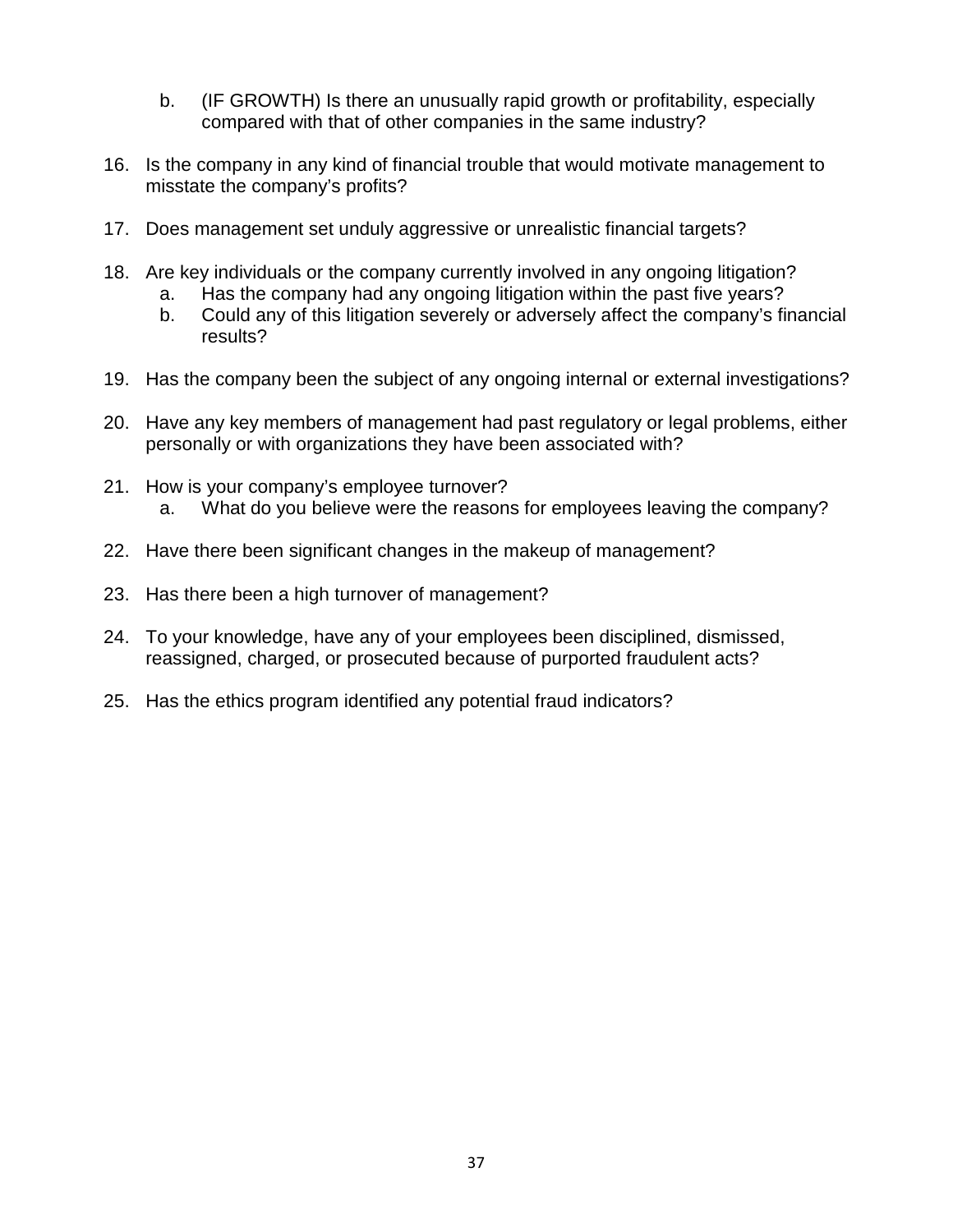b. (IF GROWTH) Is there an unusually rapid growth or profitability, especially compared with that of other companies in the same industry?

16. Is the company in any kind of financial trouble that would motivate management to misstate the company's profits?

17. Does management set unduly aggressive or unrealistic financial targets?

18. Are key individuals or the company currently involved in any ongoing litigation?
    a. Has the company had any ongoing litigation within the past five years?
    b. Could any of this litigation severely or adversely affect the company's financial results?

19. Has the company been the subject of any ongoing internal or external investigations?

20. Have any key members of management had past regulatory or legal problems, either personally or with organizations they have been associated with?

21. How is your company's employee turnover?
    a. What do you believe were the reasons for employees leaving the company?

22. Have there been significant changes in the makeup of management?

23. Has there been a high turnover of management?

24. To your knowledge, have any of your employees been disciplined, dismissed, reassigned, charged, or prosecuted because of purported fraudulent acts?

25. Has the ethics program identified any potential fraud indicators?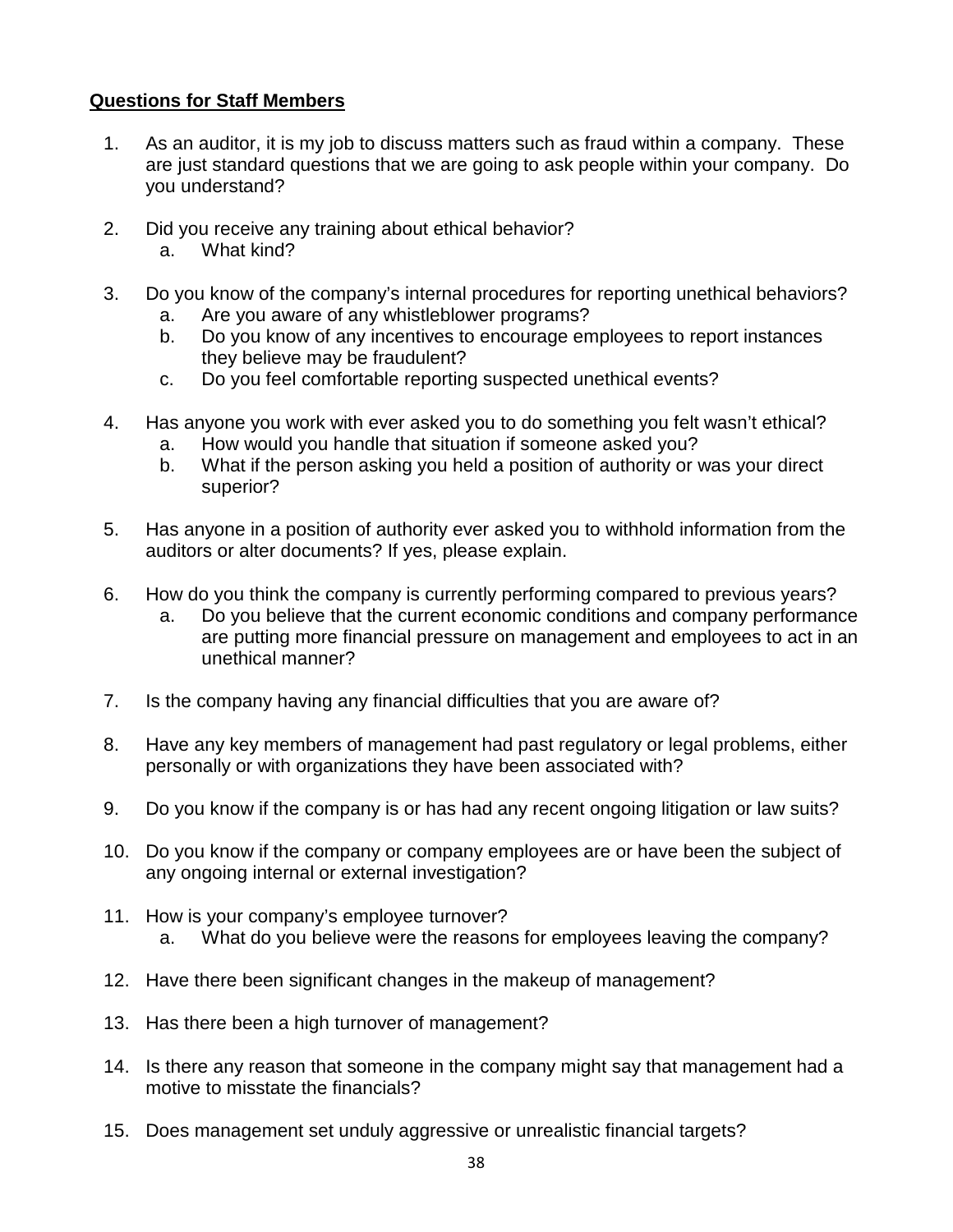**Questions for Staff Members**

1. As an auditor, it is my job to discuss matters such as fraud within a company. These are just standard questions that we are going to ask people within your company. Do you understand?

2. Did you receive any training about ethical behavior?
   a. What kind?

3. Do you know of the company's internal procedures for reporting unethical behaviors?
   a. Are you aware of any whistleblower programs?
   b. Do you know of any incentives to encourage employees to report instances they believe may be fraudulent?
   c. Do you feel comfortable reporting suspected unethical events?

4. Has anyone you work with ever asked you to do something you felt wasn't ethical?
   a. How would you handle that situation if someone asked you?
   b. What if the person asking you held a position of authority or was your direct superior?

5. Has anyone in a position of authority ever asked you to withhold information from the auditors or alter documents? If yes, please explain.

6. How do you think the company is currently performing compared to previous years?
   a. Do you believe that the current economic conditions and company performance are putting more financial pressure on management and employees to act in an unethical manner?

7. Is the company having any financial difficulties that you are aware of?

8. Have any key members of management had past regulatory or legal problems, either personally or with organizations they have been associated with?

9. Do you know if the company is or has had any recent ongoing litigation or law suits?

10. Do you know if the company or company employees are or have been the subject of any ongoing internal or external investigation?

11. How is your company's employee turnover?
    a. What do you believe were the reasons for employees leaving the company?

12. Have there been significant changes in the makeup of management?

13. Has there been a high turnover of management?

14. Is there any reason that someone in the company might say that management had a motive to misstate the financials?

15. Does management set unduly aggressive or unrealistic financial targets?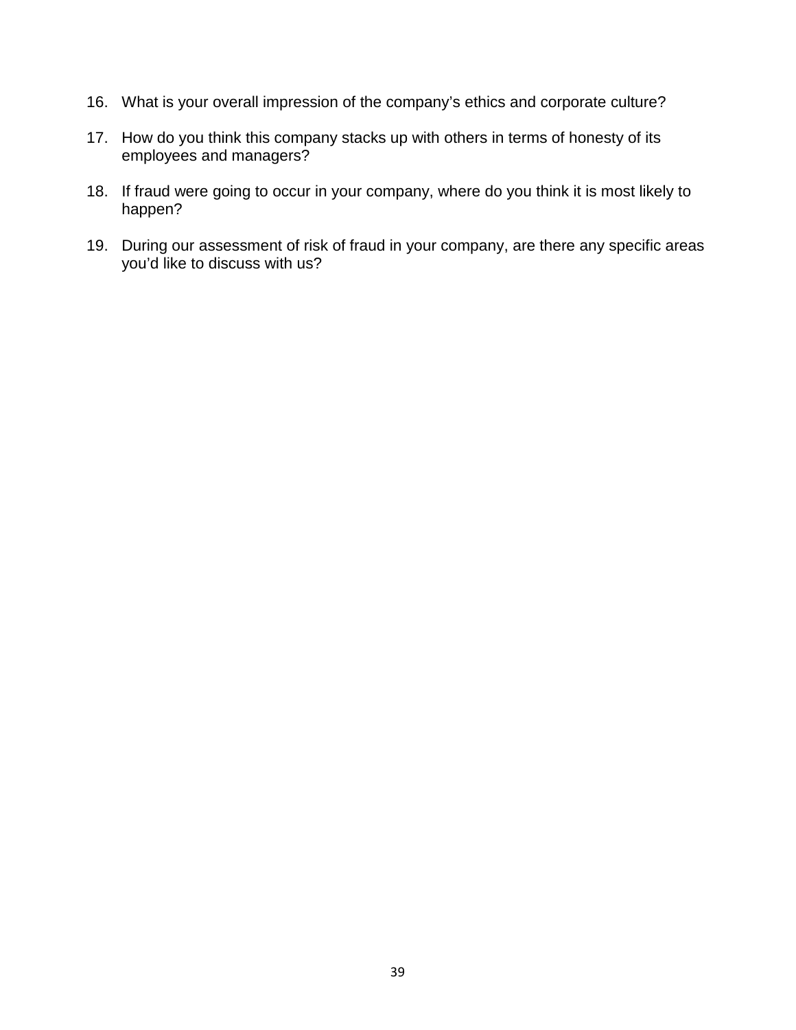16. What is your overall impression of the company's ethics and corporate culture?

17. How do you think this company stacks up with others in terms of honesty of its employees and managers?

18. If fraud were going to occur in your company, where do you think it is most likely to happen?

19. During our assessment of risk of fraud in your company, are there any specific areas you'd like to discuss with us?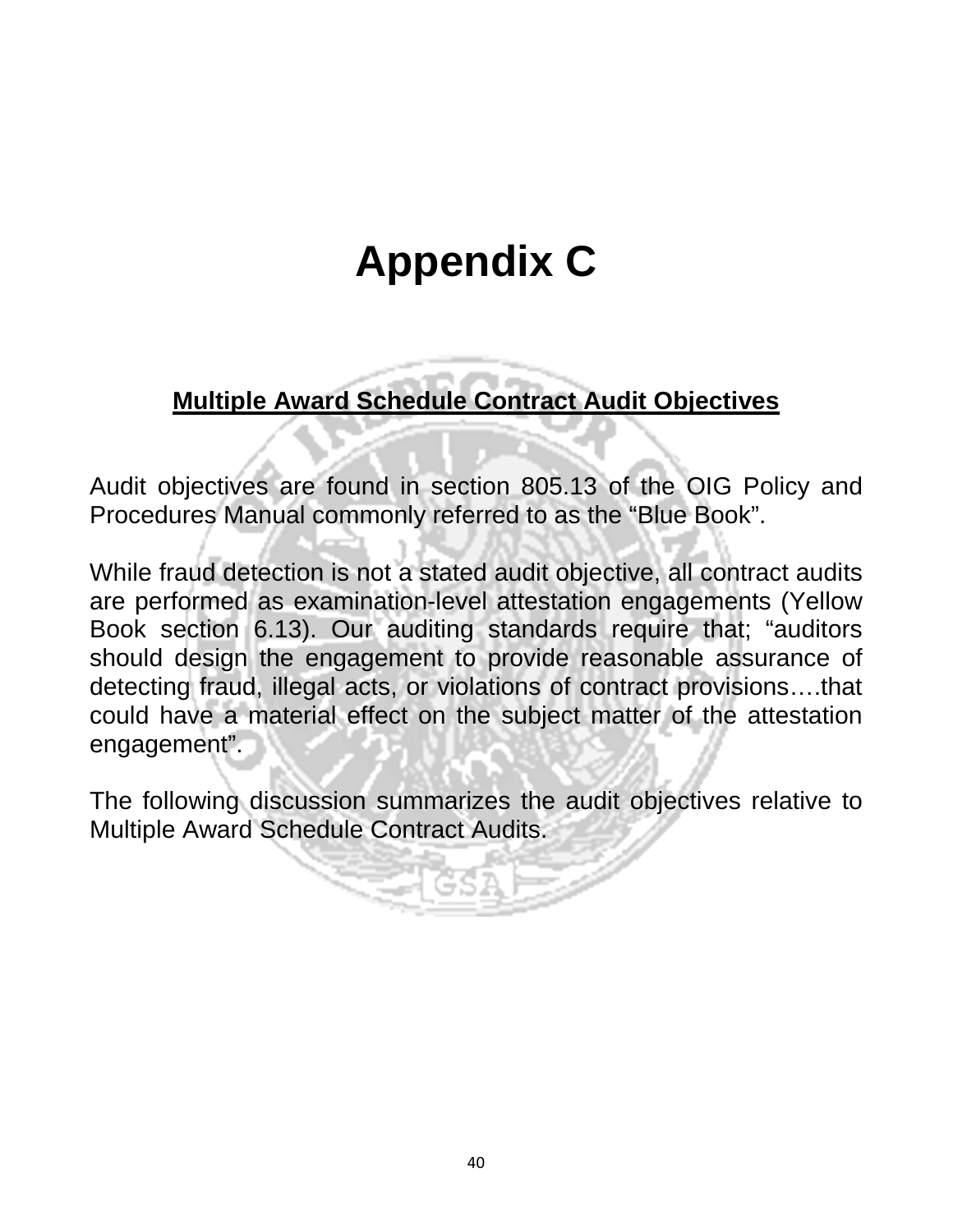# Appendix C

## Multiple Award Schedule Contract Audit Objectives

Audit objectives are found in section 805.13 of the OIG Policy and Procedures Manual commonly referred to as the “Blue Book”.

While fraud detection is not a stated audit objective, all contract audits are performed as examination-level attestation engagements (Yellow Book section 6.13). Our auditing standards require that; “auditors should design the engagement to provide reasonable assurance of detecting fraud, illegal acts, or violations of contract provisions….that could have a material effect on the subject matter of the attestation engagement”.

The following discussion summarizes the audit objectives relative to Multiple Award Schedule Contract Audits.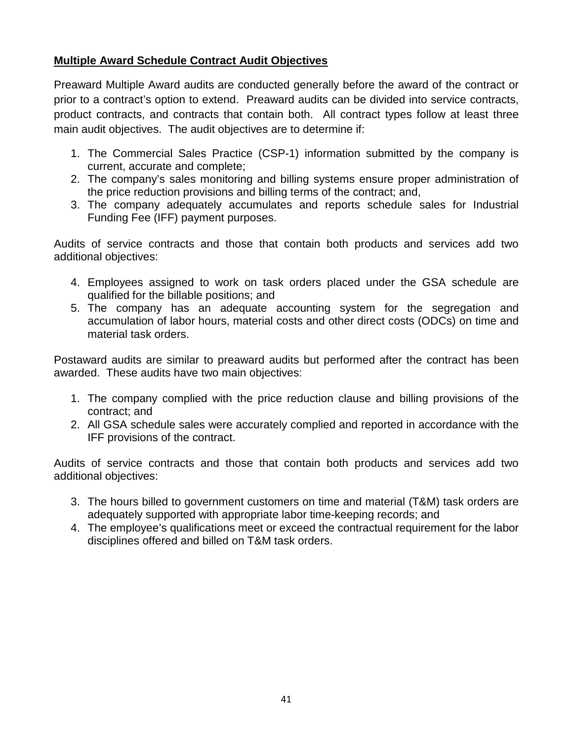**Multiple Award Schedule Contract Audit Objectives**

Preaward Multiple Award audits are conducted generally before the award of the contract or prior to a contract's option to extend. Preaward audits can be divided into service contracts, product contracts, and contracts that contain both. All contract types follow at least three main audit objectives. The audit objectives are to determine if:

1. The Commercial Sales Practice (CSP-1) information submitted by the company is current, accurate and complete;
2. The company's sales monitoring and billing systems ensure proper administration of the price reduction provisions and billing terms of the contract; and,
3. The company adequately accumulates and reports schedule sales for Industrial Funding Fee (IFF) payment purposes.

Audits of service contracts and those that contain both products and services add two additional objectives:

4. Employees assigned to work on task orders placed under the GSA schedule are qualified for the billable positions; and
5. The company has an adequate accounting system for the segregation and accumulation of labor hours, material costs and other direct costs (ODCs) on time and material task orders.

Postaward audits are similar to preaward audits but performed after the contract has been awarded. These audits have two main objectives:

1. The company complied with the price reduction clause and billing provisions of the contract; and
2. All GSA schedule sales were accurately complied and reported in accordance with the IFF provisions of the contract.

Audits of service contracts and those that contain both products and services add two additional objectives:

3. The hours billed to government customers on time and material (T&M) task orders are adequately supported with appropriate labor time-keeping records; and
4. The employee's qualifications meet or exceed the contractual requirement for the labor disciplines offered and billed on T&M task orders.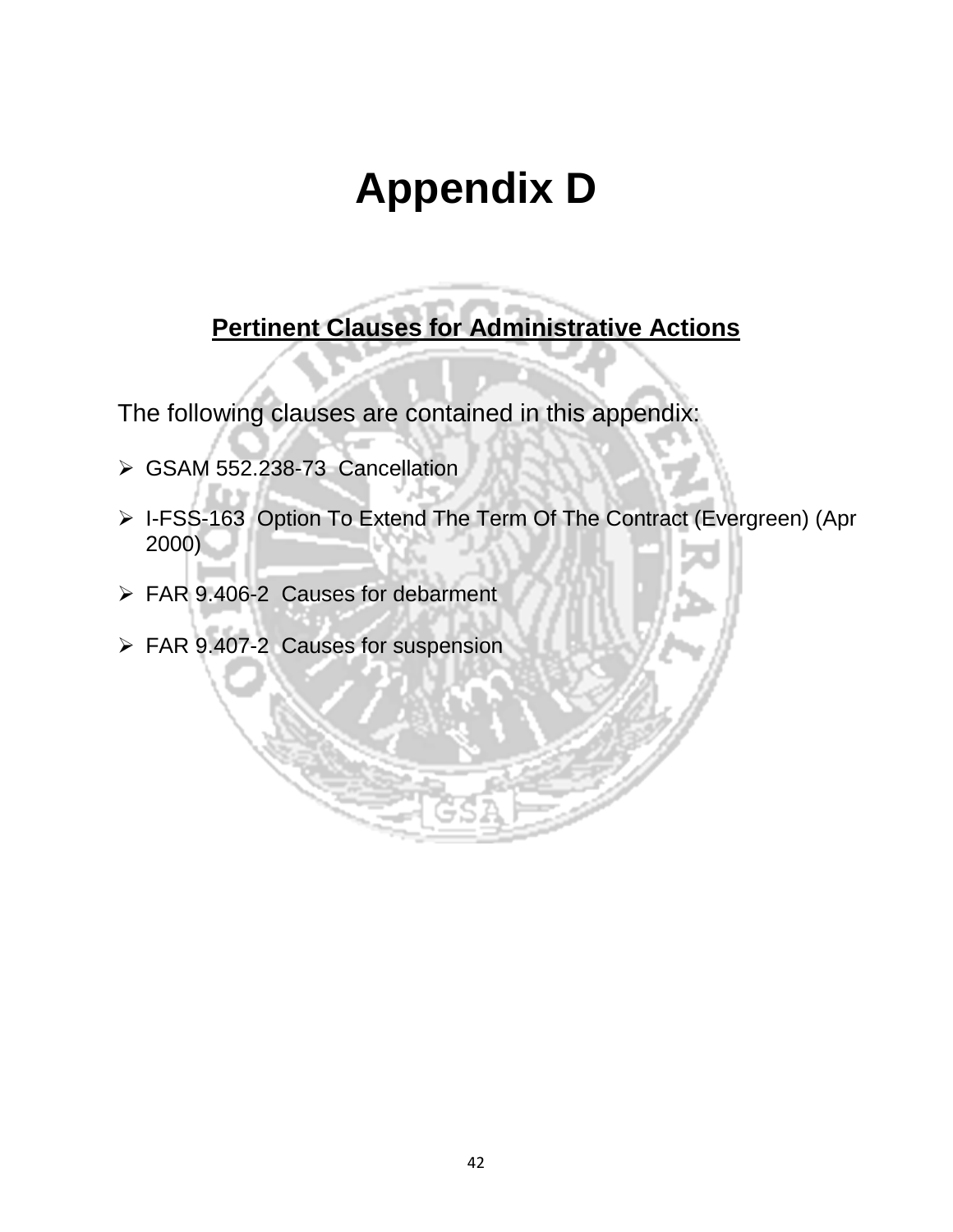# Appendix D

## Pertinent Clauses for Administrative Actions

The following clauses are contained in this appendix:

- GSAM 552.238-73  Cancellation
- I-FSS-163  Option To Extend The Term Of The Contract (Evergreen) (Apr 2000)
- FAR 9.406-2  Causes for debarment
- FAR 9.407-2  Causes for suspension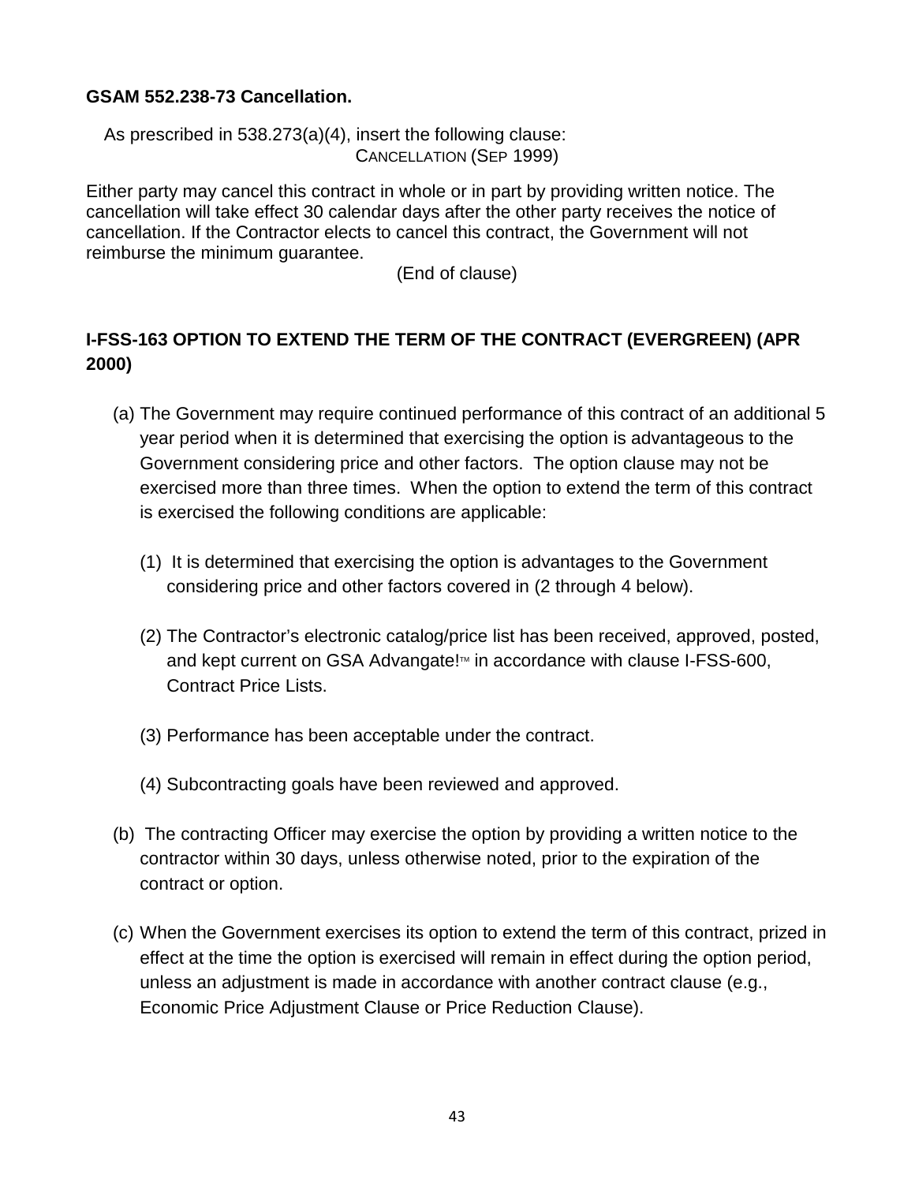**GSAM 552.238-73 Cancellation.**

As prescribed in 538.273(a)(4), insert the following clause:

CANCELLATION (SEP 1999)

Either party may cancel this contract in whole or in part by providing written notice. The cancellation will take effect 30 calendar days after the other party receives the notice of cancellation. If the Contractor elects to cancel this contract, the Government will not reimburse the minimum guarantee.

(End of clause)

**I-FSS-163 OPTION TO EXTEND THE TERM OF THE CONTRACT (EVERGREEN) (APR 2000)**

(a) The Government may require continued performance of this contract of an additional 5 year period when it is determined that exercising the option is advantageous to the Government considering price and other factors. The option clause may not be exercised more than three times. When the option to extend the term of this contract is exercised the following conditions are applicable:

(1) It is determined that exercising the option is advantages to the Government considering price and other factors covered in (2 through 4 below).

(2) The Contractor's electronic catalog/price list has been received, approved, posted, and kept current on GSA Advangate!™ in accordance with clause I-FSS-600, Contract Price Lists.

(3) Performance has been acceptable under the contract.

(4) Subcontracting goals have been reviewed and approved.

(b) The contracting Officer may exercise the option by providing a written notice to the contractor within 30 days, unless otherwise noted, prior to the expiration of the contract or option.

(c) When the Government exercises its option to extend the term of this contract, prized in effect at the time the option is exercised will remain in effect during the option period, unless an adjustment is made in accordance with another contract clause (e.g., Economic Price Adjustment Clause or Price Reduction Clause).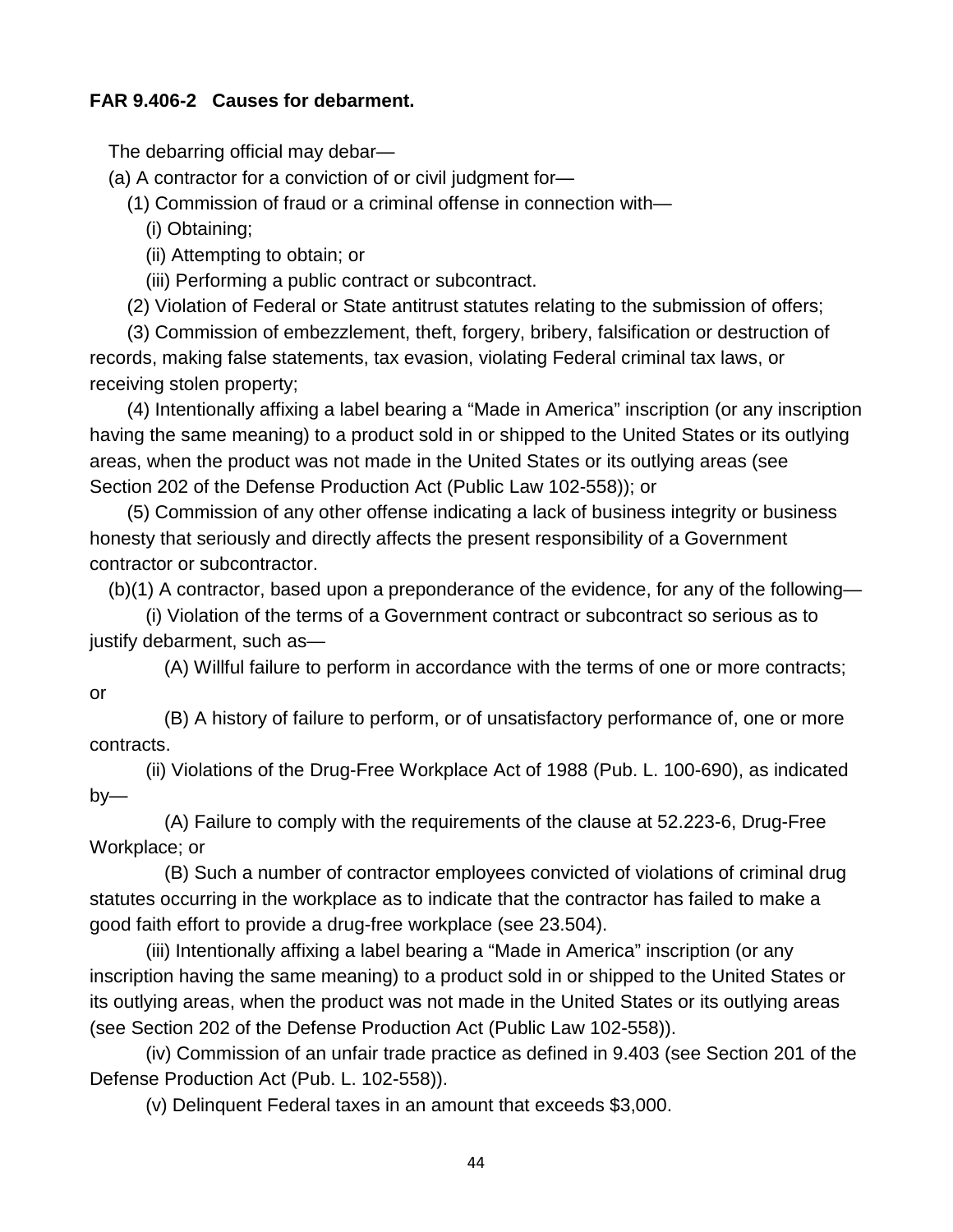**FAR 9.406-2 Causes for debarment.**

The debarring official may debar—

(a) A contractor for a conviction of or civil judgment for—

(1) Commission of fraud or a criminal offense in connection with—

(i) Obtaining;

(ii) Attempting to obtain; or

(iii) Performing a public contract or subcontract.

(2) Violation of Federal or State antitrust statutes relating to the submission of offers;

(3) Commission of embezzlement, theft, forgery, bribery, falsification or destruction of records, making false statements, tax evasion, violating Federal criminal tax laws, or receiving stolen property;

(4) Intentionally affixing a label bearing a "Made in America" inscription (or any inscription having the same meaning) to a product sold in or shipped to the United States or its outlying areas, when the product was not made in the United States or its outlying areas (see Section 202 of the Defense Production Act (Public Law 102-558)); or

(5) Commission of any other offense indicating a lack of business integrity or business honesty that seriously and directly affects the present responsibility of a Government contractor or subcontractor.

(b)(1) A contractor, based upon a preponderance of the evidence, for any of the following—

(i) Violation of the terms of a Government contract or subcontract so serious as to justify debarment, such as—

(A) Willful failure to perform in accordance with the terms of one or more contracts; or

(B) A history of failure to perform, or of unsatisfactory performance of, one or more contracts.

(ii) Violations of the Drug-Free Workplace Act of 1988 (Pub. L. 100-690), as indicated by—

(A) Failure to comply with the requirements of the clause at 52.223-6, Drug-Free Workplace; or

(B) Such a number of contractor employees convicted of violations of criminal drug statutes occurring in the workplace as to indicate that the contractor has failed to make a good faith effort to provide a drug-free workplace (see 23.504).

(iii) Intentionally affixing a label bearing a "Made in America" inscription (or any inscription having the same meaning) to a product sold in or shipped to the United States or its outlying areas, when the product was not made in the United States or its outlying areas (see Section 202 of the Defense Production Act (Public Law 102-558)).

(iv) Commission of an unfair trade practice as defined in 9.403 (see Section 201 of the Defense Production Act (Pub. L. 102-558)).

(v) Delinquent Federal taxes in an amount that exceeds $3,000.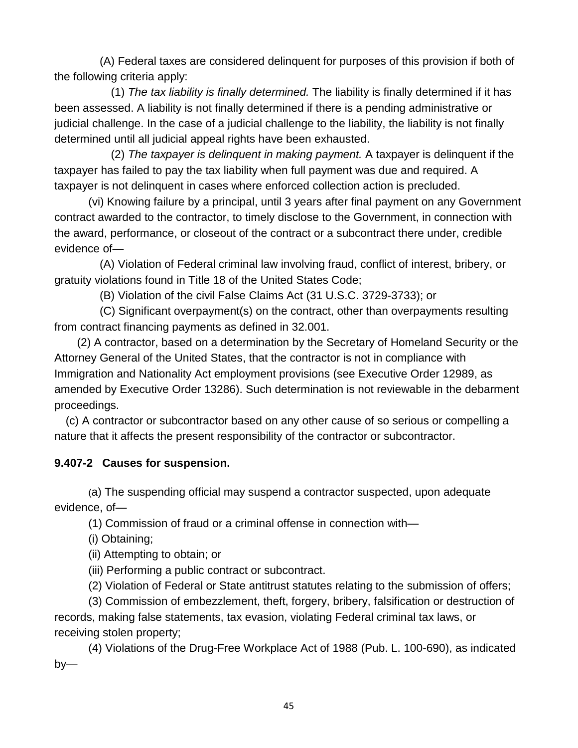(A) Federal taxes are considered delinquent for purposes of this provision if both of the following criteria apply:

(1) *The tax liability is finally determined.* The liability is finally determined if it has been assessed. A liability is not finally determined if there is a pending administrative or judicial challenge. In the case of a judicial challenge to the liability, the liability is not finally determined until all judicial appeal rights have been exhausted.

(2) *The taxpayer is delinquent in making payment.* A taxpayer is delinquent if the taxpayer has failed to pay the tax liability when full payment was due and required. A taxpayer is not delinquent in cases where enforced collection action is precluded.

(vi) Knowing failure by a principal, until 3 years after final payment on any Government contract awarded to the contractor, to timely disclose to the Government, in connection with the award, performance, or closeout of the contract or a subcontract there under, credible evidence of—

(A) Violation of Federal criminal law involving fraud, conflict of interest, bribery, or gratuity violations found in Title 18 of the United States Code;

(B) Violation of the civil False Claims Act (31 U.S.C. 3729-3733); or

(C) Significant overpayment(s) on the contract, other than overpayments resulting from contract financing payments as defined in 32.001.

(2) A contractor, based on a determination by the Secretary of Homeland Security or the Attorney General of the United States, that the contractor is not in compliance with Immigration and Nationality Act employment provisions (see Executive Order 12989, as amended by Executive Order 13286). Such determination is not reviewable in the debarment proceedings.

(c) A contractor or subcontractor based on any other cause of so serious or compelling a nature that it affects the present responsibility of the contractor or subcontractor.

**9.407-2 Causes for suspension.**

(a) The suspending official may suspend a contractor suspected, upon adequate evidence, of—

(1) Commission of fraud or a criminal offense in connection with—

(i) Obtaining;

(ii) Attempting to obtain; or

(iii) Performing a public contract or subcontract.

(2) Violation of Federal or State antitrust statutes relating to the submission of offers;

(3) Commission of embezzlement, theft, forgery, bribery, falsification or destruction of records, making false statements, tax evasion, violating Federal criminal tax laws, or receiving stolen property;

(4) Violations of the Drug-Free Workplace Act of 1988 (Pub. L. 100-690), as indicated by—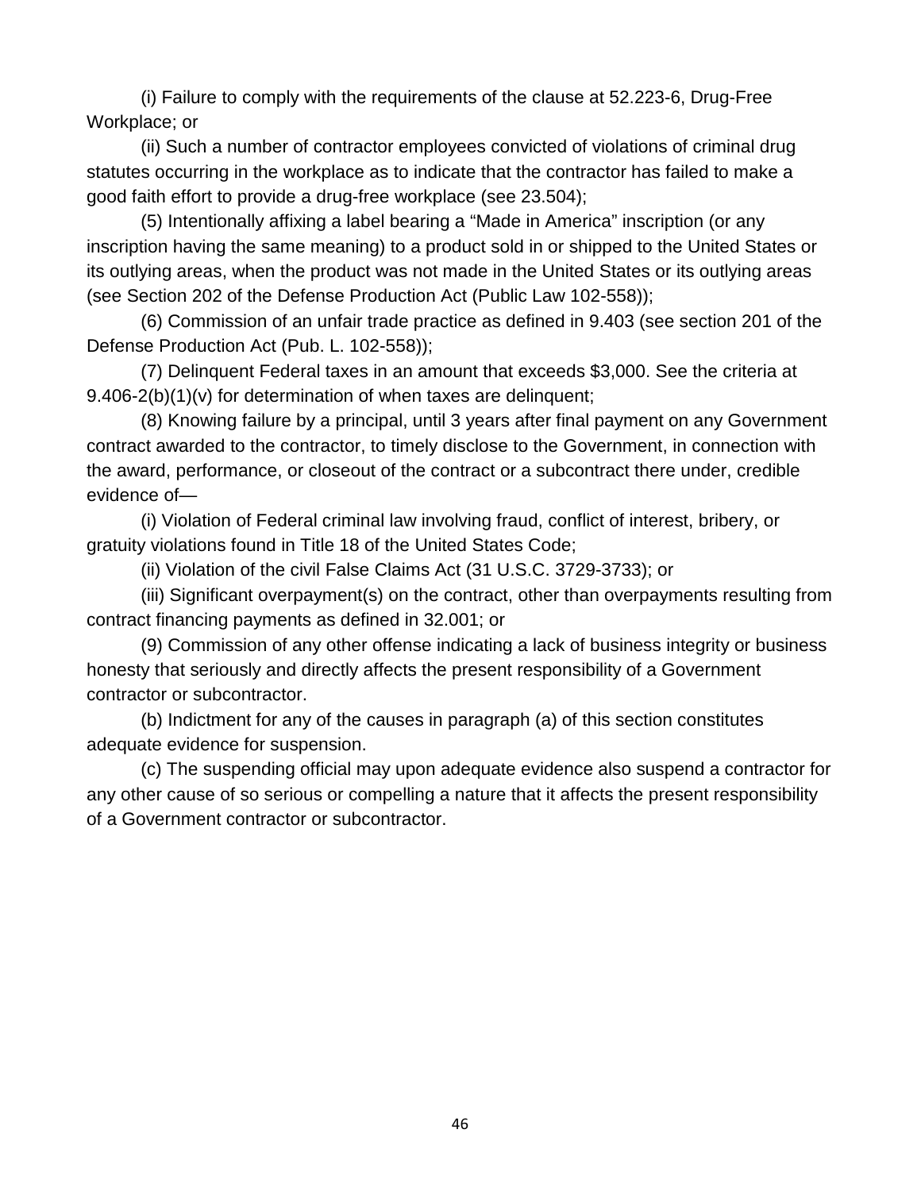(i) Failure to comply with the requirements of the clause at 52.223-6, Drug-Free Workplace; or

(ii) Such a number of contractor employees convicted of violations of criminal drug statutes occurring in the workplace as to indicate that the contractor has failed to make a good faith effort to provide a drug-free workplace (see 23.504);

(5) Intentionally affixing a label bearing a "Made in America" inscription (or any inscription having the same meaning) to a product sold in or shipped to the United States or its outlying areas, when the product was not made in the United States or its outlying areas (see Section 202 of the Defense Production Act (Public Law 102-558));

(6) Commission of an unfair trade practice as defined in 9.403 (see section 201 of the Defense Production Act (Pub. L. 102-558));

(7) Delinquent Federal taxes in an amount that exceeds $3,000. See the criteria at 9.406-2(b)(1)(v) for determination of when taxes are delinquent;

(8) Knowing failure by a principal, until 3 years after final payment on any Government contract awarded to the contractor, to timely disclose to the Government, in connection with the award, performance, or closeout of the contract or a subcontract there under, credible evidence of—

(i) Violation of Federal criminal law involving fraud, conflict of interest, bribery, or gratuity violations found in Title 18 of the United States Code;

(ii) Violation of the civil False Claims Act (31 U.S.C. 3729-3733); or

(iii) Significant overpayment(s) on the contract, other than overpayments resulting from contract financing payments as defined in 32.001; or

(9) Commission of any other offense indicating a lack of business integrity or business honesty that seriously and directly affects the present responsibility of a Government contractor or subcontractor.

(b) Indictment for any of the causes in paragraph (a) of this section constitutes adequate evidence for suspension.

(c) The suspending official may upon adequate evidence also suspend a contractor for any other cause of so serious or compelling a nature that it affects the present responsibility of a Government contractor or subcontractor.